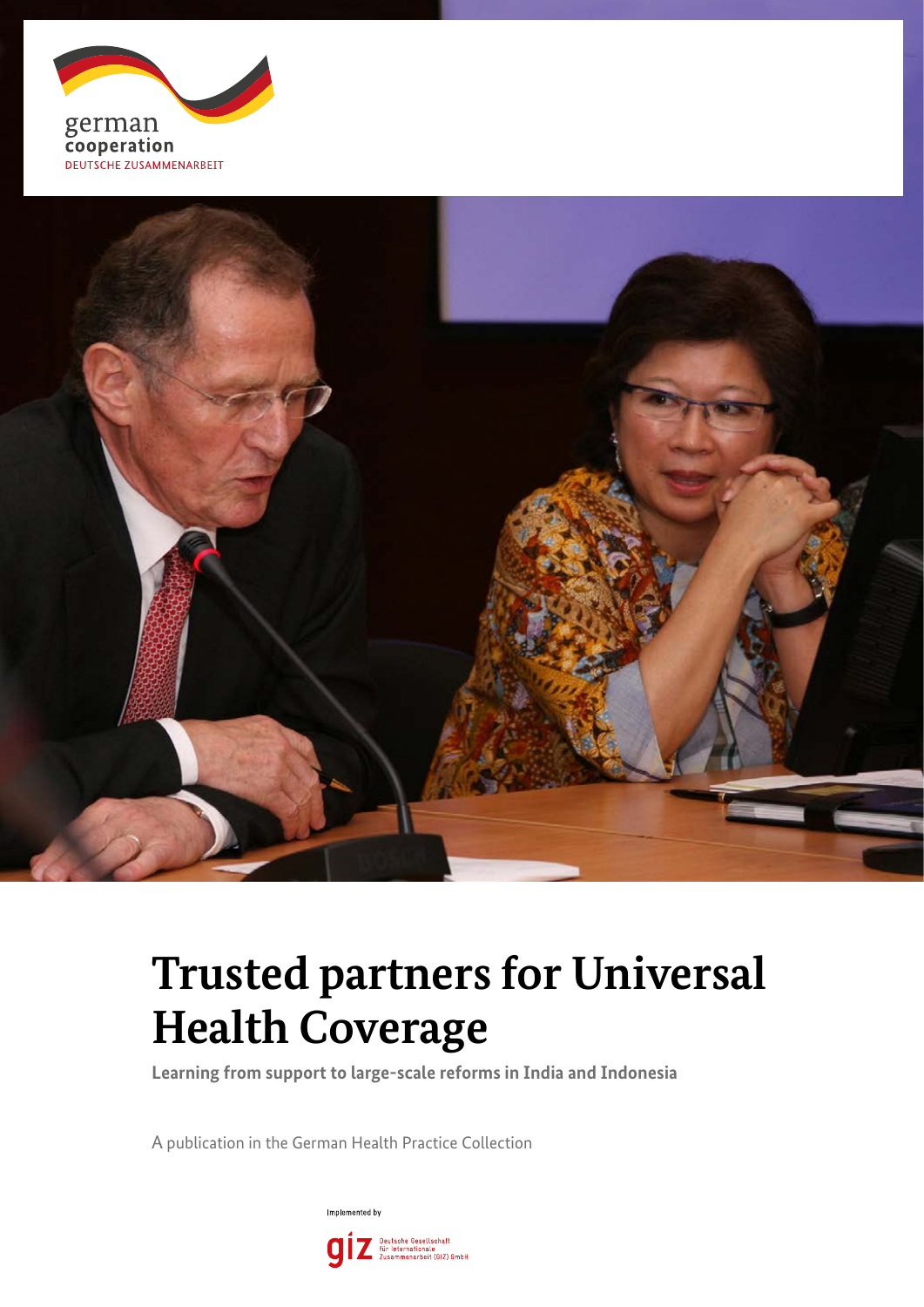german
cooperation
DEUTSCHE ZUSAMMENARBEIT

# Trusted partners for Universal Health Coverage

**Learning from support to large-scale reforms in India and Indonesia**

A publication in the German Health Practice Collection

Implemented by

giz Deutsche Gesellschaft für Internationale Zusammenarbeit (GIZ) GmbH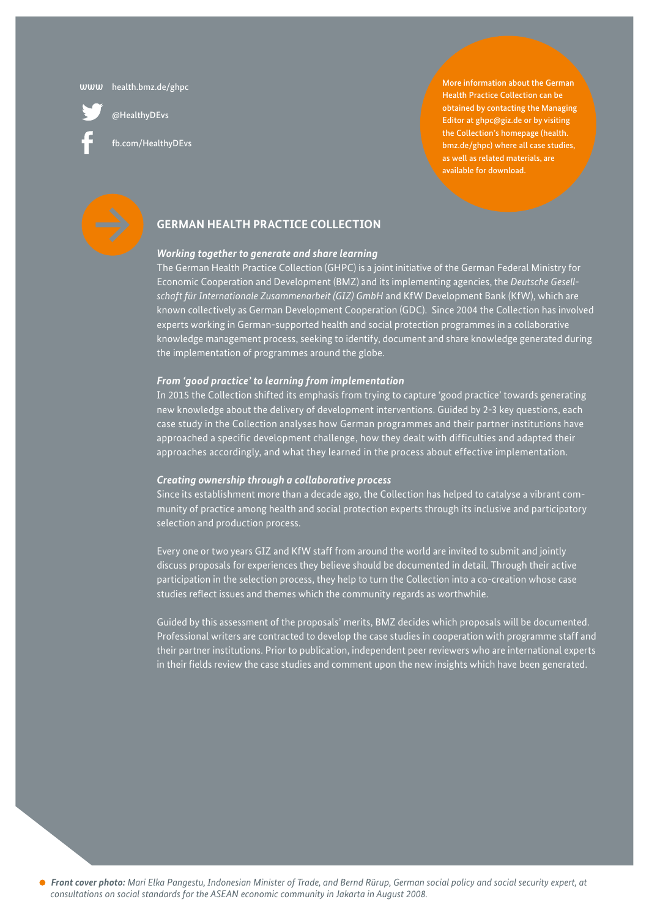www health.bmz.de/ghpc

@HealthyDEvs

fb.com/HealthyDEvs

More information about the German Health Practice Collection can be obtained by contacting the Managing Editor at ghpc@giz.de or by visiting the Collection's homepage (health.bmz.de/ghpc) where all case studies, as well as related materials, are available for download.

## GERMAN HEALTH PRACTICE COLLECTION

***Working together to generate and share learning***

The German Health Practice Collection (GHPC) is a joint initiative of the German Federal Ministry for Economic Cooperation and Development (BMZ) and its implementing agencies, the *Deutsche Gesellschaft für Internationale Zusammenarbeit (GIZ) GmbH* and KfW Development Bank (KfW), which are known collectively as German Development Cooperation (GDC). Since 2004 the Collection has involved experts working in German-supported health and social protection programmes in a collaborative knowledge management process, seeking to identify, document and share knowledge generated during the implementation of programmes around the globe.

***From 'good practice' to learning from implementation***

In 2015 the Collection shifted its emphasis from trying to capture 'good practice' towards generating new knowledge about the delivery of development interventions. Guided by 2-3 key questions, each case study in the Collection analyses how German programmes and their partner institutions have approached a specific development challenge, how they dealt with difficulties and adapted their approaches accordingly, and what they learned in the process about effective implementation.

***Creating ownership through a collaborative process***

Since its establishment more than a decade ago, the Collection has helped to catalyse a vibrant community of practice among health and social protection experts through its inclusive and participatory selection and production process.

Every one or two years GIZ and KfW staff from around the world are invited to submit and jointly discuss proposals for experiences they believe should be documented in detail. Through their active participation in the selection process, they help to turn the Collection into a co-creation whose case studies reflect issues and themes which the community regards as worthwhile.

Guided by this assessment of the proposals' merits, BMZ decides which proposals will be documented. Professional writers are contracted to develop the case studies in cooperation with programme staff and their partner institutions. Prior to publication, independent peer reviewers who are international experts in their fields review the case studies and comment upon the new insights which have been generated.

***Front cover photo:*** *Mari Elka Pangestu, Indonesian Minister of Trade, and Bernd Rürup, German social policy and social security expert, at consultations on social standards for the ASEAN economic community in Jakarta in August 2008.*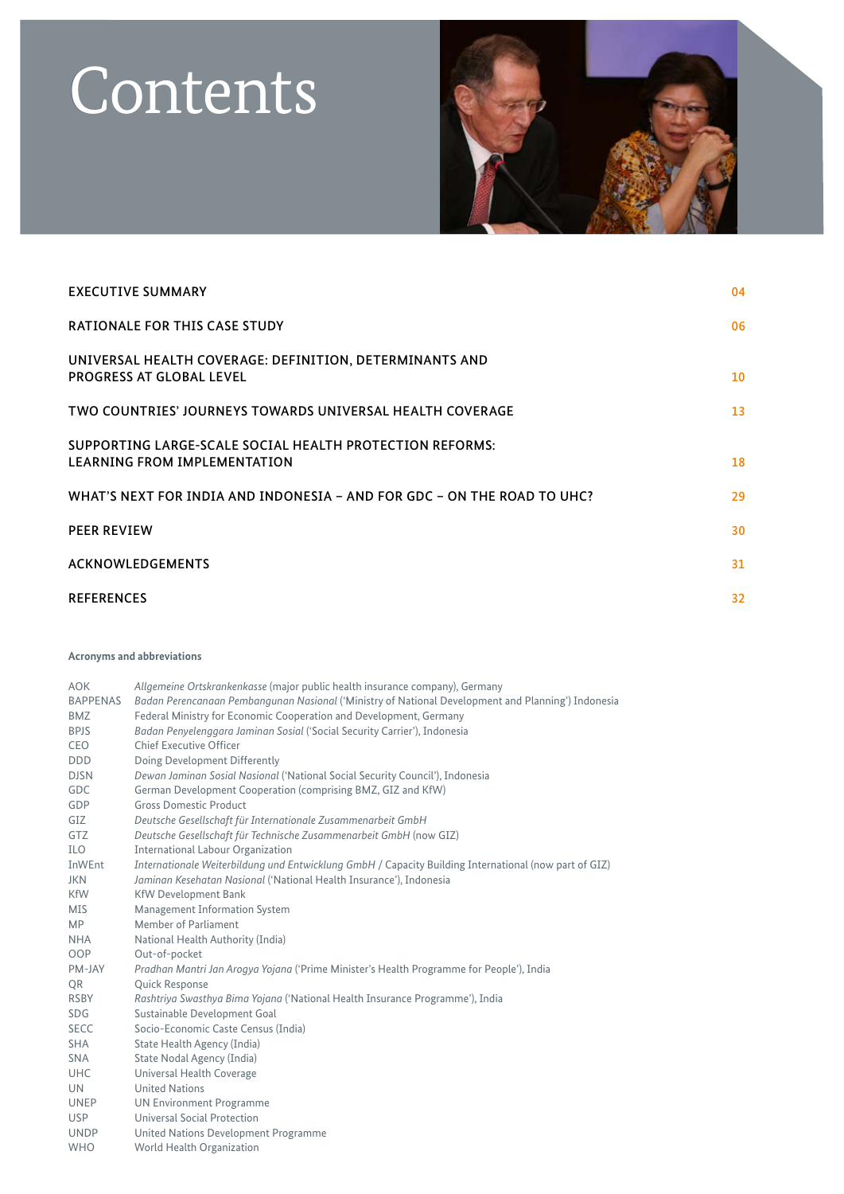# Contents

| | |
|---|---|
| EXECUTIVE SUMMARY | 04 |
| RATIONALE FOR THIS CASE STUDY | 06 |
| UNIVERSAL HEALTH COVERAGE: DEFINITION, DETERMINANTS AND PROGRESS AT GLOBAL LEVEL | 10 |
| TWO COUNTRIES' JOURNEYS TOWARDS UNIVERSAL HEALTH COVERAGE | 13 |
| SUPPORTING LARGE-SCALE SOCIAL HEALTH PROTECTION REFORMS: LEARNING FROM IMPLEMENTATION | 18 |
| WHAT'S NEXT FOR INDIA AND INDONESIA – AND FOR GDC – ON THE ROAD TO UHC? | 29 |
| PEER REVIEW | 30 |
| ACKNOWLEDGEMENTS | 31 |
| REFERENCES | 32 |

**Acronyms and abbreviations**

| | |
|---|---|
| AOK | *Allgemeine Ortskrankenkasse* (major public health insurance company), Germany |
| BAPPENAS | *Badan Perencanaan Pembangunan Nasional* ('Ministry of National Development and Planning') Indonesia |
| BMZ | Federal Ministry for Economic Cooperation and Development, Germany |
| BPJS | *Badan Penyelenggara Jaminan Sosial* ('Social Security Carrier'), Indonesia |
| CEO | Chief Executive Officer |
| DDD | Doing Development Differently |
| DJSN | *Dewan Jaminan Sosial Nasional* ('National Social Security Council'), Indonesia |
| GDC | German Development Cooperation (comprising BMZ, GIZ and KfW) |
| GDP | Gross Domestic Product |
| GIZ | *Deutsche Gesellschaft für Internationale Zusammenarbeit GmbH* |
| GTZ | *Deutsche Gesellschaft für Technische Zusammenarbeit GmbH* (now GIZ) |
| ILO | International Labour Organization |
| InWEnt | *Internationale Weiterbildung und Entwicklung GmbH* / Capacity Building International (now part of GIZ) |
| JKN | *Jaminan Kesehatan Nasional* ('National Health Insurance'), Indonesia |
| KfW | KfW Development Bank |
| MIS | Management Information System |
| MP | Member of Parliament |
| NHA | National Health Authority (India) |
| OOP | Out-of-pocket |
| PM-JAY | *Pradhan Mantri Jan Arogya Yojana* ('Prime Minister's Health Programme for People'), India |
| QR | Quick Response |
| RSBY | *Rashtriya Swasthya Bima Yojana* ('National Health Insurance Programme'), India |
| SDG | Sustainable Development Goal |
| SECC | Socio-Economic Caste Census (India) |
| SHA | State Health Agency (India) |
| SNA | State Nodal Agency (India) |
| UHC | Universal Health Coverage |
| UN | United Nations |
| UNEP | UN Environment Programme |
| USP | Universal Social Protection |
| UNDP | United Nations Development Programme |
| WHO | World Health Organization |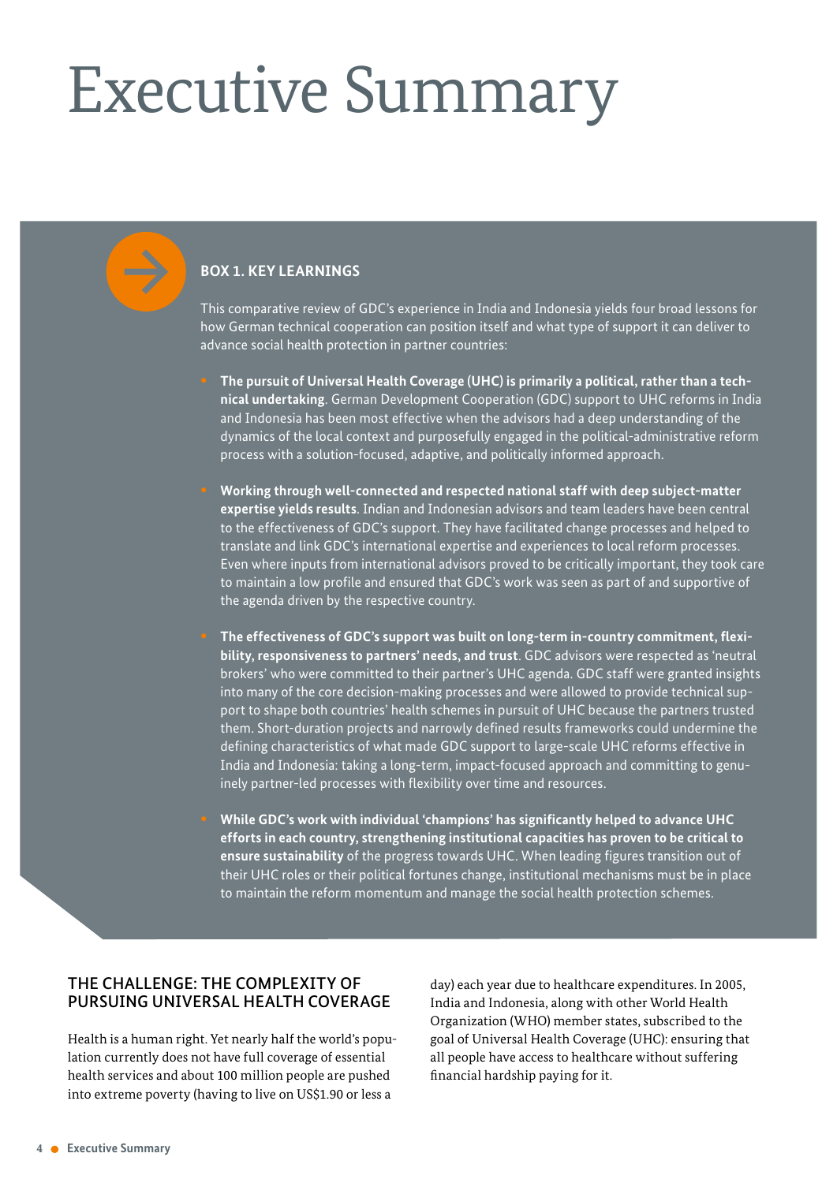# Executive Summary

### BOX 1. KEY LEARNINGS

This comparative review of GDC's experience in India and Indonesia yields four broad lessons for how German technical cooperation can position itself and what type of support it can deliver to advance social health protection in partner countries:

- **The pursuit of Universal Health Coverage (UHC) is primarily a political, rather than a technical undertaking**. German Development Cooperation (GDC) support to UHC reforms in India and Indonesia has been most effective when the advisors had a deep understanding of the dynamics of the local context and purposefully engaged in the political-administrative reform process with a solution-focused, adaptive, and politically informed approach.

- **Working through well-connected and respected national staff with deep subject-matter expertise yields results**. Indian and Indonesian advisors and team leaders have been central to the effectiveness of GDC's support. They have facilitated change processes and helped to translate and link GDC's international expertise and experiences to local reform processes. Even where inputs from international advisors proved to be critically important, they took care to maintain a low profile and ensured that GDC's work was seen as part of and supportive of the agenda driven by the respective country.

- **The effectiveness of GDC's support was built on long-term in-country commitment, flexibility, responsiveness to partners' needs, and trust**. GDC advisors were respected as 'neutral brokers' who were committed to their partner's UHC agenda. GDC staff were granted insights into many of the core decision-making processes and were allowed to provide technical support to shape both countries' health schemes in pursuit of UHC because the partners trusted them. Short-duration projects and narrowly defined results frameworks could undermine the defining characteristics of what made GDC support to large-scale UHC reforms effective in India and Indonesia: taking a long-term, impact-focused approach and committing to genuinely partner-led processes with flexibility over time and resources.

- **While GDC's work with individual 'champions' has significantly helped to advance UHC efforts in each country, strengthening institutional capacities has proven to be critical to ensure sustainability** of the progress towards UHC. When leading figures transition out of their UHC roles or their political fortunes change, institutional mechanisms must be in place to maintain the reform momentum and manage the social health protection schemes.

## THE CHALLENGE: THE COMPLEXITY OF PURSUING UNIVERSAL HEALTH COVERAGE

Health is a human right. Yet nearly half the world's population currently does not have full coverage of essential health services and about 100 million people are pushed into extreme poverty (having to live on US$1.90 or less a day) each year due to healthcare expenditures. In 2005, India and Indonesia, along with other World Health Organization (WHO) member states, subscribed to the goal of Universal Health Coverage (UHC): ensuring that all people have access to healthcare without suffering financial hardship paying for it.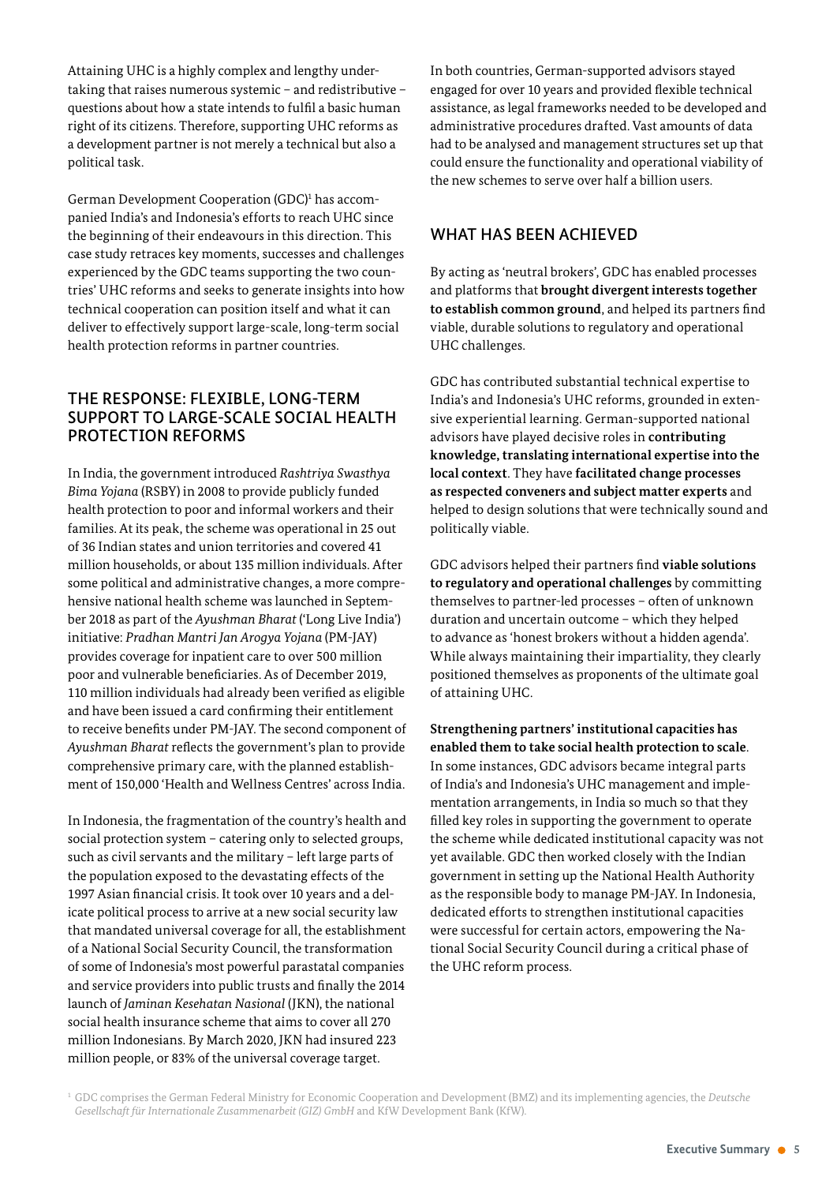Attaining UHC is a highly complex and lengthy undertaking that raises numerous systemic – and redistributive – questions about how a state intends to fulfil a basic human right of its citizens. Therefore, supporting UHC reforms as a development partner is not merely a technical but also a political task.

German Development Cooperation (GDC)[1] has accompanied India's and Indonesia's efforts to reach UHC since the beginning of their endeavours in this direction. This case study retraces key moments, successes and challenges experienced by the GDC teams supporting the two countries' UHC reforms and seeks to generate insights into how technical cooperation can position itself and what it can deliver to effectively support large-scale, long-term social health protection reforms in partner countries.

## THE RESPONSE: FLEXIBLE, LONG-TERM SUPPORT TO LARGE-SCALE SOCIAL HEALTH PROTECTION REFORMS

In India, the government introduced *Rashtriya Swasthya Bima Yojana* (RSBY) in 2008 to provide publicly funded health protection to poor and informal workers and their families. At its peak, the scheme was operational in 25 out of 36 Indian states and union territories and covered 41 million households, or about 135 million individuals. After some political and administrative changes, a more comprehensive national health scheme was launched in September 2018 as part of the *Ayushman Bharat* ('Long Live India') initiative: *Pradhan Mantri Jan Arogya Yojana* (PM-JAY) provides coverage for inpatient care to over 500 million poor and vulnerable beneficiaries. As of December 2019, 110 million individuals had already been verified as eligible and have been issued a card confirming their entitlement to receive benefits under PM-JAY. The second component of *Ayushman Bharat* reflects the government's plan to provide comprehensive primary care, with the planned establishment of 150,000 'Health and Wellness Centres' across India.

In Indonesia, the fragmentation of the country's health and social protection system – catering only to selected groups, such as civil servants and the military – left large parts of the population exposed to the devastating effects of the 1997 Asian financial crisis. It took over 10 years and a delicate political process to arrive at a new social security law that mandated universal coverage for all, the establishment of a National Social Security Council, the transformation of some of Indonesia's most powerful parastatal companies and service providers into public trusts and finally the 2014 launch of *Jaminan Kesehatan Nasional* (JKN), the national social health insurance scheme that aims to cover all 270 million Indonesians. By March 2020, JKN had insured 223 million people, or 83% of the universal coverage target.

In both countries, German-supported advisors stayed engaged for over 10 years and provided flexible technical assistance, as legal frameworks needed to be developed and administrative procedures drafted. Vast amounts of data had to be analysed and management structures set up that could ensure the functionality and operational viability of the new schemes to serve over half a billion users.

## WHAT HAS BEEN ACHIEVED

By acting as 'neutral brokers', GDC has enabled processes and platforms that **brought divergent interests together to establish common ground**, and helped its partners find viable, durable solutions to regulatory and operational UHC challenges.

GDC has contributed substantial technical expertise to India's and Indonesia's UHC reforms, grounded in extensive experiential learning. German-supported national advisors have played decisive roles in **contributing knowledge, translating international expertise into the local context**. They have **facilitated change processes as respected conveners and subject matter experts** and helped to design solutions that were technically sound and politically viable.

GDC advisors helped their partners find **viable solutions to regulatory and operational challenges** by committing themselves to partner-led processes – often of unknown duration and uncertain outcome – which they helped to advance as 'honest brokers without a hidden agenda'. While always maintaining their impartiality, they clearly positioned themselves as proponents of the ultimate goal of attaining UHC.

**Strengthening partners' institutional capacities has enabled them to take social health protection to scale**. In some instances, GDC advisors became integral parts of India's and Indonesia's UHC management and implementation arrangements, in India so much so that they filled key roles in supporting the government to operate the scheme while dedicated institutional capacity was not yet available. GDC then worked closely with the Indian government in setting up the National Health Authority as the responsible body to manage PM-JAY. In Indonesia, dedicated efforts to strengthen institutional capacities were successful for certain actors, empowering the National Social Security Council during a critical phase of the UHC reform process.

[1] GDC comprises the German Federal Ministry for Economic Cooperation and Development (BMZ) and its implementing agencies, the *Deutsche Gesellschaft für Internationale Zusammenarbeit (GIZ) GmbH* and KfW Development Bank (KfW).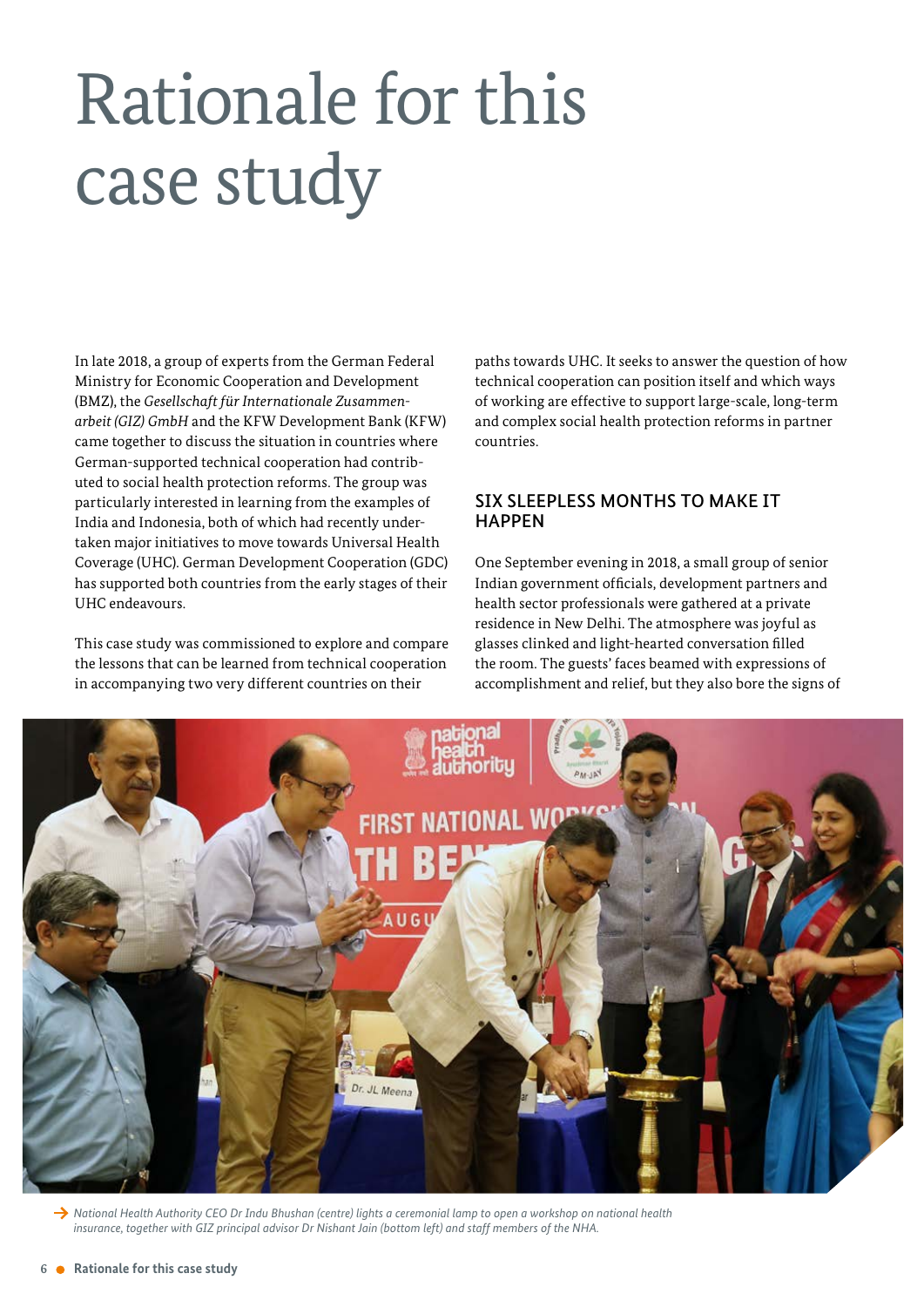# Rationale for this case study

In late 2018, a group of experts from the German Federal Ministry for Economic Cooperation and Development (BMZ), the *Gesellschaft für Internationale Zusammenarbeit (GIZ) GmbH* and the KFW Development Bank (KFW) came together to discuss the situation in countries where German-supported technical cooperation had contributed to social health protection reforms. The group was particularly interested in learning from the examples of India and Indonesia, both of which had recently undertaken major initiatives to move towards Universal Health Coverage (UHC). German Development Cooperation (GDC) has supported both countries from the early stages of their UHC endeavours.

This case study was commissioned to explore and compare the lessons that can be learned from technical cooperation in accompanying two very different countries on their paths towards UHC. It seeks to answer the question of how technical cooperation can position itself and which ways of working are effective to support large-scale, long-term and complex social health protection reforms in partner countries.

## SIX SLEEPLESS MONTHS TO MAKE IT HAPPEN

One September evening in 2018, a small group of senior Indian government officials, development partners and health sector professionals were gathered at a private residence in New Delhi. The atmosphere was joyful as glasses clinked and light-hearted conversation filled the room. The guests' faces beamed with expressions of accomplishment and relief, but they also bore the signs of

*National Health Authority CEO Dr Indu Bhushan (centre) lights a ceremonial lamp to open a workshop on national health insurance, together with GIZ principal advisor Dr Nishant Jain (bottom left) and staff members of the NHA.*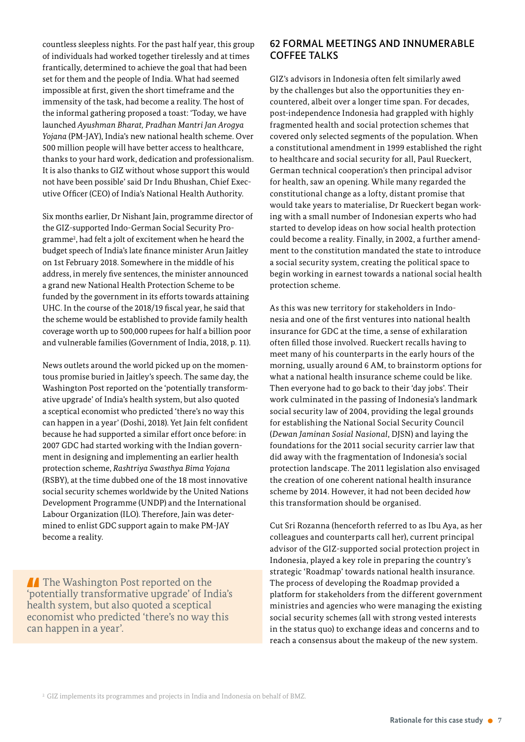countless sleepless nights. For the past half year, this group of individuals had worked together tirelessly and at times frantically, determined to achieve the goal that had been set for them and the people of India. What had seemed impossible at first, given the short timeframe and the immensity of the task, had become a reality. The host of the informal gathering proposed a toast: 'Today, we have launched *Ayushman Bharat, Pradhan Mantri Jan Arogya Yojana* (PM-JAY), India's new national health scheme. Over 500 million people will have better access to healthcare, thanks to your hard work, dedication and professionalism. It is also thanks to GIZ without whose support this would not have been possible' said Dr Indu Bhushan, Chief Executive Officer (CEO) of India's National Health Authority.

Six months earlier, Dr Nishant Jain, programme director of the GIZ-supported Indo-German Social Security Programme[2], had felt a jolt of excitement when he heard the budget speech of India's late finance minister Arun Jaitley on 1st February 2018. Somewhere in the middle of his address, in merely five sentences, the minister announced a grand new National Health Protection Scheme to be funded by the government in its efforts towards attaining UHC. In the course of the 2018/19 fiscal year, he said that the scheme would be established to provide family health coverage worth up to 500,000 rupees for half a billion poor and vulnerable families (Government of India, 2018, p. 11).

News outlets around the world picked up on the momentous promise buried in Jaitley's speech. The same day, the Washington Post reported on the 'potentially transformative upgrade' of India's health system, but also quoted a sceptical economist who predicted 'there's no way this can happen in a year' (Doshi, 2018). Yet Jain felt confident because he had supported a similar effort once before: in 2007 GDC had started working with the Indian government in designing and implementing an earlier health protection scheme, *Rashtriya Swasthya Bima Yojana* (RSBY), at the time dubbed one of the 18 most innovative social security schemes worldwide by the United Nations Development Programme (UNDP) and the International Labour Organization (ILO). Therefore, Jain was determined to enlist GDC support again to make PM-JAY become a reality.

> The Washington Post reported on the 'potentially transformative upgrade' of India's health system, but also quoted a sceptical economist who predicted 'there's no way this can happen in a year'.

## 62 FORMAL MEETINGS AND INNUMERABLE COFFEE TALKS

GIZ's advisors in Indonesia often felt similarly awed by the challenges but also the opportunities they encountered, albeit over a longer time span. For decades, post-independence Indonesia had grappled with highly fragmented health and social protection schemes that covered only selected segments of the population. When a constitutional amendment in 1999 established the right to healthcare and social security for all, Paul Rueckert, German technical cooperation's then principal advisor for health, saw an opening. While many regarded the constitutional change as a lofty, distant promise that would take years to materialise, Dr Rueckert began working with a small number of Indonesian experts who had started to develop ideas on how social health protection could become a reality. Finally, in 2002, a further amendment to the constitution mandated the state to introduce a social security system, creating the political space to begin working in earnest towards a national social health protection scheme.

As this was new territory for stakeholders in Indonesia and one of the first ventures into national health insurance for GDC at the time, a sense of exhilaration often filled those involved. Rueckert recalls having to meet many of his counterparts in the early hours of the morning, usually around 6 AM, to brainstorm options for what a national health insurance scheme could be like. Then everyone had to go back to their 'day jobs'. Their work culminated in the passing of Indonesia's landmark social security law of 2004, providing the legal grounds for establishing the National Social Security Council (*Dewan Jaminan Sosial Nasional*, DJSN) and laying the foundations for the 2011 social security carrier law that did away with the fragmentation of Indonesia's social protection landscape. The 2011 legislation also envisaged the creation of one coherent national health insurance scheme by 2014. However, it had not been decided *how* this transformation should be organised.

Cut Sri Rozanna (henceforth referred to as Ibu Aya, as her colleagues and counterparts call her), current principal advisor of the GIZ-supported social protection project in Indonesia, played a key role in preparing the country's strategic 'Roadmap' towards national health insurance. The process of developing the Roadmap provided a platform for stakeholders from the different government ministries and agencies who were managing the existing social security schemes (all with strong vested interests in the status quo) to exchange ideas and concerns and to reach a consensus about the makeup of the new system.

[2] GIZ implements its programmes and projects in India and Indonesia on behalf of BMZ.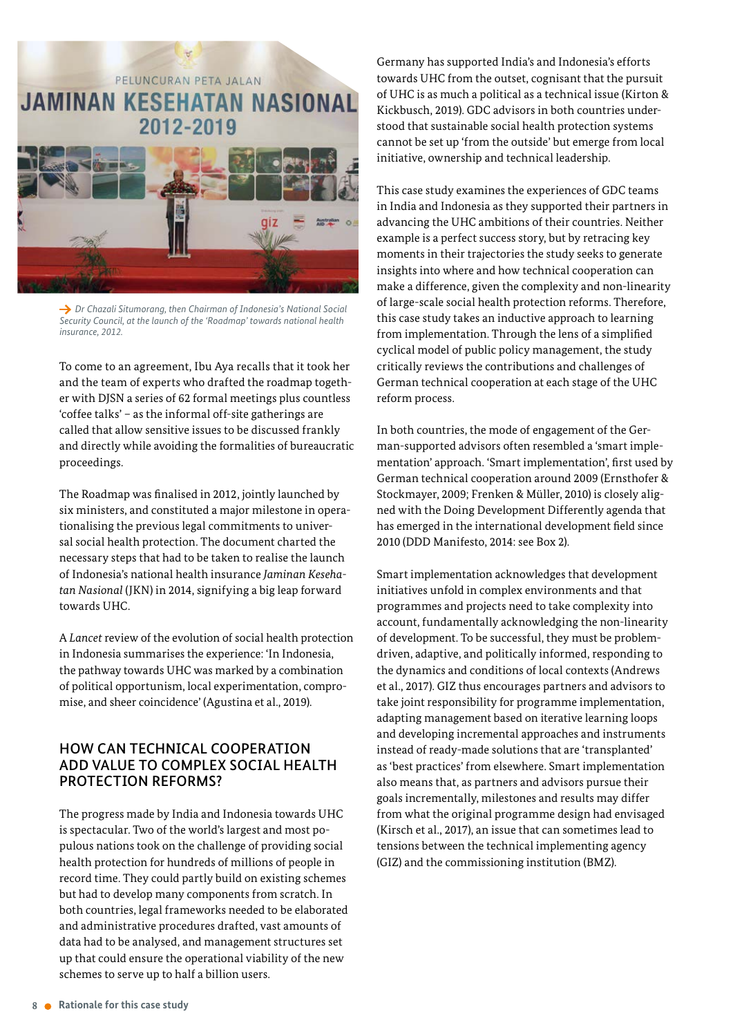→ Dr Chazali Situmorang, then Chairman of Indonesia's National Social Security Council, at the launch of the 'Roadmap' towards national health insurance, 2012.

To come to an agreement, Ibu Aya recalls that it took her and the team of experts who drafted the roadmap together with DJSN a series of 62 formal meetings plus countless 'coffee talks' – as the informal off-site gatherings are called that allow sensitive issues to be discussed frankly and directly while avoiding the formalities of bureaucratic proceedings.

The Roadmap was finalised in 2012, jointly launched by six ministers, and constituted a major milestone in operationalising the previous legal commitments to universal social health protection. The document charted the necessary steps that had to be taken to realise the launch of Indonesia's national health insurance *Jaminan Kesehatan Nasional* (JKN) in 2014, signifying a big leap forward towards UHC.

A *Lancet* review of the evolution of social health protection in Indonesia summarises the experience: 'In Indonesia, the pathway towards UHC was marked by a combination of political opportunism, local experimentation, compromise, and sheer coincidence' (Agustina et al., 2019).

## HOW CAN TECHNICAL COOPERATION ADD VALUE TO COMPLEX SOCIAL HEALTH PROTECTION REFORMS?

The progress made by India and Indonesia towards UHC is spectacular. Two of the world's largest and most populous nations took on the challenge of providing social health protection for hundreds of millions of people in record time. They could partly build on existing schemes but had to develop many components from scratch. In both countries, legal frameworks needed to be elaborated and administrative procedures drafted, vast amounts of data had to be analysed, and management structures set up that could ensure the operational viability of the new schemes to serve up to half a billion users.

Germany has supported India's and Indonesia's efforts towards UHC from the outset, cognisant that the pursuit of UHC is as much a political as a technical issue (Kirton & Kickbusch, 2019). GDC advisors in both countries understood that sustainable social health protection systems cannot be set up 'from the outside' but emerge from local initiative, ownership and technical leadership.

This case study examines the experiences of GDC teams in India and Indonesia as they supported their partners in advancing the UHC ambitions of their countries. Neither example is a perfect success story, but by retracing key moments in their trajectories the study seeks to generate insights into where and how technical cooperation can make a difference, given the complexity and non-linearity of large-scale social health protection reforms. Therefore, this case study takes an inductive approach to learning from implementation. Through the lens of a simplified cyclical model of public policy management, the study critically reviews the contributions and challenges of German technical cooperation at each stage of the UHC reform process.

In both countries, the mode of engagement of the German-supported advisors often resembled a 'smart implementation' approach. 'Smart implementation', first used by German technical cooperation around 2009 (Ernsthofer & Stockmayer, 2009; Frenken & Müller, 2010) is closely aligned with the Doing Development Differently agenda that has emerged in the international development field since 2010 (DDD Manifesto, 2014: see Box 2).

Smart implementation acknowledges that development initiatives unfold in complex environments and that programmes and projects need to take complexity into account, fundamentally acknowledging the non-linearity of development. To be successful, they must be problem-driven, adaptive, and politically informed, responding to the dynamics and conditions of local contexts (Andrews et al., 2017). GIZ thus encourages partners and advisors to take joint responsibility for programme implementation, adapting management based on iterative learning loops and developing incremental approaches and instruments instead of ready-made solutions that are 'transplanted' as 'best practices' from elsewhere. Smart implementation also means that, as partners and advisors pursue their goals incrementally, milestones and results may differ from what the original programme design had envisaged (Kirsch et al., 2017), an issue that can sometimes lead to tensions between the technical implementing agency (GIZ) and the commissioning institution (BMZ).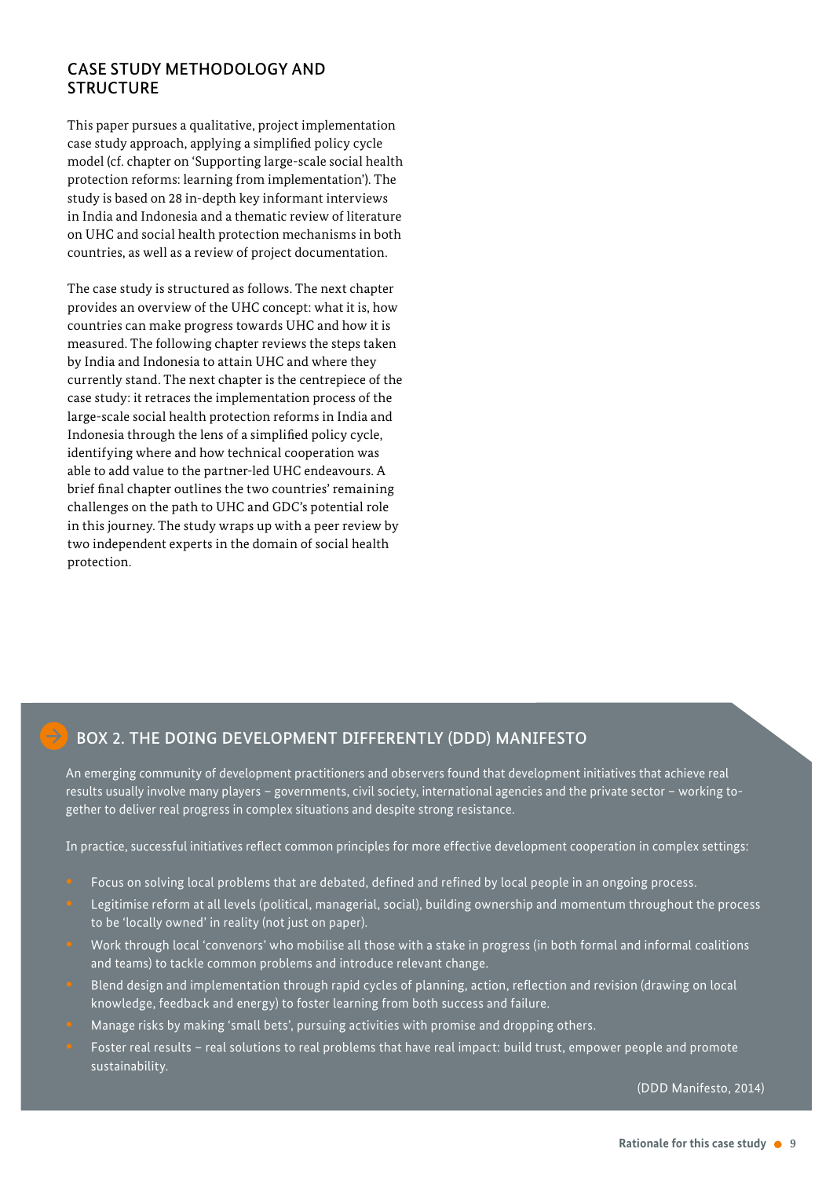## CASE STUDY METHODOLOGY AND STRUCTURE

This paper pursues a qualitative, project implementation case study approach, applying a simplified policy cycle model (cf. chapter on 'Supporting large-scale social health protection reforms: learning from implementation'). The study is based on 28 in-depth key informant interviews in India and Indonesia and a thematic review of literature on UHC and social health protection mechanisms in both countries, as well as a review of project documentation.

The case study is structured as follows. The next chapter provides an overview of the UHC concept: what it is, how countries can make progress towards UHC and how it is measured. The following chapter reviews the steps taken by India and Indonesia to attain UHC and where they currently stand. The next chapter is the centrepiece of the case study: it retraces the implementation process of the large-scale social health protection reforms in India and Indonesia through the lens of a simplified policy cycle, identifying where and how technical cooperation was able to add value to the partner-led UHC endeavours. A brief final chapter outlines the two countries' remaining challenges on the path to UHC and GDC's potential role in this journey. The study wraps up with a peer review by two independent experts in the domain of social health protection.

### BOX 2. THE DOING DEVELOPMENT DIFFERENTLY (DDD) MANIFESTO

An emerging community of development practitioners and observers found that development initiatives that achieve real results usually involve many players – governments, civil society, international agencies and the private sector – working together to deliver real progress in complex situations and despite strong resistance.

In practice, successful initiatives reflect common principles for more effective development cooperation in complex settings:

- Focus on solving local problems that are debated, defined and refined by local people in an ongoing process.
- Legitimise reform at all levels (political, managerial, social), building ownership and momentum throughout the process to be 'locally owned' in reality (not just on paper).
- Work through local 'convenors' who mobilise all those with a stake in progress (in both formal and informal coalitions and teams) to tackle common problems and introduce relevant change.
- Blend design and implementation through rapid cycles of planning, action, reflection and revision (drawing on local knowledge, feedback and energy) to foster learning from both success and failure.
- Manage risks by making 'small bets', pursuing activities with promise and dropping others.
- Foster real results – real solutions to real problems that have real impact: build trust, empower people and promote sustainability.

(DDD Manifesto, 2014)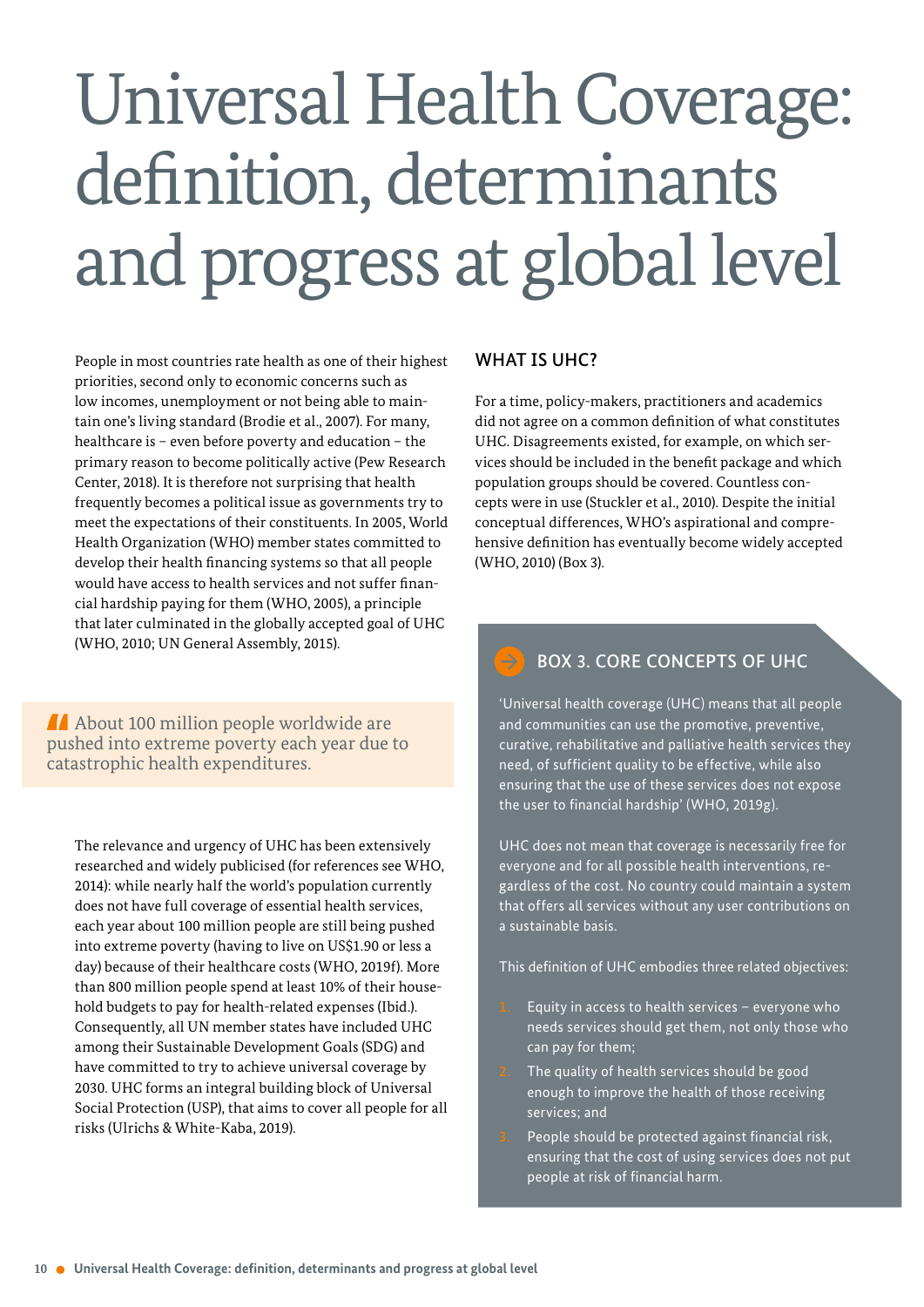# Universal Health Coverage: definition, determinants and progress at global level

People in most countries rate health as one of their highest priorities, second only to economic concerns such as low incomes, unemployment or not being able to maintain one's living standard (Brodie et al., 2007). For many, healthcare is – even before poverty and education – the primary reason to become politically active (Pew Research Center, 2018). It is therefore not surprising that health frequently becomes a political issue as governments try to meet the expectations of their constituents. In 2005, World Health Organization (WHO) member states committed to develop their health financing systems so that all people would have access to health services and not suffer financial hardship paying for them (WHO, 2005), a principle that later culminated in the globally accepted goal of UHC (WHO, 2010; UN General Assembly, 2015).

> About 100 million people worldwide are pushed into extreme poverty each year due to catastrophic health expenditures.

The relevance and urgency of UHC has been extensively researched and widely publicised (for references see WHO, 2014): while nearly half the world's population currently does not have full coverage of essential health services, each year about 100 million people are still being pushed into extreme poverty (having to live on US$1.90 or less a day) because of their healthcare costs (WHO, 2019f). More than 800 million people spend at least 10% of their household budgets to pay for health-related expenses (Ibid.). Consequently, all UN member states have included UHC among their Sustainable Development Goals (SDG) and have committed to try to achieve universal coverage by 2030. UHC forms an integral building block of Universal Social Protection (USP), that aims to cover all people for all risks (Ulrichs & White-Kaba, 2019).

## WHAT IS UHC?

For a time, policy-makers, practitioners and academics did not agree on a common definition of what constitutes UHC. Disagreements existed, for example, on which services should be included in the benefit package and which population groups should be covered. Countless concepts were in use (Stuckler et al., 2010). Despite the initial conceptual differences, WHO's aspirational and comprehensive definition has eventually become widely accepted (WHO, 2010) (Box 3).

### BOX 3. CORE CONCEPTS OF UHC

'Universal health coverage (UHC) means that all people and communities can use the promotive, preventive, curative, rehabilitative and palliative health services they need, of sufficient quality to be effective, while also ensuring that the use of these services does not expose the user to financial hardship' (WHO, 2019g).

UHC does not mean that coverage is necessarily free for everyone and for all possible health interventions, regardless of the cost. No country could maintain a system that offers all services without any user contributions on a sustainable basis.

This definition of UHC embodies three related objectives:

1. Equity in access to health services – everyone who needs services should get them, not only those who can pay for them;
2. The quality of health services should be good enough to improve the health of those receiving services; and
3. People should be protected against financial risk, ensuring that the cost of using services does not put people at risk of financial harm.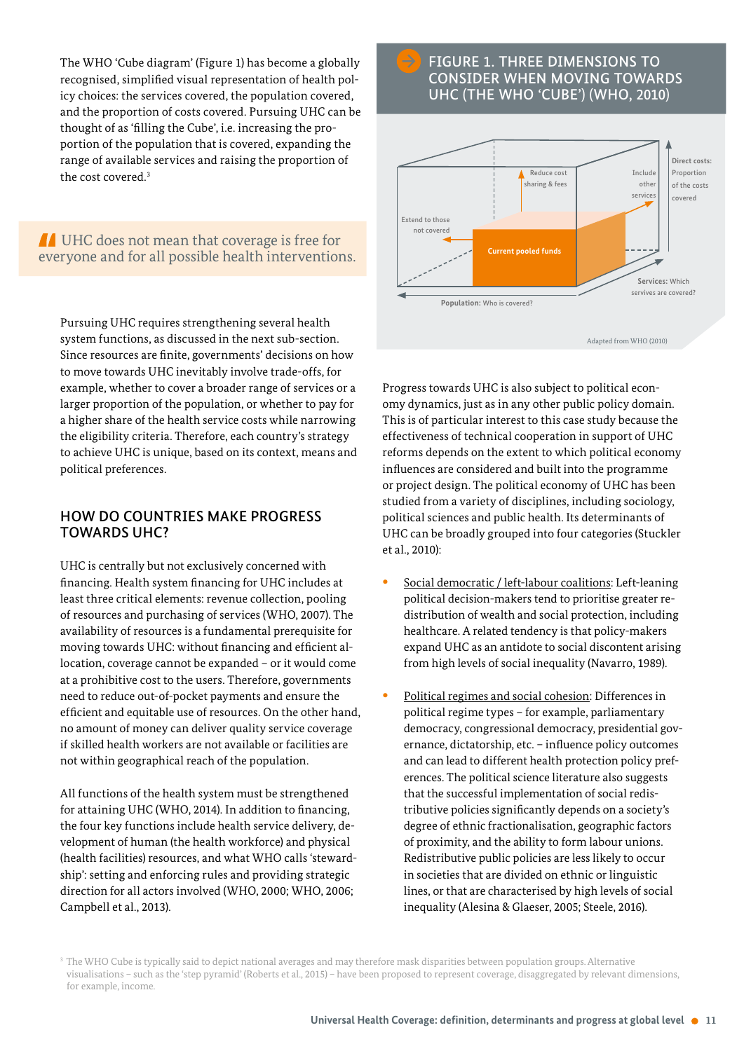The WHO 'Cube diagram' (Figure 1) has become a globally recognised, simplified visual representation of health policy choices: the services covered, the population covered, and the proportion of costs covered. Pursuing UHC can be thought of as 'filling the Cube', i.e. increasing the proportion of the population that is covered, expanding the range of available services and raising the proportion of the cost covered.[3]

> UHC does not mean that coverage is free for everyone and for all possible health interventions.

Pursuing UHC requires strengthening several health system functions, as discussed in the next sub-section. Since resources are finite, governments' decisions on how to move towards UHC inevitably involve trade-offs, for example, whether to cover a broader range of services or a larger proportion of the population, or whether to pay for a higher share of the health service costs while narrowing the eligibility criteria. Therefore, each country's strategy to achieve UHC is unique, based on its context, means and political preferences.

## HOW DO COUNTRIES MAKE PROGRESS TOWARDS UHC?

UHC is centrally but not exclusively concerned with financing. Health system financing for UHC includes at least three critical elements: revenue collection, pooling of resources and purchasing of services (WHO, 2007). The availability of resources is a fundamental prerequisite for moving towards UHC: without financing and efficient allocation, coverage cannot be expanded – or it would come at a prohibitive cost to the users. Therefore, governments need to reduce out-of-pocket payments and ensure the efficient and equitable use of resources. On the other hand, no amount of money can deliver quality service coverage if skilled health workers are not available or facilities are not within geographical reach of the population.

All functions of the health system must be strengthened for attaining UHC (WHO, 2014). In addition to financing, the four key functions include health service delivery, development of human (the health workforce) and physical (health facilities) resources, and what WHO calls 'stewardship': setting and enforcing rules and providing strategic direction for all actors involved (WHO, 2000; WHO, 2006; Campbell et al., 2013).

### FIGURE 1. THREE DIMENSIONS TO CONSIDER WHEN MOVING TOWARDS UHC (THE WHO 'CUBE') (WHO, 2010)

Direct costs: Proportion of the costs covered

Reduce cost sharing & fees

Include other services

Extend to those not covered

Current pooled funds

Services: Which servives are covered?

Population: Who is covered?

Adapted from WHO (2010)

Progress towards UHC is also subject to political economy dynamics, just as in any other public policy domain. This is of particular interest to this case study because the effectiveness of technical cooperation in support of UHC reforms depends on the extent to which political economy influences are considered and built into the programme or project design. The political economy of UHC has been studied from a variety of disciplines, including sociology, political sciences and public health. Its determinants of UHC can be broadly grouped into four categories (Stuckler et al., 2010):

- Social democratic / left-labour coalitions: Left-leaning political decision-makers tend to prioritise greater redistribution of wealth and social protection, including healthcare. A related tendency is that policy-makers expand UHC as an antidote to social discontent arising from high levels of social inequality (Navarro, 1989).
- Political regimes and social cohesion: Differences in political regime types – for example, parliamentary democracy, congressional democracy, presidential governance, dictatorship, etc. – influence policy outcomes and can lead to different health protection policy preferences. The political science literature also suggests that the successful implementation of social redistributive policies significantly depends on a society's degree of ethnic fractionalisation, geographic factors of proximity, and the ability to form labour unions. Redistributive public policies are less likely to occur in societies that are divided on ethnic or linguistic lines, or that are characterised by high levels of social inequality (Alesina & Glaeser, 2005; Steele, 2016).

[3] The WHO Cube is typically said to depict national averages and may therefore mask disparities between population groups. Alternative visualisations – such as the 'step pyramid' (Roberts et al., 2015) – have been proposed to represent coverage, disaggregated by relevant dimensions, for example, income.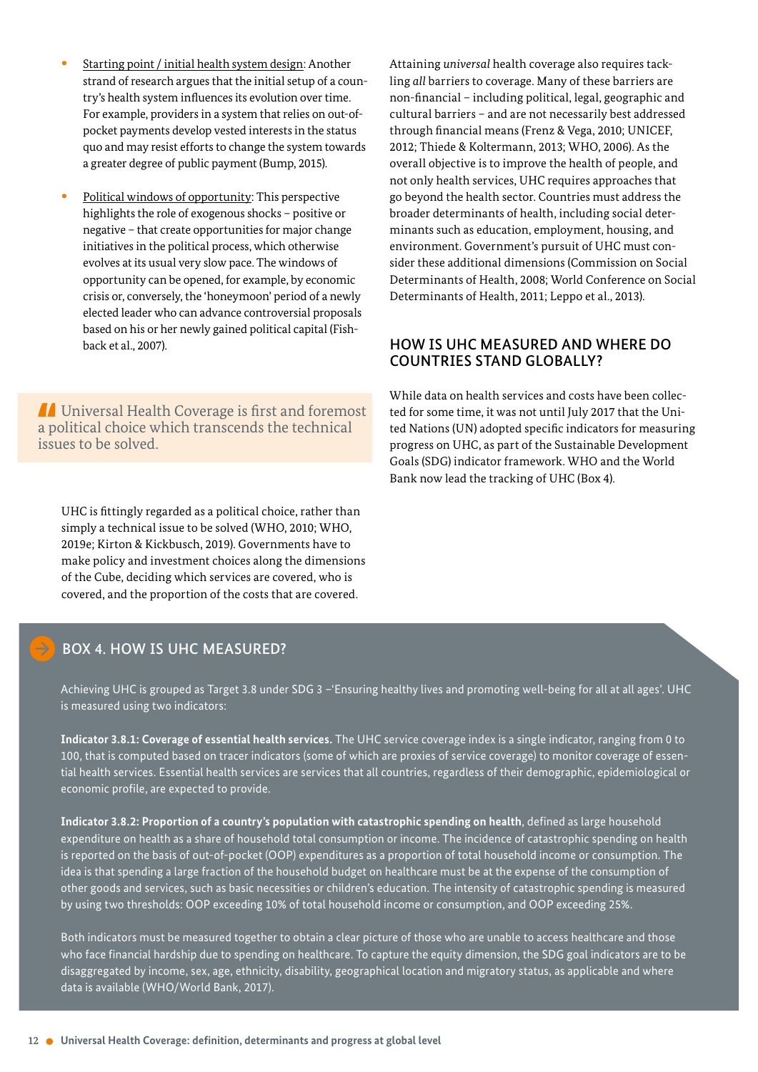- Starting point / initial health system design: Another strand of research argues that the initial setup of a country's health system influences its evolution over time. For example, providers in a system that relies on out-of-pocket payments develop vested interests in the status quo and may resist efforts to change the system towards a greater degree of public payment (Bump, 2015).

- Political windows of opportunity: This perspective highlights the role of exogenous shocks – positive or negative – that create opportunities for major change initiatives in the political process, which otherwise evolves at its usual very slow pace. The windows of opportunity can be opened, for example, by economic crisis or, conversely, the 'honeymoon' period of a newly elected leader who can advance controversial proposals based on his or her newly gained political capital (Fishback et al., 2007).

> Universal Health Coverage is first and foremost a political choice which transcends the technical issues to be solved.

UHC is fittingly regarded as a political choice, rather than simply a technical issue to be solved (WHO, 2010; WHO, 2019e; Kirton & Kickbusch, 2019). Governments have to make policy and investment choices along the dimensions of the Cube, deciding which services are covered, who is covered, and the proportion of the costs that are covered.

Attaining *universal* health coverage also requires tackling *all* barriers to coverage. Many of these barriers are non-financial – including political, legal, geographic and cultural barriers – and are not necessarily best addressed through financial means (Frenz & Vega, 2010; UNICEF, 2012; Thiede & Koltermann, 2013; WHO, 2006). As the overall objective is to improve the health of people, and not only health services, UHC requires approaches that go beyond the health sector. Countries must address the broader determinants of health, including social determinants such as education, employment, housing, and environment. Government's pursuit of UHC must consider these additional dimensions (Commission on Social Determinants of Health, 2008; World Conference on Social Determinants of Health, 2011; Leppo et al., 2013).

## HOW IS UHC MEASURED AND WHERE DO COUNTRIES STAND GLOBALLY?

While data on health services and costs have been collected for some time, it was not until July 2017 that the United Nations (UN) adopted specific indicators for measuring progress on UHC, as part of the Sustainable Development Goals (SDG) indicator framework. WHO and the World Bank now lead the tracking of UHC (Box 4).

### BOX 4. HOW IS UHC MEASURED?

Achieving UHC is grouped as Target 3.8 under SDG 3 –'Ensuring healthy lives and promoting well-being for all at all ages'. UHC is measured using two indicators:

**Indicator 3.8.1: Coverage of essential health services.** The UHC service coverage index is a single indicator, ranging from 0 to 100, that is computed based on tracer indicators (some of which are proxies of service coverage) to monitor coverage of essential health services. Essential health services are services that all countries, regardless of their demographic, epidemiological or economic profile, are expected to provide.

**Indicator 3.8.2: Proportion of a country's population with catastrophic spending on health**, defined as large household expenditure on health as a share of household total consumption or income. The incidence of catastrophic spending on health is reported on the basis of out-of-pocket (OOP) expenditures as a proportion of total household income or consumption. The idea is that spending a large fraction of the household budget on healthcare must be at the expense of the consumption of other goods and services, such as basic necessities or children's education. The intensity of catastrophic spending is measured by using two thresholds: OOP exceeding 10% of total household income or consumption, and OOP exceeding 25%.

Both indicators must be measured together to obtain a clear picture of those who are unable to access healthcare and those who face financial hardship due to spending on healthcare. To capture the equity dimension, the SDG goal indicators are to be disaggregated by income, sex, age, ethnicity, disability, geographical location and migratory status, as applicable and where data is available (WHO/World Bank, 2017).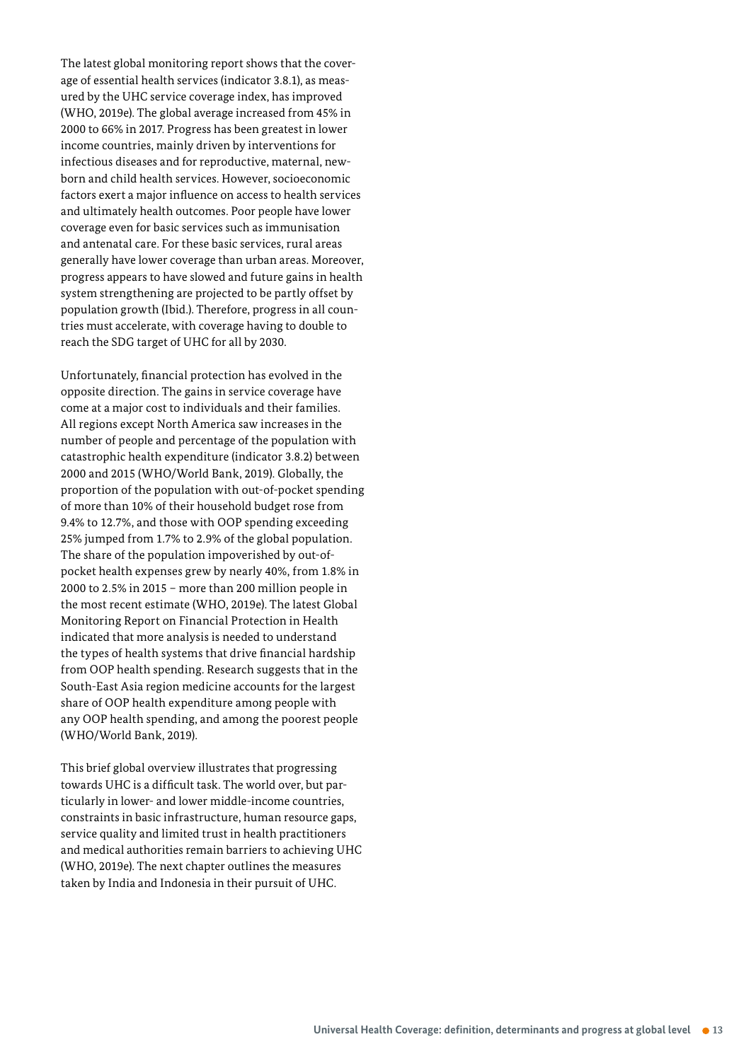The latest global monitoring report shows that the coverage of essential health services (indicator 3.8.1), as measured by the UHC service coverage index, has improved (WHO, 2019e). The global average increased from 45% in 2000 to 66% in 2017. Progress has been greatest in lower income countries, mainly driven by interventions for infectious diseases and for reproductive, maternal, newborn and child health services. However, socioeconomic factors exert a major influence on access to health services and ultimately health outcomes. Poor people have lower coverage even for basic services such as immunisation and antenatal care. For these basic services, rural areas generally have lower coverage than urban areas. Moreover, progress appears to have slowed and future gains in health system strengthening are projected to be partly offset by population growth (Ibid.). Therefore, progress in all countries must accelerate, with coverage having to double to reach the SDG target of UHC for all by 2030.

Unfortunately, financial protection has evolved in the opposite direction. The gains in service coverage have come at a major cost to individuals and their families. All regions except North America saw increases in the number of people and percentage of the population with catastrophic health expenditure (indicator 3.8.2) between 2000 and 2015 (WHO/World Bank, 2019). Globally, the proportion of the population with out-of-pocket spending of more than 10% of their household budget rose from 9.4% to 12.7%, and those with OOP spending exceeding 25% jumped from 1.7% to 2.9% of the global population. The share of the population impoverished by out-of-pocket health expenses grew by nearly 40%, from 1.8% in 2000 to 2.5% in 2015 – more than 200 million people in the most recent estimate (WHO, 2019e). The latest Global Monitoring Report on Financial Protection in Health indicated that more analysis is needed to understand the types of health systems that drive financial hardship from OOP health spending. Research suggests that in the South-East Asia region medicine accounts for the largest share of OOP health expenditure among people with any OOP health spending, and among the poorest people (WHO/World Bank, 2019).

This brief global overview illustrates that progressing towards UHC is a difficult task. The world over, but particularly in lower- and lower middle-income countries, constraints in basic infrastructure, human resource gaps, service quality and limited trust in health practitioners and medical authorities remain barriers to achieving UHC (WHO, 2019e). The next chapter outlines the measures taken by India and Indonesia in their pursuit of UHC.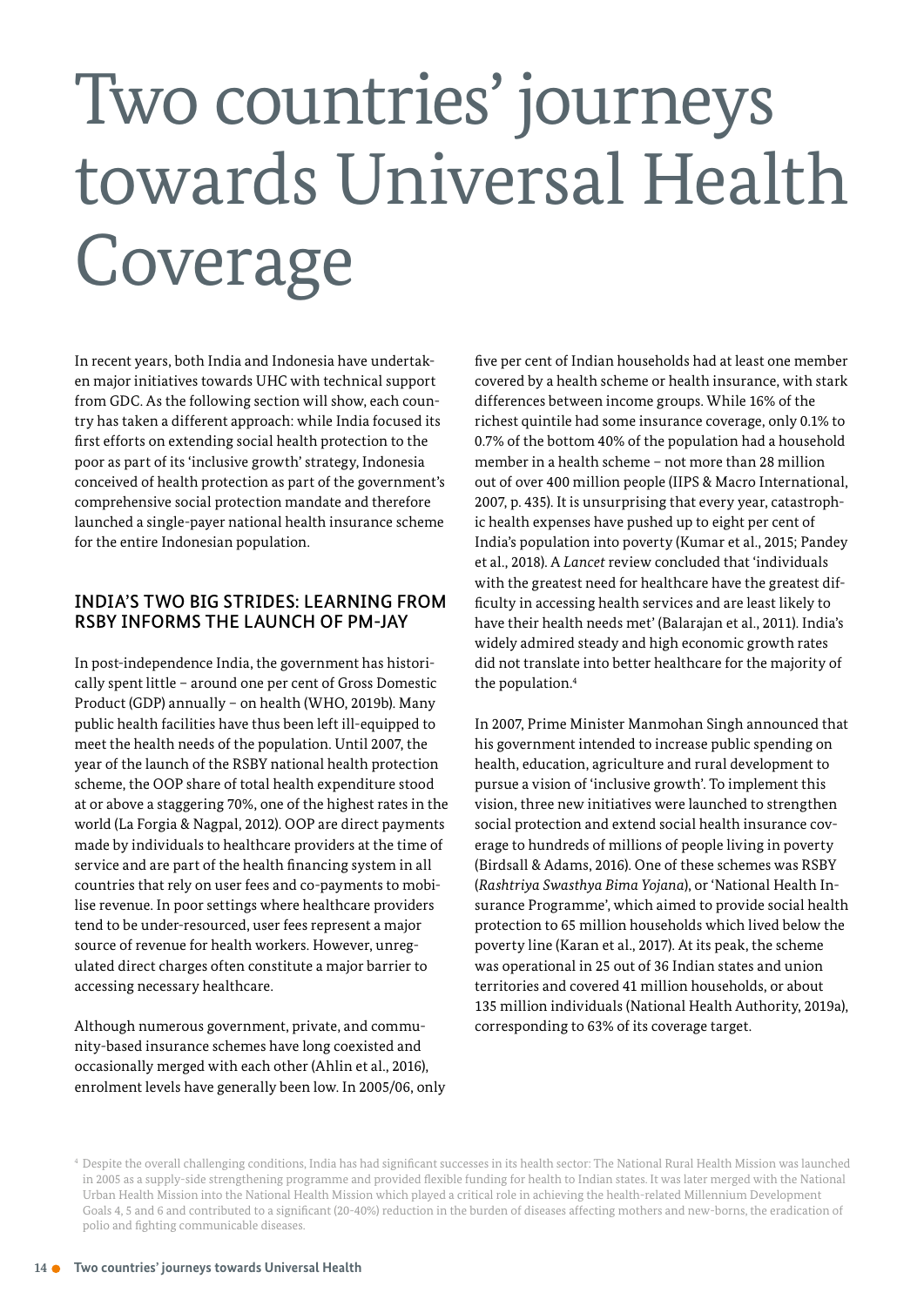# Two countries' journeys towards Universal Health Coverage

In recent years, both India and Indonesia have undertaken major initiatives towards UHC with technical support from GDC. As the following section will show, each country has taken a different approach: while India focused its first efforts on extending social health protection to the poor as part of its 'inclusive growth' strategy, Indonesia conceived of health protection as part of the government's comprehensive social protection mandate and therefore launched a single-payer national health insurance scheme for the entire Indonesian population.

## INDIA'S TWO BIG STRIDES: LEARNING FROM RSBY INFORMS THE LAUNCH OF PM-JAY

In post-independence India, the government has historically spent little – around one per cent of Gross Domestic Product (GDP) annually – on health (WHO, 2019b). Many public health facilities have thus been left ill-equipped to meet the health needs of the population. Until 2007, the year of the launch of the RSBY national health protection scheme, the OOP share of total health expenditure stood at or above a staggering 70%, one of the highest rates in the world (La Forgia & Nagpal, 2012). OOP are direct payments made by individuals to healthcare providers at the time of service and are part of the health financing system in all countries that rely on user fees and co-payments to mobilise revenue. In poor settings where healthcare providers tend to be under-resourced, user fees represent a major source of revenue for health workers. However, unregulated direct charges often constitute a major barrier to accessing necessary healthcare.

Although numerous government, private, and community-based insurance schemes have long coexisted and occasionally merged with each other (Ahlin et al., 2016), enrolment levels have generally been low. In 2005/06, only five per cent of Indian households had at least one member covered by a health scheme or health insurance, with stark differences between income groups. While 16% of the richest quintile had some insurance coverage, only 0.1% to 0.7% of the bottom 40% of the population had a household member in a health scheme – not more than 28 million out of over 400 million people (IIPS & Macro International, 2007, p. 435). It is unsurprising that every year, catastrophic health expenses have pushed up to eight per cent of India's population into poverty (Kumar et al., 2015; Pandey et al., 2018). A *Lancet* review concluded that 'individuals with the greatest need for healthcare have the greatest difficulty in accessing health services and are least likely to have their health needs met' (Balarajan et al., 2011). India's widely admired steady and high economic growth rates did not translate into better healthcare for the majority of the population.[4]

In 2007, Prime Minister Manmohan Singh announced that his government intended to increase public spending on health, education, agriculture and rural development to pursue a vision of 'inclusive growth'. To implement this vision, three new initiatives were launched to strengthen social protection and extend social health insurance coverage to hundreds of millions of people living in poverty (Birdsall & Adams, 2016). One of these schemes was RSBY (*Rashtriya Swasthya Bima Yojana*), or 'National Health Insurance Programme', which aimed to provide social health protection to 65 million households which lived below the poverty line (Karan et al., 2017). At its peak, the scheme was operational in 25 out of 36 Indian states and union territories and covered 41 million households, or about 135 million individuals (National Health Authority, 2019a), corresponding to 63% of its coverage target.

[4] Despite the overall challenging conditions, India has had significant successes in its health sector: The National Rural Health Mission was launched in 2005 as a supply-side strengthening programme and provided flexible funding for health to Indian states. It was later merged with the National Urban Health Mission into the National Health Mission which played a critical role in achieving the health-related Millennium Development Goals 4, 5 and 6 and contributed to a significant (20-40%) reduction in the burden of diseases affecting mothers and new-borns, the eradication of polio and fighting communicable diseases.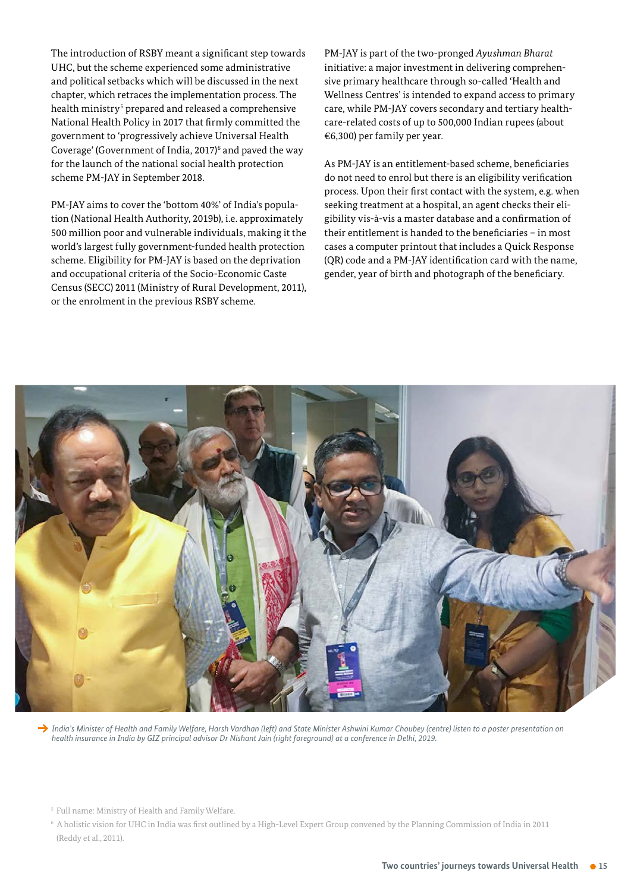The introduction of RSBY meant a significant step towards UHC, but the scheme experienced some administrative and political setbacks which will be discussed in the next chapter, which retraces the implementation process. The health ministry[5] prepared and released a comprehensive National Health Policy in 2017 that firmly committed the government to 'progressively achieve Universal Health Coverage' (Government of India, 2017)[6] and paved the way for the launch of the national social health protection scheme PM-JAY in September 2018.

PM-JAY aims to cover the 'bottom 40%' of India's population (National Health Authority, 2019b), i.e. approximately 500 million poor and vulnerable individuals, making it the world's largest fully government-funded health protection scheme. Eligibility for PM-JAY is based on the deprivation and occupational criteria of the Socio-Economic Caste Census (SECC) 2011 (Ministry of Rural Development, 2011), or the enrolment in the previous RSBY scheme.

PM-JAY is part of the two-pronged *Ayushman Bharat* initiative: a major investment in delivering comprehensive primary healthcare through so-called 'Health and Wellness Centres' is intended to expand access to primary care, while PM-JAY covers secondary and tertiary healthcare-related costs of up to 500,000 Indian rupees (about €6,300) per family per year.

As PM-JAY is an entitlement-based scheme, beneficiaries do not need to enrol but there is an eligibility verification process. Upon their first contact with the system, e.g. when seeking treatment at a hospital, an agent checks their eligibility vis-à-vis a master database and a confirmation of their entitlement is handed to the beneficiaries – in most cases a computer printout that includes a Quick Response (QR) code and a PM-JAY identification card with the name, gender, year of birth and photograph of the beneficiary.

*India's Minister of Health and Family Welfare, Harsh Vardhan (left) and State Minister Ashwini Kumar Choubey (centre) listen to a poster presentation on health insurance in India by GIZ principal advisor Dr Nishant Jain (right foreground) at a conference in Delhi, 2019.*

[5] Full name: Ministry of Health and Family Welfare.

[6] A holistic vision for UHC in India was first outlined by a High-Level Expert Group convened by the Planning Commission of India in 2011 (Reddy et al., 2011).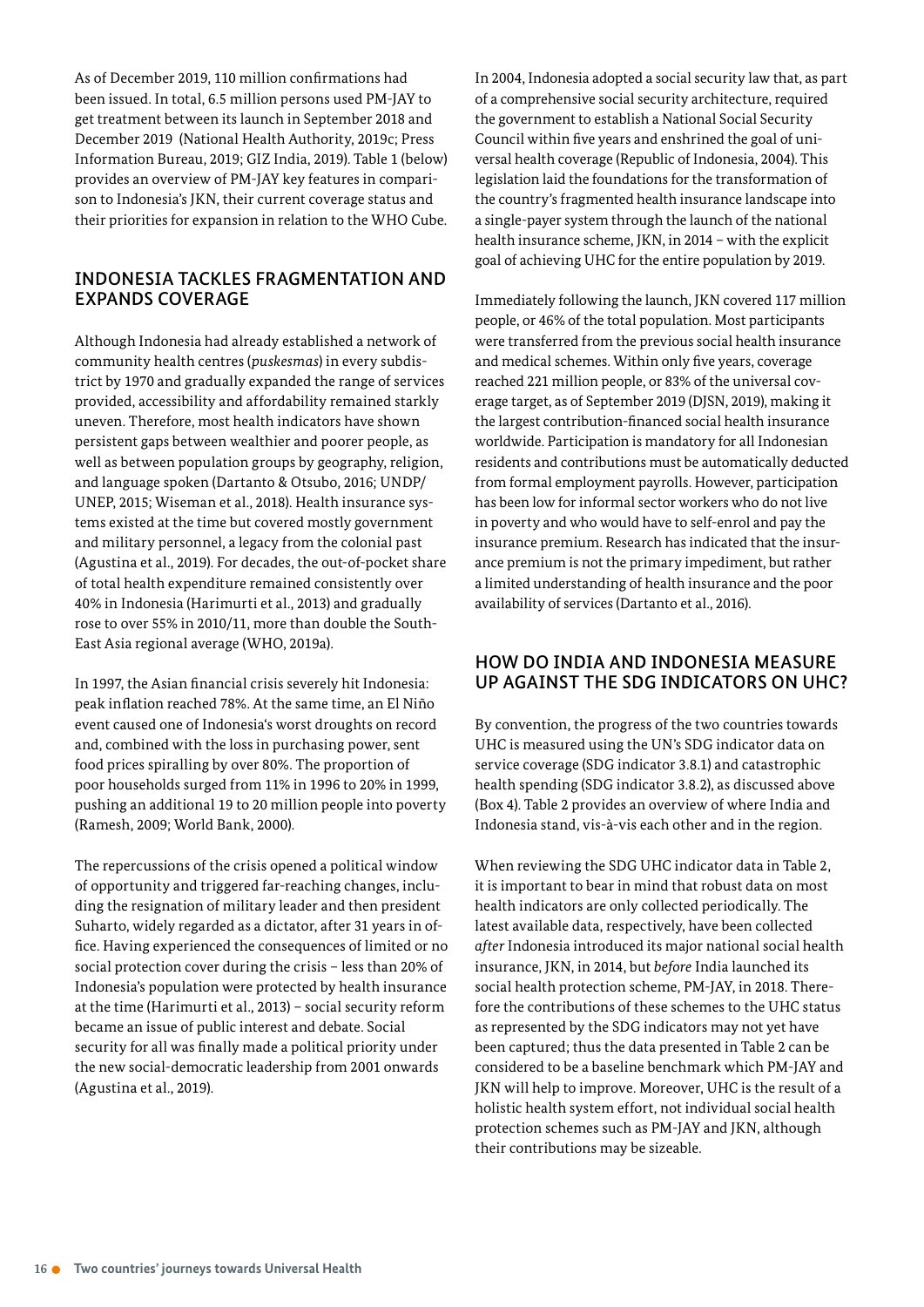As of December 2019, 110 million confirmations had been issued. In total, 6.5 million persons used PM-JAY to get treatment between its launch in September 2018 and December 2019 (National Health Authority, 2019c; Press Information Bureau, 2019; GIZ India, 2019). Table 1 (below) provides an overview of PM-JAY key features in comparison to Indonesia's JKN, their current coverage status and their priorities for expansion in relation to the WHO Cube.

## INDONESIA TACKLES FRAGMENTATION AND EXPANDS COVERAGE

Although Indonesia had already established a network of community health centres (*puskesmas*) in every subdistrict by 1970 and gradually expanded the range of services provided, accessibility and affordability remained starkly uneven. Therefore, most health indicators have shown persistent gaps between wealthier and poorer people, as well as between population groups by geography, religion, and language spoken (Dartanto & Otsubo, 2016; UNDP/UNEP, 2015; Wiseman et al., 2018). Health insurance systems existed at the time but covered mostly government and military personnel, a legacy from the colonial past (Agustina et al., 2019). For decades, the out-of-pocket share of total health expenditure remained consistently over 40% in Indonesia (Harimurti et al., 2013) and gradually rose to over 55% in 2010/11, more than double the South-East Asia regional average (WHO, 2019a).

In 1997, the Asian financial crisis severely hit Indonesia: peak inflation reached 78%. At the same time, an El Niño event caused one of Indonesia's worst droughts on record and, combined with the loss in purchasing power, sent food prices spiralling by over 80%. The proportion of poor households surged from 11% in 1996 to 20% in 1999, pushing an additional 19 to 20 million people into poverty (Ramesh, 2009; World Bank, 2000).

The repercussions of the crisis opened a political window of opportunity and triggered far-reaching changes, including the resignation of military leader and then president Suharto, widely regarded as a dictator, after 31 years in office. Having experienced the consequences of limited or no social protection cover during the crisis – less than 20% of Indonesia's population were protected by health insurance at the time (Harimurti et al., 2013) – social security reform became an issue of public interest and debate. Social security for all was finally made a political priority under the new social-democratic leadership from 2001 onwards (Agustina et al., 2019).

In 2004, Indonesia adopted a social security law that, as part of a comprehensive social security architecture, required the government to establish a National Social Security Council within five years and enshrined the goal of universal health coverage (Republic of Indonesia, 2004). This legislation laid the foundations for the transformation of the country's fragmented health insurance landscape into a single-payer system through the launch of the national health insurance scheme, JKN, in 2014 – with the explicit goal of achieving UHC for the entire population by 2019.

Immediately following the launch, JKN covered 117 million people, or 46% of the total population. Most participants were transferred from the previous social health insurance and medical schemes. Within only five years, coverage reached 221 million people, or 83% of the universal coverage target, as of September 2019 (DJSN, 2019), making it the largest contribution-financed social health insurance worldwide. Participation is mandatory for all Indonesian residents and contributions must be automatically deducted from formal employment payrolls. However, participation has been low for informal sector workers who do not live in poverty and who would have to self-enrol and pay the insurance premium. Research has indicated that the insurance premium is not the primary impediment, but rather a limited understanding of health insurance and the poor availability of services (Dartanto et al., 2016).

## HOW DO INDIA AND INDONESIA MEASURE UP AGAINST THE SDG INDICATORS ON UHC?

By convention, the progress of the two countries towards UHC is measured using the UN's SDG indicator data on service coverage (SDG indicator 3.8.1) and catastrophic health spending (SDG indicator 3.8.2), as discussed above (Box 4). Table 2 provides an overview of where India and Indonesia stand, vis-à-vis each other and in the region.

When reviewing the SDG UHC indicator data in Table 2, it is important to bear in mind that robust data on most health indicators are only collected periodically. The latest available data, respectively, have been collected *after* Indonesia introduced its major national social health insurance, JKN, in 2014, but *before* India launched its social health protection scheme, PM-JAY, in 2018. Therefore the contributions of these schemes to the UHC status as represented by the SDG indicators may not yet have been captured; thus the data presented in Table 2 can be considered to be a baseline benchmark which PM-JAY and JKN will help to improve. Moreover, UHC is the result of a holistic health system effort, not individual social health protection schemes such as PM-JAY and JKN, although their contributions may be sizeable.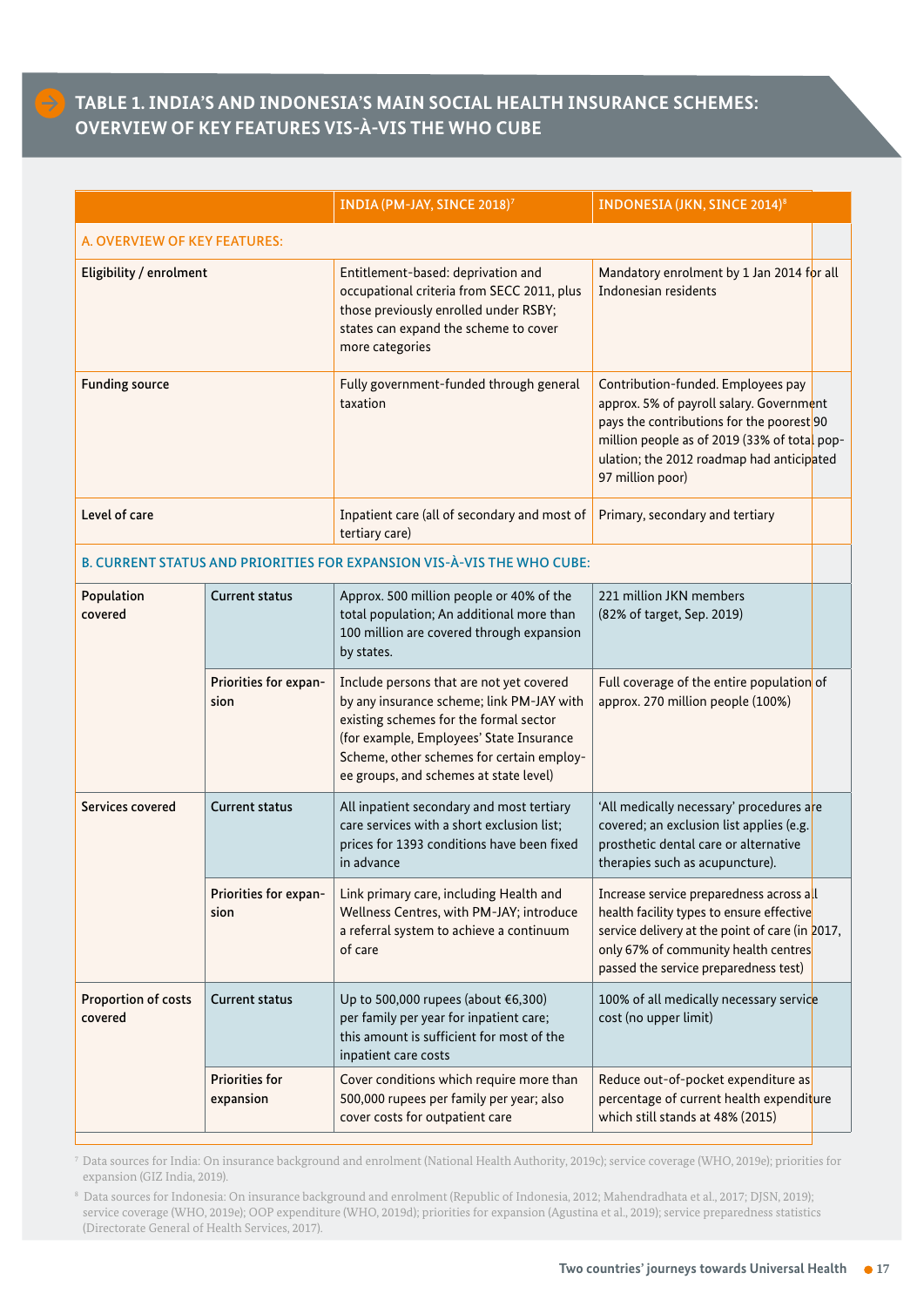## TABLE 1. INDIA'S AND INDONESIA'S MAIN SOCIAL HEALTH INSURANCE SCHEMES: OVERVIEW OF KEY FEATURES VIS-À-VIS THE WHO CUBE

| | | INDIA (PM-JAY, SINCE 2018)[7] | INDONESIA (JKN, SINCE 2014)[8] |
|---|---|---|---|
| **A. OVERVIEW OF KEY FEATURES:** | | | |
| **Eligibility / enrolment** | | Entitlement-based: deprivation and occupational criteria from SECC 2011, plus those previously enrolled under RSBY; states can expand the scheme to cover more categories | Mandatory enrolment by 1 Jan 2014 for all Indonesian residents |
| **Funding source** | | Fully government-funded through general taxation | Contribution-funded. Employees pay approx. 5% of payroll salary. Government pays the contributions for the poorest 90 million people as of 2019 (33% of total population; the 2012 roadmap had anticipated 97 million poor) |
| **Level of care** | | Inpatient care (all of secondary and most of tertiary care) | Primary, secondary and tertiary |
| **B. CURRENT STATUS AND PRIORITIES FOR EXPANSION VIS-À-VIS THE WHO CUBE:** | | | |
| **Population covered** | **Current status** | Approx. 500 million people or 40% of the total population; An additional more than 100 million are covered through expansion by states. | 221 million JKN members (82% of target, Sep. 2019) |
| | **Priorities for expansion** | Include persons that are not yet covered by any insurance scheme; link PM-JAY with existing schemes for the formal sector (for example, Employees' State Insurance Scheme, other schemes for certain employee groups, and schemes at state level) | Full coverage of the entire population of approx. 270 million people (100%) |
| **Services covered** | **Current status** | All inpatient secondary and most tertiary care services with a short exclusion list; prices for 1393 conditions have been fixed in advance | 'All medically necessary' procedures are covered; an exclusion list applies (e.g. prosthetic dental care or alternative therapies such as acupuncture). |
| | **Priorities for expansion** | Link primary care, including Health and Wellness Centres, with PM-JAY; introduce a referral system to achieve a continuum of care | Increase service preparedness across all health facility types to ensure effective service delivery at the point of care (in 2017, only 67% of community health centres passed the service preparedness test) |
| **Proportion of costs covered** | **Current status** | Up to 500,000 rupees (about €6,300) per family per year for inpatient care; this amount is sufficient for most of the inpatient care costs | 100% of all medically necessary service cost (no upper limit) |
| | **Priorities for expansion** | Cover conditions which require more than 500,000 rupees per family per year; also cover costs for outpatient care | Reduce out-of-pocket expenditure as percentage of current health expenditure which still stands at 48% (2015) |

[7] Data sources for India: On insurance background and enrolment (National Health Authority, 2019c); service coverage (WHO, 2019e); priorities for expansion (GIZ India, 2019).

[8] Data sources for Indonesia: On insurance background and enrolment (Republic of Indonesia, 2012; Mahendradhata et al., 2017; DJSN, 2019); service coverage (WHO, 2019e); OOP expenditure (WHO, 2019d); priorities for expansion (Agustina et al., 2019); service preparedness statistics (Directorate General of Health Services, 2017).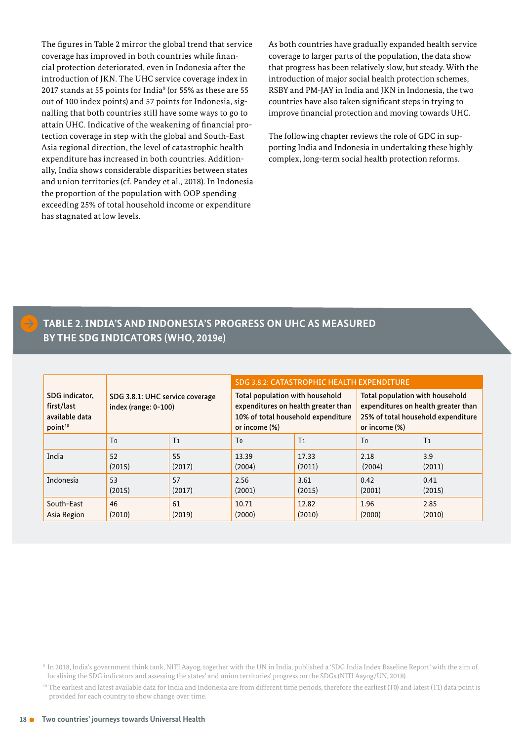The figures in Table 2 mirror the global trend that service coverage has improved in both countries while financial protection deteriorated, even in Indonesia after the introduction of JKN. The UHC service coverage index in 2017 stands at 55 points for India[9] (or 55% as these are 55 out of 100 index points) and 57 points for Indonesia, signalling that both countries still have some ways to go to attain UHC. Indicative of the weakening of financial protection coverage in step with the global and South-East Asia regional direction, the level of catastrophic health expenditure has increased in both countries. Additionally, India shows considerable disparities between states and union territories (cf. Pandey et al., 2018). In Indonesia the proportion of the population with OOP spending exceeding 25% of total household income or expenditure has stagnated at low levels.

As both countries have gradually expanded health service coverage to larger parts of the population, the data show that progress has been relatively slow, but steady. With the introduction of major social health protection schemes, RSBY and PM-JAY in India and JKN in Indonesia, the two countries have also taken significant steps in trying to improve financial protection and moving towards UHC.

The following chapter reviews the role of GDC in supporting India and Indonesia in undertaking these highly complex, long-term social health protection reforms.

## TABLE 2. INDIA'S AND INDONESIA'S PROGRESS ON UHC AS MEASURED BY THE SDG INDICATORS (WHO, 2019e)

| SDG indicator, first/last available data point[10] | SDG 3.8.1: UHC service coverage index (range: 0-100) | | SDG 3.8.2: CATASTROPHIC HEALTH EXPENDITURE — Total population with household expenditures on health greater than 10% of total household expenditure or income (%) | | SDG 3.8.2: CATASTROPHIC HEALTH EXPENDITURE — Total population with household expenditures on health greater than 25% of total household expenditure or income (%) | |
|---|---|---|---|---|---|---|
| | $T_0$ | $T_1$ | $T_0$ | $T_1$ | $T_0$ | $T_1$ |
| India | 52 (2015) | 55 (2017) | 13.39 (2004) | 17.33 (2011) | 2.18 (2004) | 3.9 (2011) |
| Indonesia | 53 (2015) | 57 (2017) | 2.56 (2001) | 3.61 (2015) | 0.42 (2001) | 0.41 (2015) |
| South-East Asia Region | 46 (2010) | 61 (2019) | 10.71 (2000) | 12.82 (2010) | 1.96 (2000) | 2.85 (2010) |

[9] In 2018, India's government think tank, NITI Aayog, together with the UN in India, published a 'SDG India Index Baseline Report' with the aim of localising the SDG indicators and assessing the states' and union territories' progress on the SDGs (NITI Aayog/UN, 2018).

[10] The earliest and latest available data for India and Indonesia are from different time periods, therefore the earliest (T0) and latest (T1) data point is provided for each country to show change over time.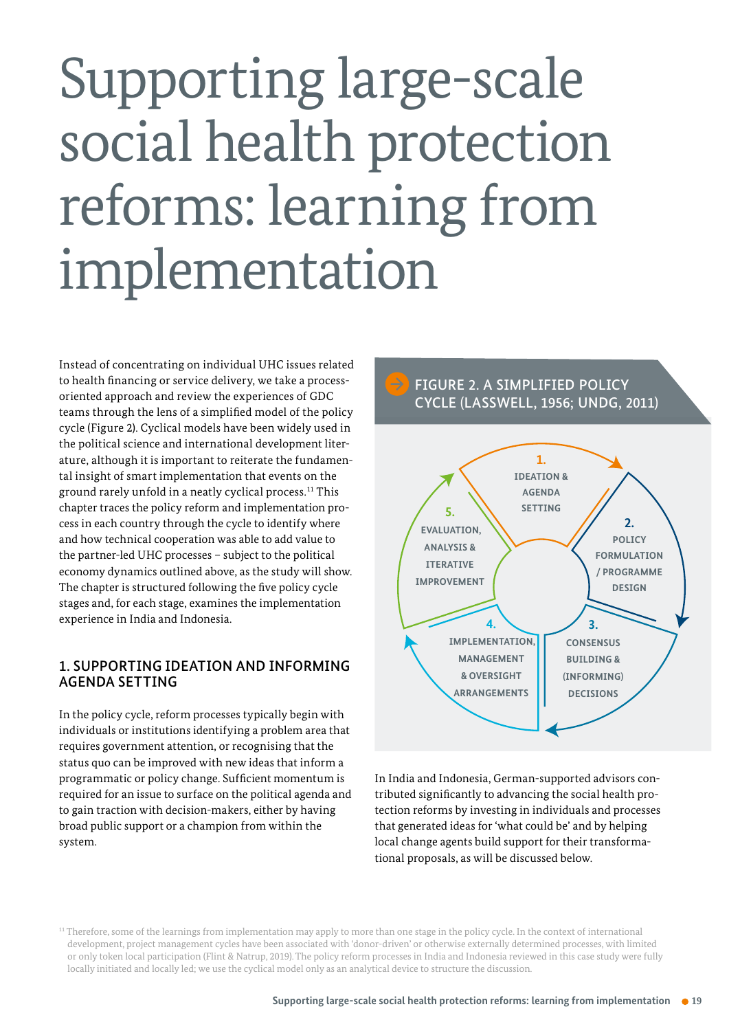# Supporting large-scale social health protection reforms: learning from implementation

Instead of concentrating on individual UHC issues related to health financing or service delivery, we take a process-oriented approach and review the experiences of GDC teams through the lens of a simplified model of the policy cycle (Figure 2). Cyclical models have been widely used in the political science and international development literature, although it is important to reiterate the fundamental insight of smart implementation that events on the ground rarely unfold in a neatly cyclical process.[11] This chapter traces the policy reform and implementation process in each country through the cycle to identify where and how technical cooperation was able to add value to the partner-led UHC processes – subject to the political economy dynamics outlined above, as the study will show. The chapter is structured following the five policy cycle stages and, for each stage, examines the implementation experience in India and Indonesia.

FIGURE 2. A SIMPLIFIED POLICY CYCLE (LASSWELL, 1956; UNDG, 2011)

1. IDEATION & AGENDA SETTING
2. POLICY FORMULATION / PROGRAMME DESIGN
3. CONSENSUS BUILDING & (INFORMING) DECISIONS
4. IMPLEMENTATION, MANAGEMENT & OVERSIGHT ARRANGEMENTS
5. EVALUATION, ANALYSIS & ITERATIVE IMPROVEMENT

## 1. SUPPORTING IDEATION AND INFORMING AGENDA SETTING

In the policy cycle, reform processes typically begin with individuals or institutions identifying a problem area that requires government attention, or recognising that the status quo can be improved with new ideas that inform a programmatic or policy change. Sufficient momentum is required for an issue to surface on the political agenda and to gain traction with decision-makers, either by having broad public support or a champion from within the system.

In India and Indonesia, German-supported advisors contributed significantly to advancing the social health protection reforms by investing in individuals and processes that generated ideas for 'what could be' and by helping local change agents build support for their transformational proposals, as will be discussed below.

[11] Therefore, some of the learnings from implementation may apply to more than one stage in the policy cycle. In the context of international development, project management cycles have been associated with 'donor-driven' or otherwise externally determined processes, with limited or only token local participation (Flint & Natrup, 2019). The policy reform processes in India and Indonesia reviewed in this case study were fully locally initiated and locally led; we use the cyclical model only as an analytical device to structure the discussion.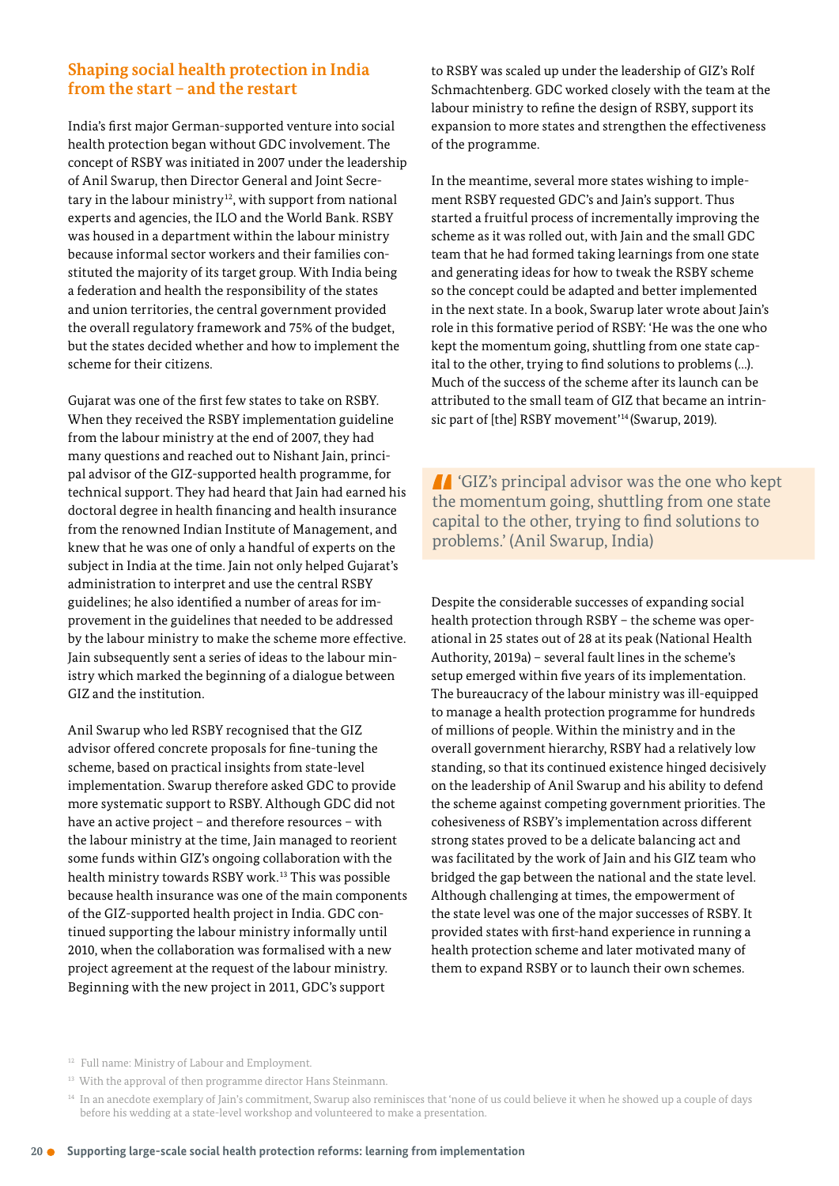## Shaping social health protection in India from the start – and the restart

India's first major German-supported venture into social health protection began without GDC involvement. The concept of RSBY was initiated in 2007 under the leadership of Anil Swarup, then Director General and Joint Secretary in the labour ministry[12], with support from national experts and agencies, the ILO and the World Bank. RSBY was housed in a department within the labour ministry because informal sector workers and their families constituted the majority of its target group. With India being a federation and health the responsibility of the states and union territories, the central government provided the overall regulatory framework and 75% of the budget, but the states decided whether and how to implement the scheme for their citizens.

Gujarat was one of the first few states to take on RSBY. When they received the RSBY implementation guideline from the labour ministry at the end of 2007, they had many questions and reached out to Nishant Jain, principal advisor of the GIZ-supported health programme, for technical support. They had heard that Jain had earned his doctoral degree in health financing and health insurance from the renowned Indian Institute of Management, and knew that he was one of only a handful of experts on the subject in India at the time. Jain not only helped Gujarat's administration to interpret and use the central RSBY guidelines; he also identified a number of areas for improvement in the guidelines that needed to be addressed by the labour ministry to make the scheme more effective. Jain subsequently sent a series of ideas to the labour ministry which marked the beginning of a dialogue between GIZ and the institution.

Anil Swarup who led RSBY recognised that the GIZ advisor offered concrete proposals for fine-tuning the scheme, based on practical insights from state-level implementation. Swarup therefore asked GDC to provide more systematic support to RSBY. Although GDC did not have an active project – and therefore resources – with the labour ministry at the time, Jain managed to reorient some funds within GIZ's ongoing collaboration with the health ministry towards RSBY work.[13] This was possible because health insurance was one of the main components of the GIZ-supported health project in India. GDC continued supporting the labour ministry informally until 2010, when the collaboration was formalised with a new project agreement at the request of the labour ministry. Beginning with the new project in 2011, GDC's support to RSBY was scaled up under the leadership of GIZ's Rolf Schmachtenberg. GDC worked closely with the team at the labour ministry to refine the design of RSBY, support its expansion to more states and strengthen the effectiveness of the programme.

In the meantime, several more states wishing to implement RSBY requested GDC's and Jain's support. Thus started a fruitful process of incrementally improving the scheme as it was rolled out, with Jain and the small GDC team that he had formed taking learnings from one state and generating ideas for how to tweak the RSBY scheme so the concept could be adapted and better implemented in the next state. In a book, Swarup later wrote about Jain's role in this formative period of RSBY: 'He was the one who kept the momentum going, shuttling from one state capital to the other, trying to find solutions to problems (…). Much of the success of the scheme after its launch can be attributed to the small team of GIZ that became an intrinsic part of [the] RSBY movement'[14] (Swarup, 2019).

> 'GIZ's principal advisor was the one who kept the momentum going, shuttling from one state capital to the other, trying to find solutions to problems.' (Anil Swarup, India)

Despite the considerable successes of expanding social health protection through RSBY – the scheme was operational in 25 states out of 28 at its peak (National Health Authority, 2019a) – several fault lines in the scheme's setup emerged within five years of its implementation. The bureaucracy of the labour ministry was ill-equipped to manage a health protection programme for hundreds of millions of people. Within the ministry and in the overall government hierarchy, RSBY had a relatively low standing, so that its continued existence hinged decisively on the leadership of Anil Swarup and his ability to defend the scheme against competing government priorities. The cohesiveness of RSBY's implementation across different strong states proved to be a delicate balancing act and was facilitated by the work of Jain and his GIZ team who bridged the gap between the national and the state level. Although challenging at times, the empowerment of the state level was one of the major successes of RSBY. It provided states with first-hand experience in running a health protection scheme and later motivated many of them to expand RSBY or to launch their own schemes.

[12] Full name: Ministry of Labour and Employment.

[13] With the approval of then programme director Hans Steinmann.

[14] In an anecdote exemplary of Jain's commitment, Swarup also reminisces that 'none of us could believe it when he showed up a couple of days before his wedding at a state-level workshop and volunteered to make a presentation.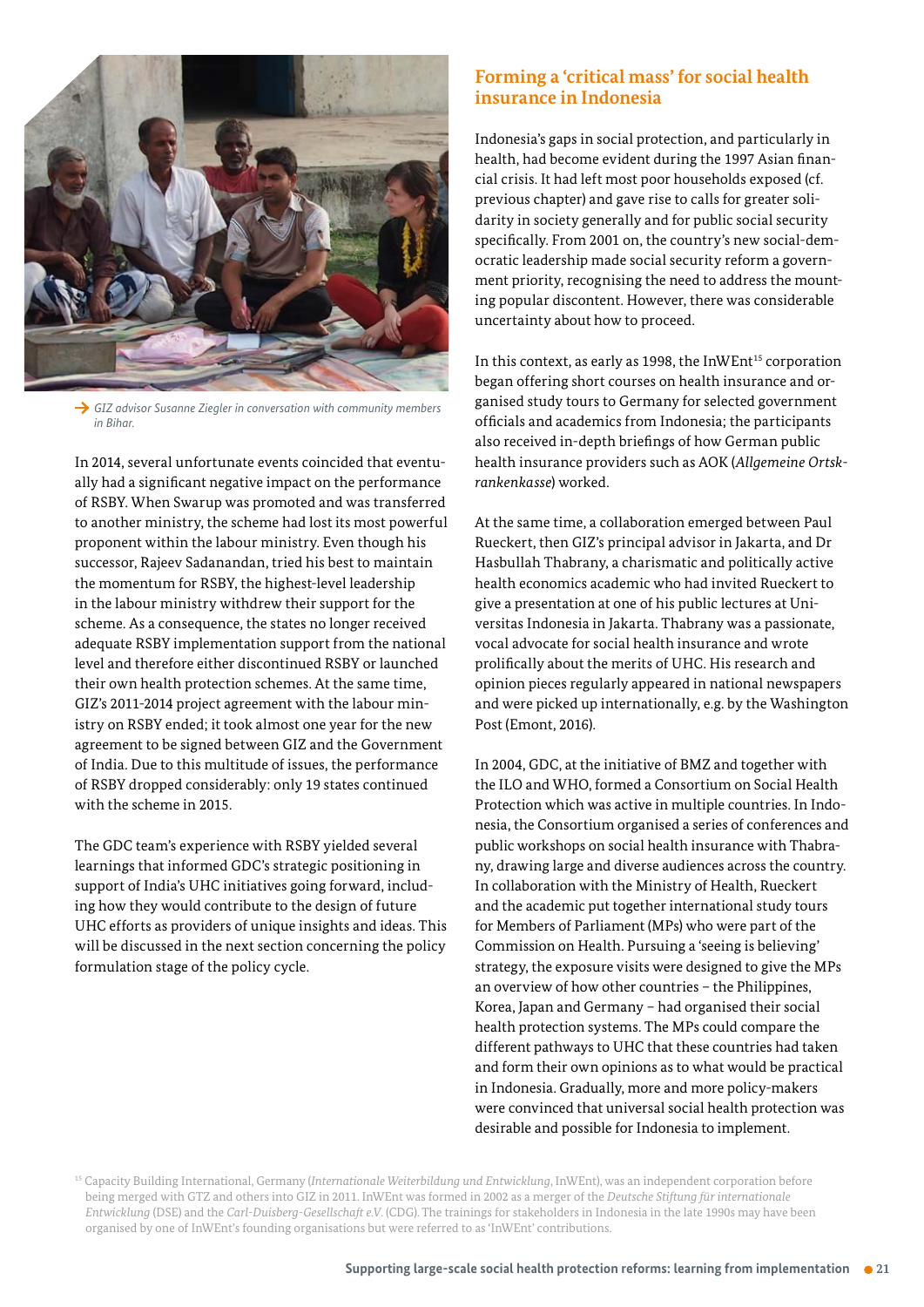→ GIZ advisor Susanne Ziegler in conversation with community members in Bihar.

In 2014, several unfortunate events coincided that eventually had a significant negative impact on the performance of RSBY. When Swarup was promoted and was transferred to another ministry, the scheme had lost its most powerful proponent within the labour ministry. Even though his successor, Rajeev Sadanandan, tried his best to maintain the momentum for RSBY, the highest-level leadership in the labour ministry withdrew their support for the scheme. As a consequence, the states no longer received adequate RSBY implementation support from the national level and therefore either discontinued RSBY or launched their own health protection schemes. At the same time, GIZ's 2011-2014 project agreement with the labour ministry on RSBY ended; it took almost one year for the new agreement to be signed between GIZ and the Government of India. Due to this multitude of issues, the performance of RSBY dropped considerably: only 19 states continued with the scheme in 2015.

The GDC team's experience with RSBY yielded several learnings that informed GDC's strategic positioning in support of India's UHC initiatives going forward, including how they would contribute to the design of future UHC efforts as providers of unique insights and ideas. This will be discussed in the next section concerning the policy formulation stage of the policy cycle.

## Forming a 'critical mass' for social health insurance in Indonesia

Indonesia's gaps in social protection, and particularly in health, had become evident during the 1997 Asian financial crisis. It had left most poor households exposed (cf. previous chapter) and gave rise to calls for greater solidarity in society generally and for public social security specifically. From 2001 on, the country's new social-democratic leadership made social security reform a government priority, recognising the need to address the mounting popular discontent. However, there was considerable uncertainty about how to proceed.

In this context, as early as 1998, the InWEnt[15] corporation began offering short courses on health insurance and organised study tours to Germany for selected government officials and academics from Indonesia; the participants also received in-depth briefings of how German public health insurance providers such as AOK (*Allgemeine Ortskrankenkasse*) worked.

At the same time, a collaboration emerged between Paul Rueckert, then GIZ's principal advisor in Jakarta, and Dr Hasbullah Thabrany, a charismatic and politically active health economics academic who had invited Rueckert to give a presentation at one of his public lectures at Universitas Indonesia in Jakarta. Thabrany was a passionate, vocal advocate for social health insurance and wrote prolifically about the merits of UHC. His research and opinion pieces regularly appeared in national newspapers and were picked up internationally, e.g. by the Washington Post (Emont, 2016).

In 2004, GDC, at the initiative of BMZ and together with the ILO and WHO, formed a Consortium on Social Health Protection which was active in multiple countries. In Indonesia, the Consortium organised a series of conferences and public workshops on social health insurance with Thabrany, drawing large and diverse audiences across the country. In collaboration with the Ministry of Health, Rueckert and the academic put together international study tours for Members of Parliament (MPs) who were part of the Commission on Health. Pursuing a 'seeing is believing' strategy, the exposure visits were designed to give the MPs an overview of how other countries – the Philippines, Korea, Japan and Germany – had organised their social health protection systems. The MPs could compare the different pathways to UHC that these countries had taken and form their own opinions as to what would be practical in Indonesia. Gradually, more and more policy-makers were convinced that universal social health protection was desirable and possible for Indonesia to implement.

[15] Capacity Building International, Germany (*Internationale Weiterbildung und Entwicklung*, InWEnt), was an independent corporation before being merged with GTZ and others into GIZ in 2011. InWEnt was formed in 2002 as a merger of the *Deutsche Stiftung für internationale Entwicklung* (DSE) and the *Carl-Duisberg-Gesellschaft e.V.* (CDG). The trainings for stakeholders in Indonesia in the late 1990s may have been organised by one of InWEnt's founding organisations but were referred to as 'InWEnt' contributions.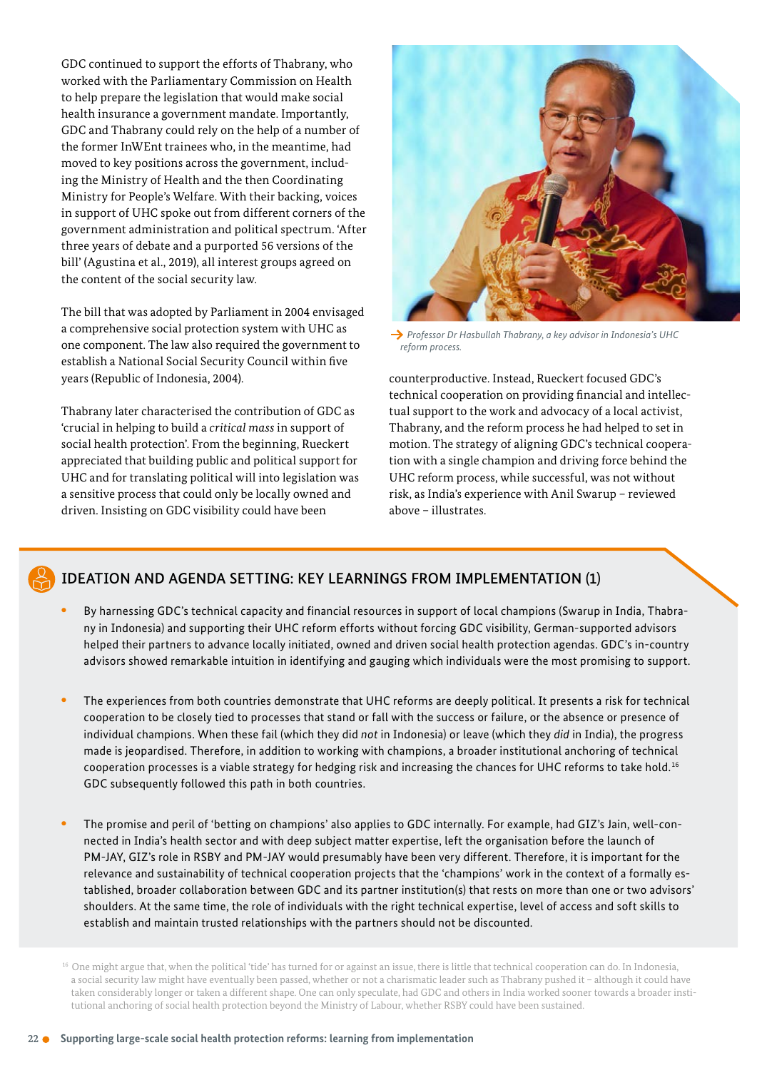GDC continued to support the efforts of Thabrany, who worked with the Parliamentary Commission on Health to help prepare the legislation that would make social health insurance a government mandate. Importantly, GDC and Thabrany could rely on the help of a number of the former InWEnt trainees who, in the meantime, had moved to key positions across the government, including the Ministry of Health and the then Coordinating Ministry for People's Welfare. With their backing, voices in support of UHC spoke out from different corners of the government administration and political spectrum. 'After three years of debate and a purported 56 versions of the bill' (Agustina et al., 2019), all interest groups agreed on the content of the social security law.

The bill that was adopted by Parliament in 2004 envisaged a comprehensive social protection system with UHC as one component. The law also required the government to establish a National Social Security Council within five years (Republic of Indonesia, 2004).

Thabrany later characterised the contribution of GDC as 'crucial in helping to build a *critical mass* in support of social health protection'. From the beginning, Rueckert appreciated that building public and political support for UHC and for translating political will into legislation was a sensitive process that could only be locally owned and driven. Insisting on GDC visibility could have been counterproductive. Instead, Rueckert focused GDC's technical cooperation on providing financial and intellectual support to the work and advocacy of a local activist, Thabrany, and the reform process he had helped to set in motion. The strategy of aligning GDC's technical cooperation with a single champion and driving force behind the UHC reform process, while successful, was not without risk, as India's experience with Anil Swarup – reviewed above – illustrates.

*Professor Dr Hasbullah Thabrany, a key advisor in Indonesia's UHC reform process.*

## IDEATION AND AGENDA SETTING: KEY LEARNINGS FROM IMPLEMENTATION (1)

- By harnessing GDC's technical capacity and financial resources in support of local champions (Swarup in India, Thabrany in Indonesia) and supporting their UHC reform efforts without forcing GDC visibility, German-supported advisors helped their partners to advance locally initiated, owned and driven social health protection agendas. GDC's in-country advisors showed remarkable intuition in identifying and gauging which individuals were the most promising to support.

- The experiences from both countries demonstrate that UHC reforms are deeply political. It presents a risk for technical cooperation to be closely tied to processes that stand or fall with the success or failure, or the absence or presence of individual champions. When these fail (which they did *not* in Indonesia) or leave (which they *did* in India), the progress made is jeopardised. Therefore, in addition to working with champions, a broader institutional anchoring of technical cooperation processes is a viable strategy for hedging risk and increasing the chances for UHC reforms to take hold.[16] GDC subsequently followed this path in both countries.

- The promise and peril of 'betting on champions' also applies to GDC internally. For example, had GIZ's Jain, well-connected in India's health sector and with deep subject matter expertise, left the organisation before the launch of PM-JAY, GIZ's role in RSBY and PM-JAY would presumably have been very different. Therefore, it is important for the relevance and sustainability of technical cooperation projects that the 'champions' work in the context of a formally established, broader collaboration between GDC and its partner institution(s) that rests on more than one or two advisors' shoulders. At the same time, the role of individuals with the right technical expertise, level of access and soft skills to establish and maintain trusted relationships with the partners should not be discounted.

[16] One might argue that, when the political 'tide' has turned for or against an issue, there is little that technical cooperation can do. In Indonesia, a social security law might have eventually been passed, whether or not a charismatic leader such as Thabrany pushed it – although it could have taken considerably longer or taken a different shape. One can only speculate, had GDC and others in India worked sooner towards a broader institutional anchoring of social health protection beyond the Ministry of Labour, whether RSBY could have been sustained.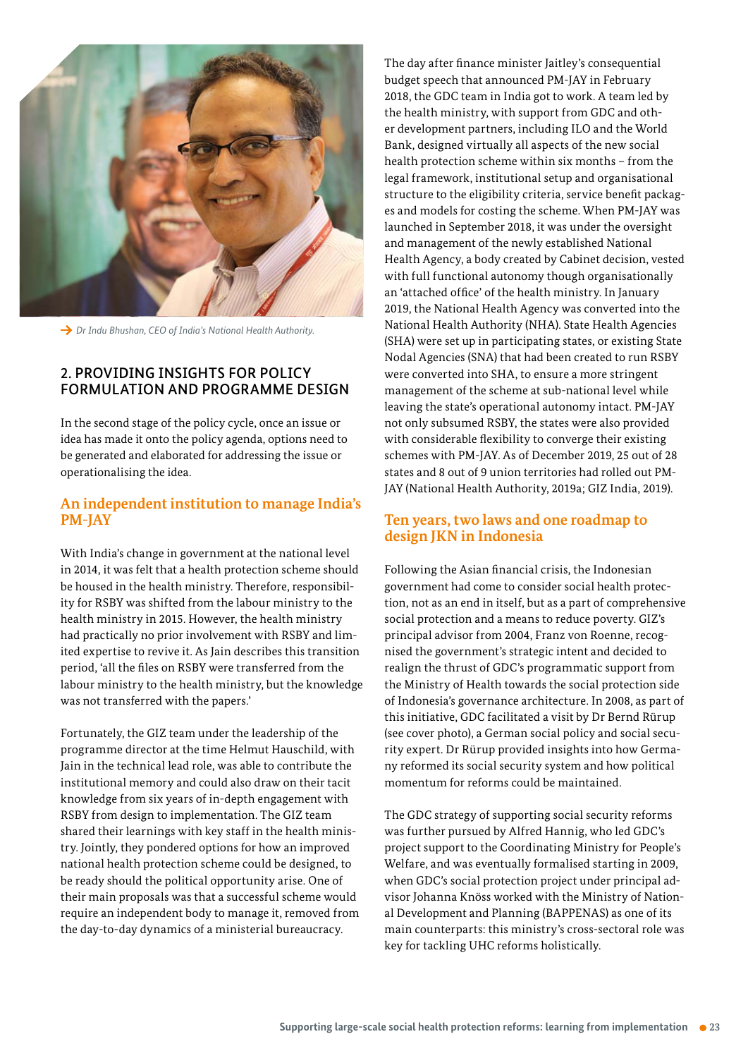→ *Dr Indu Bhushan, CEO of India's National Health Authority.*

## 2. PROVIDING INSIGHTS FOR POLICY FORMULATION AND PROGRAMME DESIGN

In the second stage of the policy cycle, once an issue or idea has made it onto the policy agenda, options need to be generated and elaborated for addressing the issue or operationalising the idea.

### An independent institution to manage India's PM-JAY

With India's change in government at the national level in 2014, it was felt that a health protection scheme should be housed in the health ministry. Therefore, responsibility for RSBY was shifted from the labour ministry to the health ministry in 2015. However, the health ministry had practically no prior involvement with RSBY and limited expertise to revive it. As Jain describes this transition period, 'all the files on RSBY were transferred from the labour ministry to the health ministry, but the knowledge was not transferred with the papers.'

Fortunately, the GIZ team under the leadership of the programme director at the time Helmut Hauschild, with Jain in the technical lead role, was able to contribute the institutional memory and could also draw on their tacit knowledge from six years of in-depth engagement with RSBY from design to implementation. The GIZ team shared their learnings with key staff in the health ministry. Jointly, they pondered options for how an improved national health protection scheme could be designed, to be ready should the political opportunity arise. One of their main proposals was that a successful scheme would require an independent body to manage it, removed from the day-to-day dynamics of a ministerial bureaucracy.

The day after finance minister Jaitley's consequential budget speech that announced PM-JAY in February 2018, the GDC team in India got to work. A team led by the health ministry, with support from GDC and other development partners, including ILO and the World Bank, designed virtually all aspects of the new social health protection scheme within six months – from the legal framework, institutional setup and organisational structure to the eligibility criteria, service benefit packages and models for costing the scheme. When PM-JAY was launched in September 2018, it was under the oversight and management of the newly established National Health Agency, a body created by Cabinet decision, vested with full functional autonomy though organisationally an 'attached office' of the health ministry. In January 2019, the National Health Agency was converted into the National Health Authority (NHA). State Health Agencies (SHA) were set up in participating states, or existing State Nodal Agencies (SNA) that had been created to run RSBY were converted into SHA, to ensure a more stringent management of the scheme at sub-national level while leaving the state's operational autonomy intact. PM-JAY not only subsumed RSBY, the states were also provided with considerable flexibility to converge their existing schemes with PM-JAY. As of December 2019, 25 out of 28 states and 8 out of 9 union territories had rolled out PM-JAY (National Health Authority, 2019a; GIZ India, 2019).

### Ten years, two laws and one roadmap to design JKN in Indonesia

Following the Asian financial crisis, the Indonesian government had come to consider social health protection, not as an end in itself, but as a part of comprehensive social protection and a means to reduce poverty. GIZ's principal advisor from 2004, Franz von Roenne, recognised the government's strategic intent and decided to realign the thrust of GDC's programmatic support from the Ministry of Health towards the social protection side of Indonesia's governance architecture. In 2008, as part of this initiative, GDC facilitated a visit by Dr Bernd Rürup (see cover photo), a German social policy and social security expert. Dr Rürup provided insights into how Germany reformed its social security system and how political momentum for reforms could be maintained.

The GDC strategy of supporting social security reforms was further pursued by Alfred Hannig, who led GDC's project support to the Coordinating Ministry for People's Welfare, and was eventually formalised starting in 2009, when GDC's social protection project under principal advisor Johanna Knöss worked with the Ministry of National Development and Planning (BAPPENAS) as one of its main counterparts: this ministry's cross-sectoral role was key for tackling UHC reforms holistically.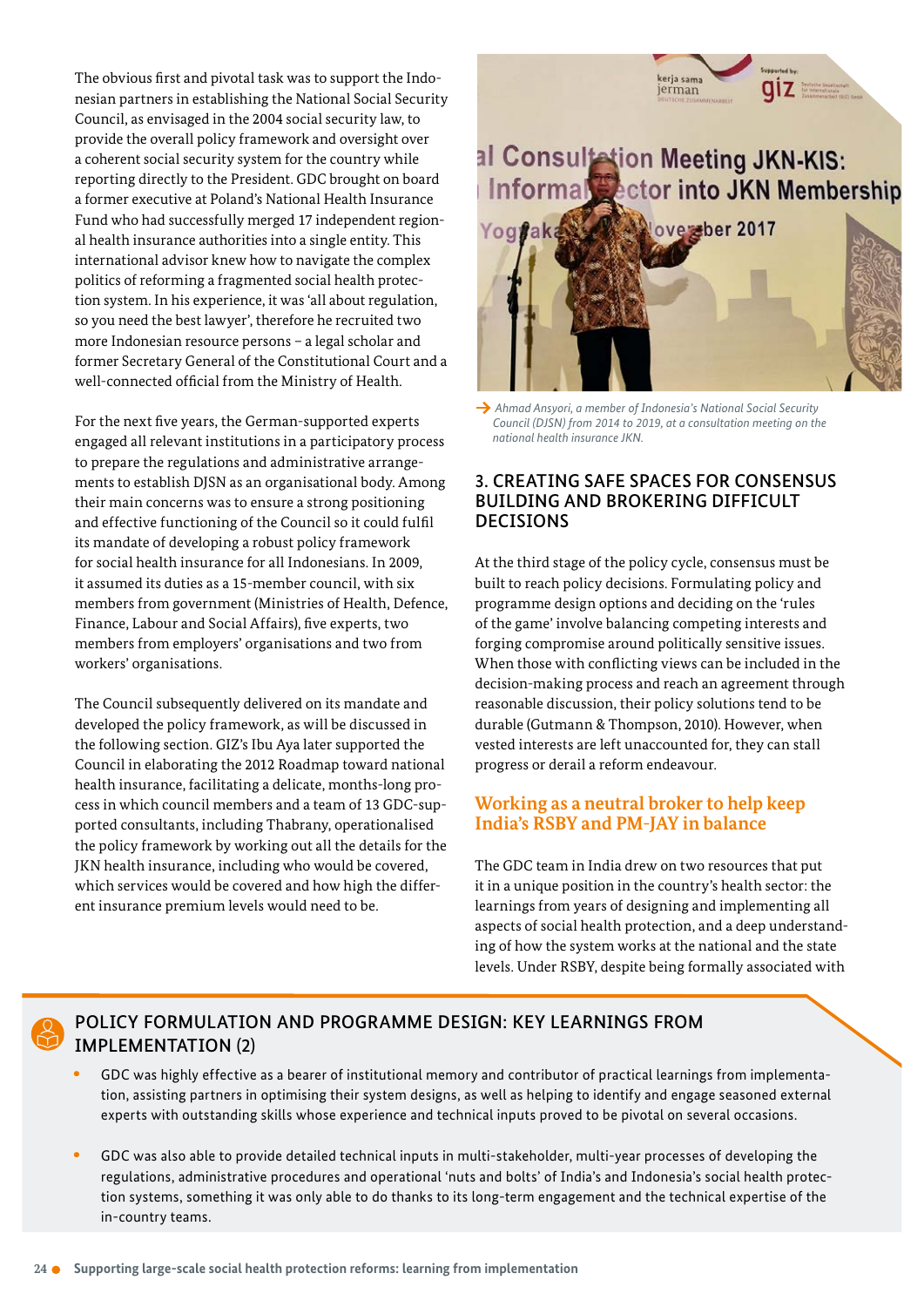The obvious first and pivotal task was to support the Indonesian partners in establishing the National Social Security Council, as envisaged in the 2004 social security law, to provide the overall policy framework and oversight over a coherent social security system for the country while reporting directly to the President. GDC brought on board a former executive at Poland's National Health Insurance Fund who had successfully merged 17 independent regional health insurance authorities into a single entity. This international advisor knew how to navigate the complex politics of reforming a fragmented social health protection system. In his experience, it was 'all about regulation, so you need the best lawyer', therefore he recruited two more Indonesian resource persons – a legal scholar and former Secretary General of the Constitutional Court and a well-connected official from the Ministry of Health.

For the next five years, the German-supported experts engaged all relevant institutions in a participatory process to prepare the regulations and administrative arrangements to establish DJSN as an organisational body. Among their main concerns was to ensure a strong positioning and effective functioning of the Council so it could fulfil its mandate of developing a robust policy framework for social health insurance for all Indonesians. In 2009, it assumed its duties as a 15-member council, with six members from government (Ministries of Health, Defence, Finance, Labour and Social Affairs), five experts, two members from employers' organisations and two from workers' organisations.

The Council subsequently delivered on its mandate and developed the policy framework, as will be discussed in the following section. GIZ's Ibu Aya later supported the Council in elaborating the 2012 Roadmap toward national health insurance, facilitating a delicate, months-long process in which council members and a team of 13 GDC-supported consultants, including Thabrany, operationalised the policy framework by working out all the details for the JKN health insurance, including who would be covered, which services would be covered and how high the different insurance premium levels would need to be.

*Ahmad Ansyori, a member of Indonesia's National Social Security Council (DJSN) from 2014 to 2019, at a consultation meeting on the national health insurance JKN.*

## 3. CREATING SAFE SPACES FOR CONSENSUS BUILDING AND BROKERING DIFFICULT DECISIONS

At the third stage of the policy cycle, consensus must be built to reach policy decisions. Formulating policy and programme design options and deciding on the 'rules of the game' involve balancing competing interests and forging compromise around politically sensitive issues. When those with conflicting views can be included in the decision-making process and reach an agreement through reasonable discussion, their policy solutions tend to be durable (Gutmann & Thompson, 2010). However, when vested interests are left unaccounted for, they can stall progress or derail a reform endeavour.

### Working as a neutral broker to help keep India's RSBY and PM-JAY in balance

The GDC team in India drew on two resources that put it in a unique position in the country's health sector: the learnings from years of designing and implementing all aspects of social health protection, and a deep understanding of how the system works at the national and the state levels. Under RSBY, despite being formally associated with

### POLICY FORMULATION AND PROGRAMME DESIGN: KEY LEARNINGS FROM IMPLEMENTATION (2)

- GDC was highly effective as a bearer of institutional memory and contributor of practical learnings from implementation, assisting partners in optimising their system designs, as well as helping to identify and engage seasoned external experts with outstanding skills whose experience and technical inputs proved to be pivotal on several occasions.
- GDC was also able to provide detailed technical inputs in multi-stakeholder, multi-year processes of developing the regulations, administrative procedures and operational 'nuts and bolts' of India's and Indonesia's social health protection systems, something it was only able to do thanks to its long-term engagement and the technical expertise of the in-country teams.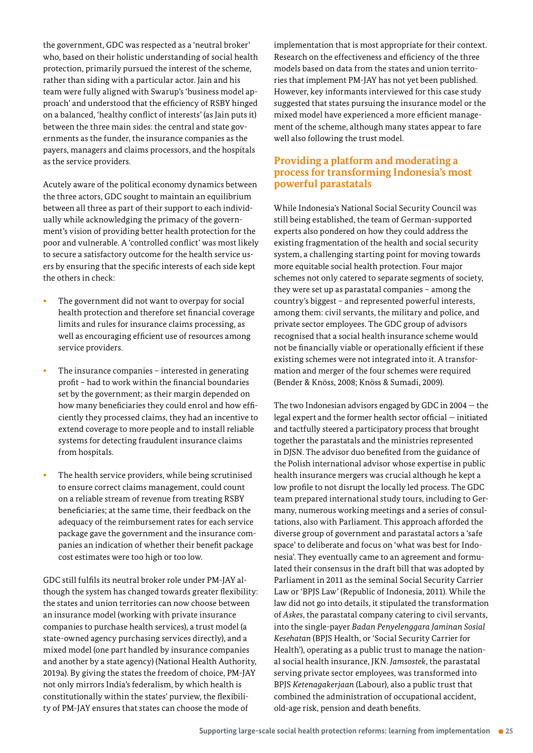the government, GDC was respected as a 'neutral broker' who, based on their holistic understanding of social health protection, primarily pursued the interest of the scheme, rather than siding with a particular actor. Jain and his team were fully aligned with Swarup's 'business model approach' and understood that the efficiency of RSBY hinged on a balanced, 'healthy conflict of interests' (as Jain puts it) between the three main sides: the central and state governments as the funder, the insurance companies as the payers, managers and claims processors, and the hospitals as the service providers.

Acutely aware of the political economy dynamics between the three actors, GDC sought to maintain an equilibrium between all three as part of their support to each individually while acknowledging the primacy of the government's vision of providing better health protection for the poor and vulnerable. A 'controlled conflict' was most likely to secure a satisfactory outcome for the health service users by ensuring that the specific interests of each side kept the others in check:

- The government did not want to overpay for social health protection and therefore set financial coverage limits and rules for insurance claims processing, as well as encouraging efficient use of resources among service providers.
- The insurance companies – interested in generating profit – had to work within the financial boundaries set by the government; as their margin depended on how many beneficiaries they could enrol and how efficiently they processed claims, they had an incentive to extend coverage to more people and to install reliable systems for detecting fraudulent insurance claims from hospitals.
- The health service providers, while being scrutinised to ensure correct claims management, could count on a reliable stream of revenue from treating RSBY beneficiaries; at the same time, their feedback on the adequacy of the reimbursement rates for each service package gave the government and the insurance companies an indication of whether their benefit package cost estimates were too high or too low.

GDC still fulfils its neutral broker role under PM-JAY although the system has changed towards greater flexibility: the states and union territories can now choose between an insurance model (working with private insurance companies to purchase health services), a trust model (a state-owned agency purchasing services directly), and a mixed model (one part handled by insurance companies and another by a state agency) (National Health Authority, 2019a). By giving the states the freedom of choice, PM-JAY not only mirrors India's federalism, by which health is constitutionally within the states' purview, the flexibility of PM-JAY ensures that states can choose the mode of implementation that is most appropriate for their context. Research on the effectiveness and efficiency of the three models based on data from the states and union territories that implement PM-JAY has not yet been published. However, key informants interviewed for this case study suggested that states pursuing the insurance model or the mixed model have experienced a more efficient management of the scheme, although many states appear to fare well also following the trust model.

## Providing a platform and moderating a process for transforming Indonesia's most powerful parastatals

While Indonesia's National Social Security Council was still being established, the team of German-supported experts also pondered on how they could address the existing fragmentation of the health and social security system, a challenging starting point for moving towards more equitable social health protection. Four major schemes not only catered to separate segments of society, they were set up as parastatal companies – among the country's biggest – and represented powerful interests, among them: civil servants, the military and police, and private sector employees. The GDC group of advisors recognised that a social health insurance scheme would not be financially viable or operationally efficient if these existing schemes were not integrated into it. A transformation and merger of the four schemes were required (Bender & Knöss, 2008; Knöss & Sumadi, 2009).

The two Indonesian advisors engaged by GDC in 2004 — the legal expert and the former health sector official — initiated and tactfully steered a participatory process that brought together the parastatals and the ministries represented in DJSN. The advisor duo benefited from the guidance of the Polish international advisor whose expertise in public health insurance mergers was crucial although he kept a low profile to not disrupt the locally led process. The GDC team prepared international study tours, including to Germany, numerous working meetings and a series of consultations, also with Parliament. This approach afforded the diverse group of government and parastatal actors a 'safe space' to deliberate and focus on 'what was best for Indonesia'. They eventually came to an agreement and formulated their consensus in the draft bill that was adopted by Parliament in 2011 as the seminal Social Security Carrier Law or 'BPJS Law' (Republic of Indonesia, 2011). While the law did not go into details, it stipulated the transformation of *Askes*, the parastatal company catering to civil servants, into the single-payer *Badan Penyelenggara Jaminan Sosial Kesehatan* (BPJS Health, or 'Social Security Carrier for Health'), operating as a public trust to manage the national social health insurance, JKN. *Jamsostek*, the parastatal serving private sector employees, was transformed into BPJS *Ketenagakerjaan* (Labour), also a public trust that combined the administration of occupational accident, old-age risk, pension and death benefits.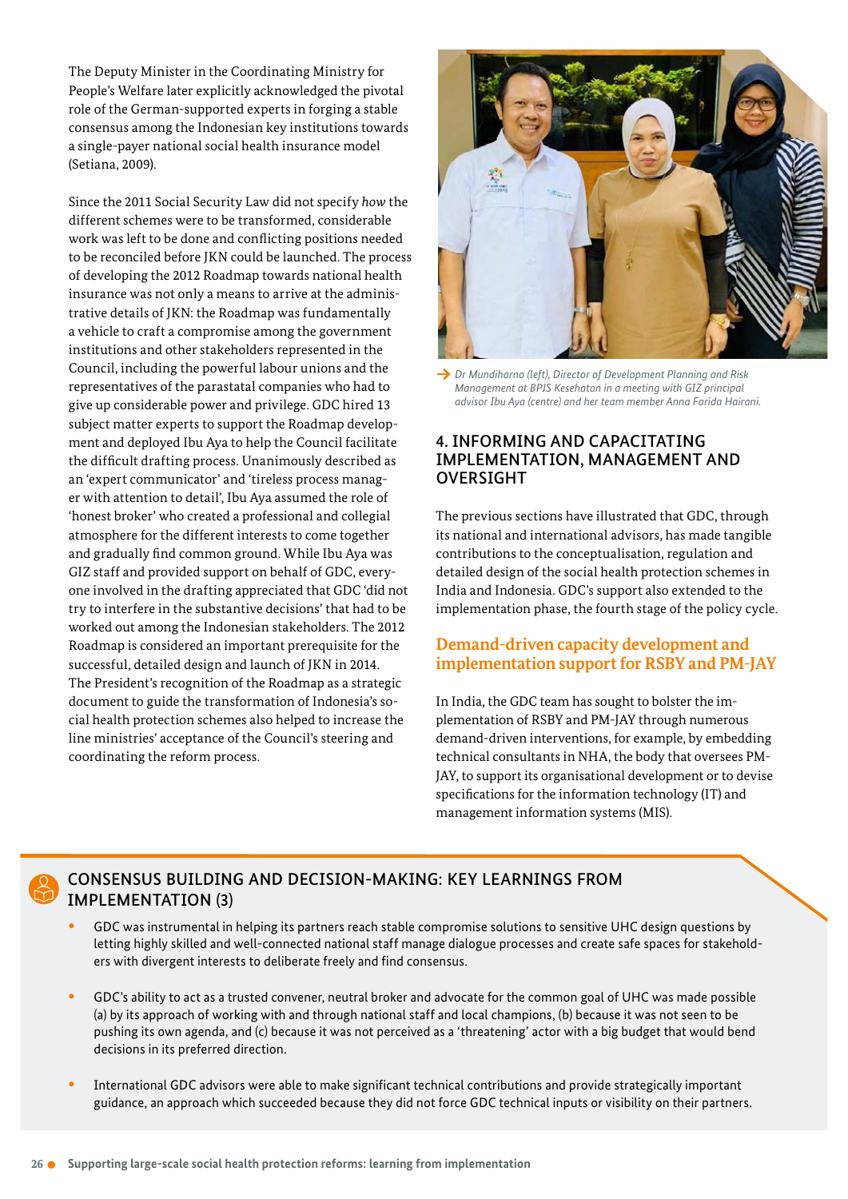The Deputy Minister in the Coordinating Ministry for People's Welfare later explicitly acknowledged the pivotal role of the German-supported experts in forging a stable consensus among the Indonesian key institutions towards a single-payer national social health insurance model (Setiana, 2009).

Since the 2011 Social Security Law did not specify *how* the different schemes were to be transformed, considerable work was left to be done and conflicting positions needed to be reconciled before JKN could be launched. The process of developing the 2012 Roadmap towards national health insurance was not only a means to arrive at the administrative details of JKN: the Roadmap was fundamentally a vehicle to craft a compromise among the government institutions and other stakeholders represented in the Council, including the powerful labour unions and the representatives of the parastatal companies who had to give up considerable power and privilege. GDC hired 13 subject matter experts to support the Roadmap development and deployed Ibu Aya to help the Council facilitate the difficult drafting process. Unanimously described as an 'expert communicator' and 'tireless process manager with attention to detail', Ibu Aya assumed the role of 'honest broker' who created a professional and collegial atmosphere for the different interests to come together and gradually find common ground. While Ibu Aya was GIZ staff and provided support on behalf of GDC, everyone involved in the drafting appreciated that GDC 'did not try to interfere in the substantive decisions' that had to be worked out among the Indonesian stakeholders. The 2012 Roadmap is considered an important prerequisite for the successful, detailed design and launch of JKN in 2014. The President's recognition of the Roadmap as a strategic document to guide the transformation of Indonesia's social health protection schemes also helped to increase the line ministries' acceptance of the Council's steering and coordinating the reform process.

*Dr Mundiharno (left), Director of Development Planning and Risk Management at BPJS Kesehatan in a meeting with GIZ principal advisor Ibu Aya (centre) and her team member Anna Farida Hairani.*

## 4. INFORMING AND CAPACITATING IMPLEMENTATION, MANAGEMENT AND OVERSIGHT

The previous sections have illustrated that GDC, through its national and international advisors, has made tangible contributions to the conceptualisation, regulation and detailed design of the social health protection schemes in India and Indonesia. GDC's support also extended to the implementation phase, the fourth stage of the policy cycle.

### Demand-driven capacity development and implementation support for RSBY and PM-JAY

In India, the GDC team has sought to bolster the implementation of RSBY and PM-JAY through numerous demand-driven interventions, for example, by embedding technical consultants in NHA, the body that oversees PM-JAY, to support its organisational development or to devise specifications for the information technology (IT) and management information systems (MIS).

### CONSENSUS BUILDING AND DECISION-MAKING: KEY LEARNINGS FROM IMPLEMENTATION (3)

- GDC was instrumental in helping its partners reach stable compromise solutions to sensitive UHC design questions by letting highly skilled and well-connected national staff manage dialogue processes and create safe spaces for stakeholders with divergent interests to deliberate freely and find consensus.
- GDC's ability to act as a trusted convener, neutral broker and advocate for the common goal of UHC was made possible (a) by its approach of working with and through national staff and local champions, (b) because it was not seen to be pushing its own agenda, and (c) because it was not perceived as a 'threatening' actor with a big budget that would bend decisions in its preferred direction.
- International GDC advisors were able to make significant technical contributions and provide strategically important guidance, an approach which succeeded because they did not force GDC technical inputs or visibility on their partners.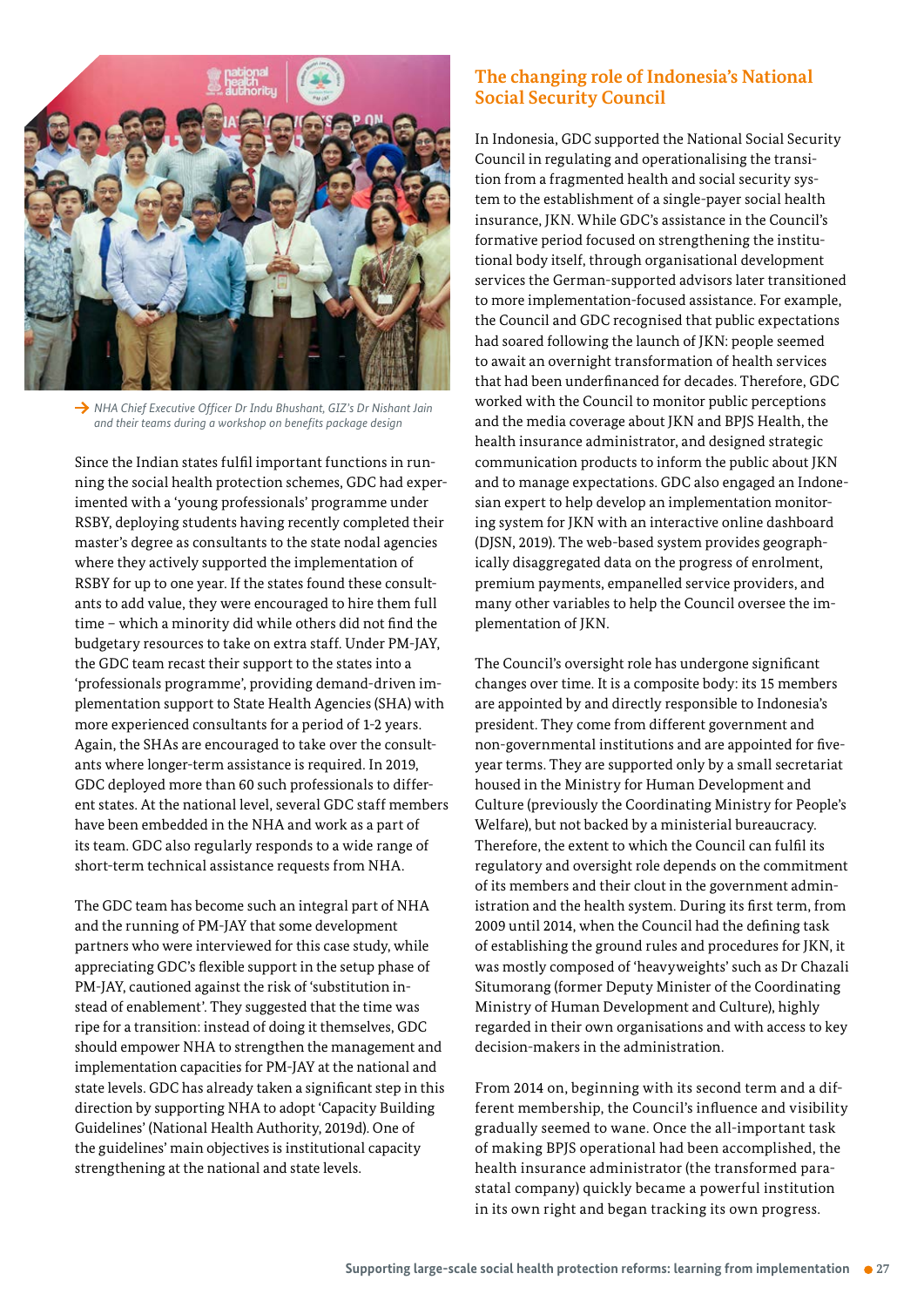→ *NHA Chief Executive Officer Dr Indu Bhushant, GIZ's Dr Nishant Jain and their teams during a workshop on benefits package design*

Since the Indian states fulfil important functions in running the social health protection schemes, GDC had experimented with a 'young professionals' programme under RSBY, deploying students having recently completed their master's degree as consultants to the state nodal agencies where they actively supported the implementation of RSBY for up to one year. If the states found these consultants to add value, they were encouraged to hire them full time – which a minority did while others did not find the budgetary resources to take on extra staff. Under PM-JAY, the GDC team recast their support to the states into a 'professionals programme', providing demand-driven implementation support to State Health Agencies (SHA) with more experienced consultants for a period of 1-2 years. Again, the SHAs are encouraged to take over the consultants where longer-term assistance is required. In 2019, GDC deployed more than 60 such professionals to different states. At the national level, several GDC staff members have been embedded in the NHA and work as a part of its team. GDC also regularly responds to a wide range of short-term technical assistance requests from NHA.

The GDC team has become such an integral part of NHA and the running of PM-JAY that some development partners who were interviewed for this case study, while appreciating GDC's flexible support in the setup phase of PM-JAY, cautioned against the risk of 'substitution instead of enablement'. They suggested that the time was ripe for a transition: instead of doing it themselves, GDC should empower NHA to strengthen the management and implementation capacities for PM-JAY at the national and state levels. GDC has already taken a significant step in this direction by supporting NHA to adopt 'Capacity Building Guidelines' (National Health Authority, 2019d). One of the guidelines' main objectives is institutional capacity strengthening at the national and state levels.

## The changing role of Indonesia's National Social Security Council

In Indonesia, GDC supported the National Social Security Council in regulating and operationalising the transition from a fragmented health and social security system to the establishment of a single-payer social health insurance, JKN. While GDC's assistance in the Council's formative period focused on strengthening the institutional body itself, through organisational development services the German-supported advisors later transitioned to more implementation-focused assistance. For example, the Council and GDC recognised that public expectations had soared following the launch of JKN: people seemed to await an overnight transformation of health services that had been underfinanced for decades. Therefore, GDC worked with the Council to monitor public perceptions and the media coverage about JKN and BPJS Health, the health insurance administrator, and designed strategic communication products to inform the public about JKN and to manage expectations. GDC also engaged an Indonesian expert to help develop an implementation monitoring system for JKN with an interactive online dashboard (DJSN, 2019). The web-based system provides geographically disaggregated data on the progress of enrolment, premium payments, empanelled service providers, and many other variables to help the Council oversee the implementation of JKN.

The Council's oversight role has undergone significant changes over time. It is a composite body: its 15 members are appointed by and directly responsible to Indonesia's president. They come from different government and non-governmental institutions and are appointed for five-year terms. They are supported only by a small secretariat housed in the Ministry for Human Development and Culture (previously the Coordinating Ministry for People's Welfare), but not backed by a ministerial bureaucracy. Therefore, the extent to which the Council can fulfil its regulatory and oversight role depends on the commitment of its members and their clout in the government administration and the health system. During its first term, from 2009 until 2014, when the Council had the defining task of establishing the ground rules and procedures for JKN, it was mostly composed of 'heavyweights' such as Dr Chazali Situmorang (former Deputy Minister of the Coordinating Ministry of Human Development and Culture), highly regarded in their own organisations and with access to key decision-makers in the administration.

From 2014 on, beginning with its second term and a different membership, the Council's influence and visibility gradually seemed to wane. Once the all-important task of making BPJS operational had been accomplished, the health insurance administrator (the transformed parastatal company) quickly became a powerful institution in its own right and began tracking its own progress.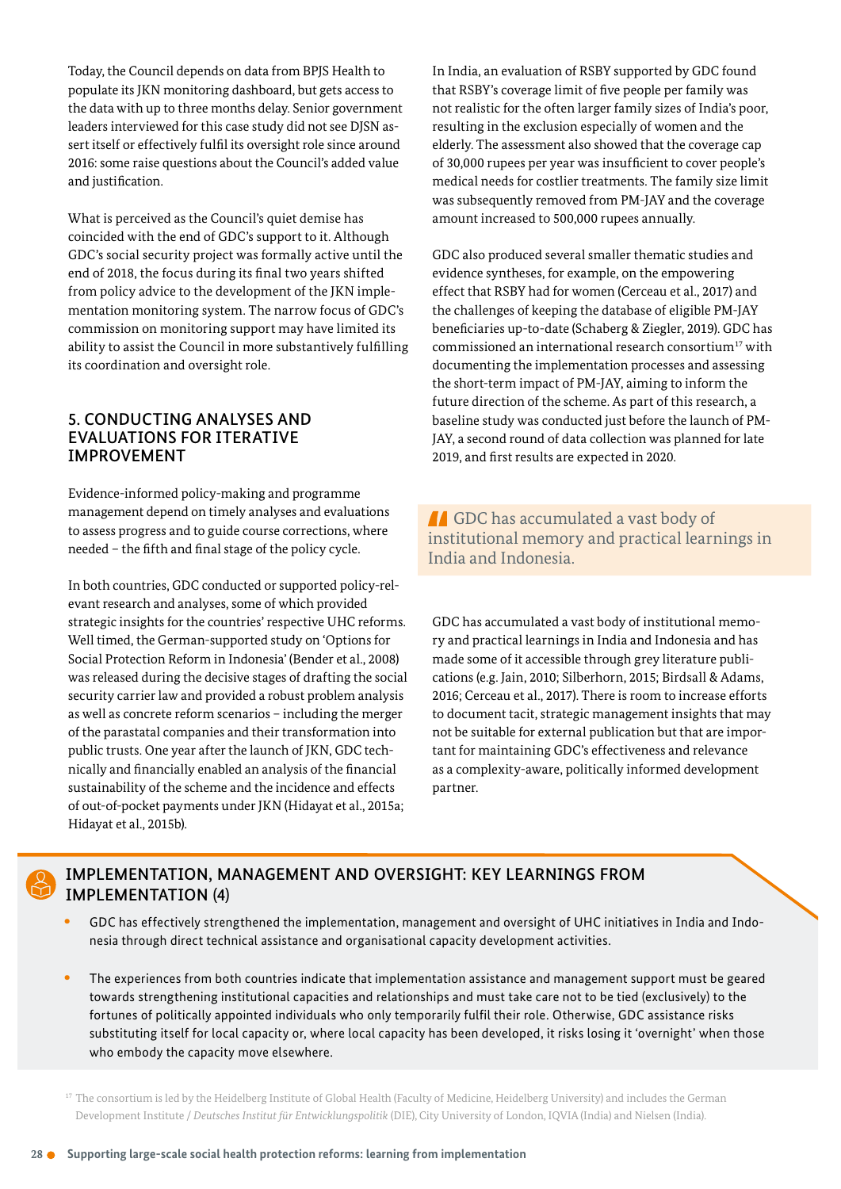Today, the Council depends on data from BPJS Health to populate its JKN monitoring dashboard, but gets access to the data with up to three months delay. Senior government leaders interviewed for this case study did not see DJSN assert itself or effectively fulfil its oversight role since around 2016: some raise questions about the Council's added value and justification.

What is perceived as the Council's quiet demise has coincided with the end of GDC's support to it. Although GDC's social security project was formally active until the end of 2018, the focus during its final two years shifted from policy advice to the development of the JKN implementation monitoring system. The narrow focus of GDC's commission on monitoring support may have limited its ability to assist the Council in more substantively fulfilling its coordination and oversight role.

## 5. CONDUCTING ANALYSES AND EVALUATIONS FOR ITERATIVE IMPROVEMENT

Evidence-informed policy-making and programme management depend on timely analyses and evaluations to assess progress and to guide course corrections, where needed – the fifth and final stage of the policy cycle.

In both countries, GDC conducted or supported policy-relevant research and analyses, some of which provided strategic insights for the countries' respective UHC reforms. Well timed, the German-supported study on 'Options for Social Protection Reform in Indonesia' (Bender et al., 2008) was released during the decisive stages of drafting the social security carrier law and provided a robust problem analysis as well as concrete reform scenarios – including the merger of the parastatal companies and their transformation into public trusts. One year after the launch of JKN, GDC technically and financially enabled an analysis of the financial sustainability of the scheme and the incidence and effects of out-of-pocket payments under JKN (Hidayat et al., 2015a; Hidayat et al., 2015b).

In India, an evaluation of RSBY supported by GDC found that RSBY's coverage limit of five people per family was not realistic for the often larger family sizes of India's poor, resulting in the exclusion especially of women and the elderly. The assessment also showed that the coverage cap of 30,000 rupees per year was insufficient to cover people's medical needs for costlier treatments. The family size limit was subsequently removed from PM-JAY and the coverage amount increased to 500,000 rupees annually.

GDC also produced several smaller thematic studies and evidence syntheses, for example, on the empowering effect that RSBY had for women (Cerceau et al., 2017) and the challenges of keeping the database of eligible PM-JAY beneficiaries up-to-date (Schaberg & Ziegler, 2019). GDC has commissioned an international research consortium[17] with documenting the implementation processes and assessing the short-term impact of PM-JAY, aiming to inform the future direction of the scheme. As part of this research, a baseline study was conducted just before the launch of PM-JAY, a second round of data collection was planned for late 2019, and first results are expected in 2020.

> GDC has accumulated a vast body of institutional memory and practical learnings in India and Indonesia.

GDC has accumulated a vast body of institutional memory and practical learnings in India and Indonesia and has made some of it accessible through grey literature publications (e.g. Jain, 2010; Silberhorn, 2015; Birdsall & Adams, 2016; Cerceau et al., 2017). There is room to increase efforts to document tacit, strategic management insights that may not be suitable for external publication but that are important for maintaining GDC's effectiveness and relevance as a complexity-aware, politically informed development partner.

### IMPLEMENTATION, MANAGEMENT AND OVERSIGHT: KEY LEARNINGS FROM IMPLEMENTATION (4)

- GDC has effectively strengthened the implementation, management and oversight of UHC initiatives in India and Indonesia through direct technical assistance and organisational capacity development activities.
- The experiences from both countries indicate that implementation assistance and management support must be geared towards strengthening institutional capacities and relationships and must take care not to be tied (exclusively) to the fortunes of politically appointed individuals who only temporarily fulfil their role. Otherwise, GDC assistance risks substituting itself for local capacity or, where local capacity has been developed, it risks losing it 'overnight' when those who embody the capacity move elsewhere.

[17] The consortium is led by the Heidelberg Institute of Global Health (Faculty of Medicine, Heidelberg University) and includes the German Development Institute / *Deutsches Institut für Entwicklungspolitik* (DIE), City University of London, IQVIA (India) and Nielsen (India).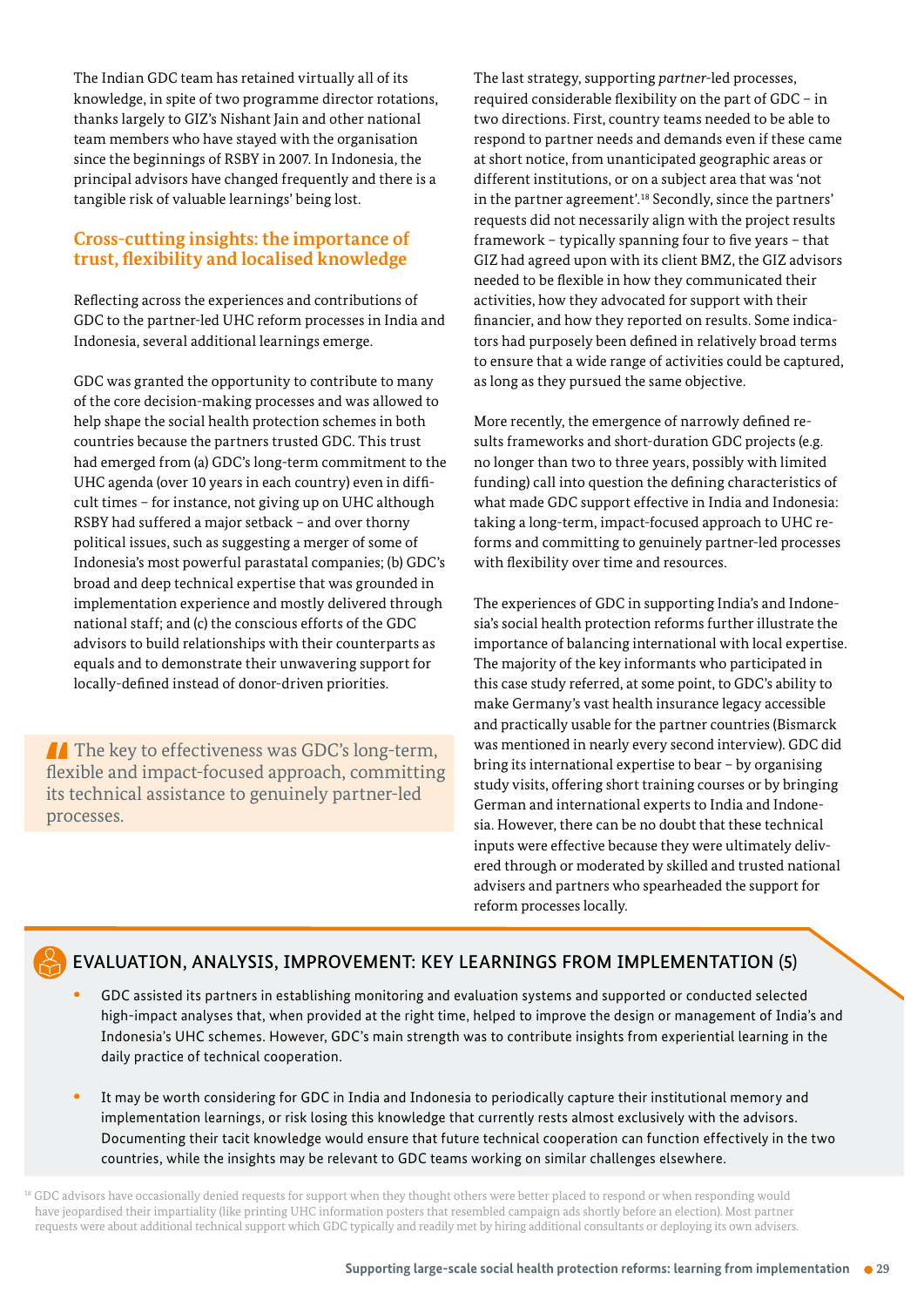The Indian GDC team has retained virtually all of its knowledge, in spite of two programme director rotations, thanks largely to GIZ's Nishant Jain and other national team members who have stayed with the organisation since the beginnings of RSBY in 2007. In Indonesia, the principal advisors have changed frequently and there is a tangible risk of valuable learnings' being lost.

### Cross-cutting insights: the importance of trust, flexibility and localised knowledge

Reflecting across the experiences and contributions of GDC to the partner-led UHC reform processes in India and Indonesia, several additional learnings emerge.

GDC was granted the opportunity to contribute to many of the core decision-making processes and was allowed to help shape the social health protection schemes in both countries because the partners trusted GDC. This trust had emerged from (a) GDC's long-term commitment to the UHC agenda (over 10 years in each country) even in difficult times – for instance, not giving up on UHC although RSBY had suffered a major setback – and over thorny political issues, such as suggesting a merger of some of Indonesia's most powerful parastatal companies; (b) GDC's broad and deep technical expertise that was grounded in implementation experience and mostly delivered through national staff; and (c) the conscious efforts of the GDC advisors to build relationships with their counterparts as equals and to demonstrate their unwavering support for locally-defined instead of donor-driven priorities.

> The key to effectiveness was GDC's long-term, flexible and impact-focused approach, committing its technical assistance to genuinely partner-led processes.

The last strategy, supporting *partner*-led processes, required considerable flexibility on the part of GDC – in two directions. First, country teams needed to be able to respond to partner needs and demands even if these came at short notice, from unanticipated geographic areas or different institutions, or on a subject area that was 'not in the partner agreement'.[18] Secondly, since the partners' requests did not necessarily align with the project results framework – typically spanning four to five years – that GIZ had agreed upon with its client BMZ, the GIZ advisors needed to be flexible in how they communicated their activities, how they advocated for support with their financier, and how they reported on results. Some indicators had purposely been defined in relatively broad terms to ensure that a wide range of activities could be captured, as long as they pursued the same objective.

More recently, the emergence of narrowly defined results frameworks and short-duration GDC projects (e.g. no longer than two to three years, possibly with limited funding) call into question the defining characteristics of what made GDC support effective in India and Indonesia: taking a long-term, impact-focused approach to UHC reforms and committing to genuinely partner-led processes with flexibility over time and resources.

The experiences of GDC in supporting India's and Indonesia's social health protection reforms further illustrate the importance of balancing international with local expertise. The majority of the key informants who participated in this case study referred, at some point, to GDC's ability to make Germany's vast health insurance legacy accessible and practically usable for the partner countries (Bismarck was mentioned in nearly every second interview). GDC did bring its international expertise to bear – by organising study visits, offering short training courses or by bringing German and international experts to India and Indonesia. However, there can be no doubt that these technical inputs were effective because they were ultimately delivered through or moderated by skilled and trusted national advisers and partners who spearheaded the support for reform processes locally.

### EVALUATION, ANALYSIS, IMPROVEMENT: KEY LEARNINGS FROM IMPLEMENTATION (5)

- GDC assisted its partners in establishing monitoring and evaluation systems and supported or conducted selected high-impact analyses that, when provided at the right time, helped to improve the design or management of India's and Indonesia's UHC schemes. However, GDC's main strength was to contribute insights from experiential learning in the daily practice of technical cooperation.
- It may be worth considering for GDC in India and Indonesia to periodically capture their institutional memory and implementation learnings, or risk losing this knowledge that currently rests almost exclusively with the advisors. Documenting their tacit knowledge would ensure that future technical cooperation can function effectively in the two countries, while the insights may be relevant to GDC teams working on similar challenges elsewhere.

[18] GDC advisors have occasionally denied requests for support when they thought others were better placed to respond or when responding would have jeopardised their impartiality (like printing UHC information posters that resembled campaign ads shortly before an election). Most partner requests were about additional technical support which GDC typically and readily met by hiring additional consultants or deploying its own advisers.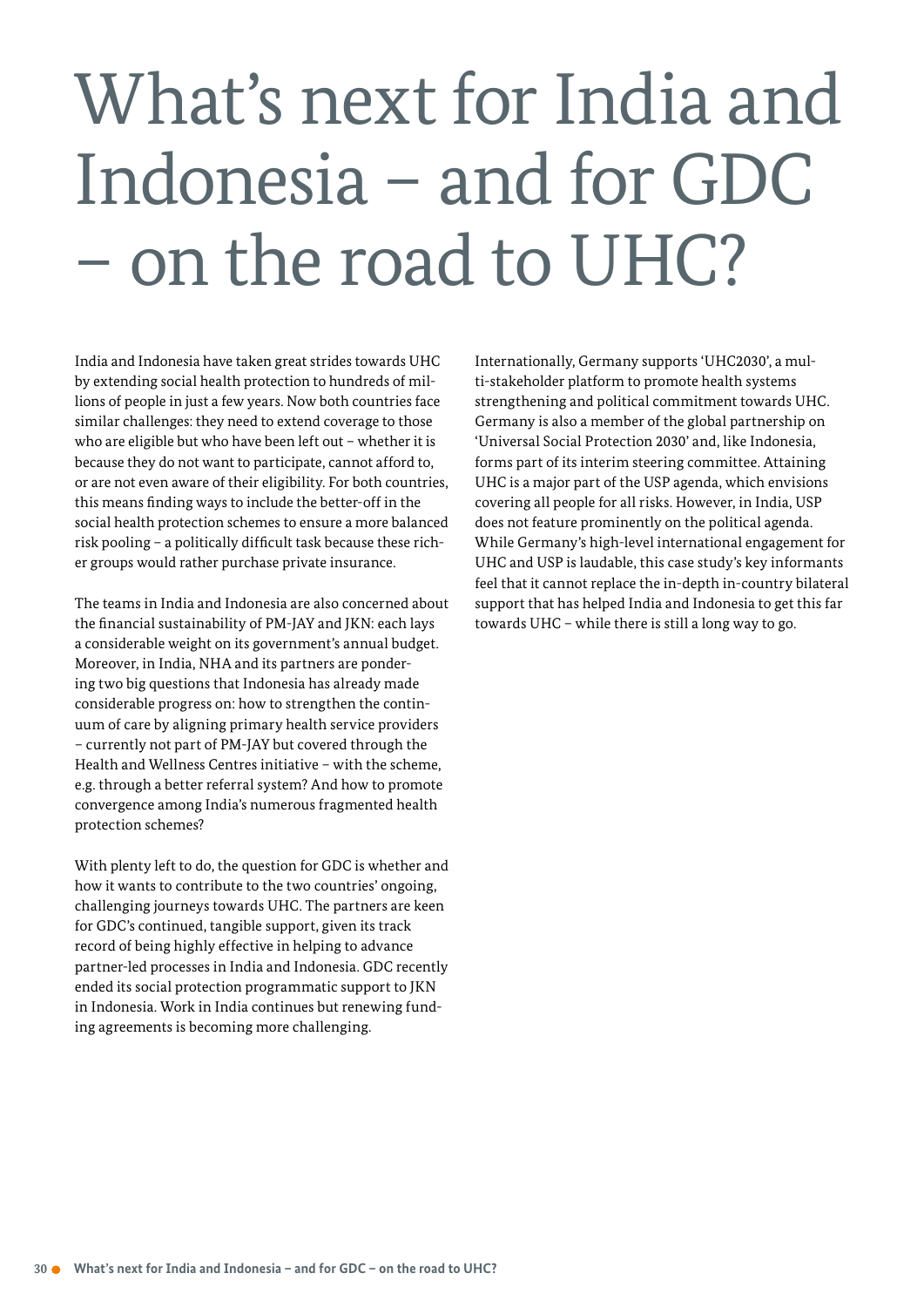# What's next for India and Indonesia – and for GDC – on the road to UHC?

India and Indonesia have taken great strides towards UHC by extending social health protection to hundreds of millions of people in just a few years. Now both countries face similar challenges: they need to extend coverage to those who are eligible but who have been left out – whether it is because they do not want to participate, cannot afford to, or are not even aware of their eligibility. For both countries, this means finding ways to include the better-off in the social health protection schemes to ensure a more balanced risk pooling – a politically difficult task because these richer groups would rather purchase private insurance.

The teams in India and Indonesia are also concerned about the financial sustainability of PM-JAY and JKN: each lays a considerable weight on its government's annual budget. Moreover, in India, NHA and its partners are pondering two big questions that Indonesia has already made considerable progress on: how to strengthen the continuum of care by aligning primary health service providers – currently not part of PM-JAY but covered through the Health and Wellness Centres initiative – with the scheme, e.g. through a better referral system? And how to promote convergence among India's numerous fragmented health protection schemes?

With plenty left to do, the question for GDC is whether and how it wants to contribute to the two countries' ongoing, challenging journeys towards UHC. The partners are keen for GDC's continued, tangible support, given its track record of being highly effective in helping to advance partner-led processes in India and Indonesia. GDC recently ended its social protection programmatic support to JKN in Indonesia. Work in India continues but renewing funding agreements is becoming more challenging.

Internationally, Germany supports 'UHC2030', a multi-stakeholder platform to promote health systems strengthening and political commitment towards UHC. Germany is also a member of the global partnership on 'Universal Social Protection 2030' and, like Indonesia, forms part of its interim steering committee. Attaining UHC is a major part of the USP agenda, which envisions covering all people for all risks. However, in India, USP does not feature prominently on the political agenda. While Germany's high-level international engagement for UHC and USP is laudable, this case study's key informants feel that it cannot replace the in-depth in-country bilateral support that has helped India and Indonesia to get this far towards UHC – while there is still a long way to go.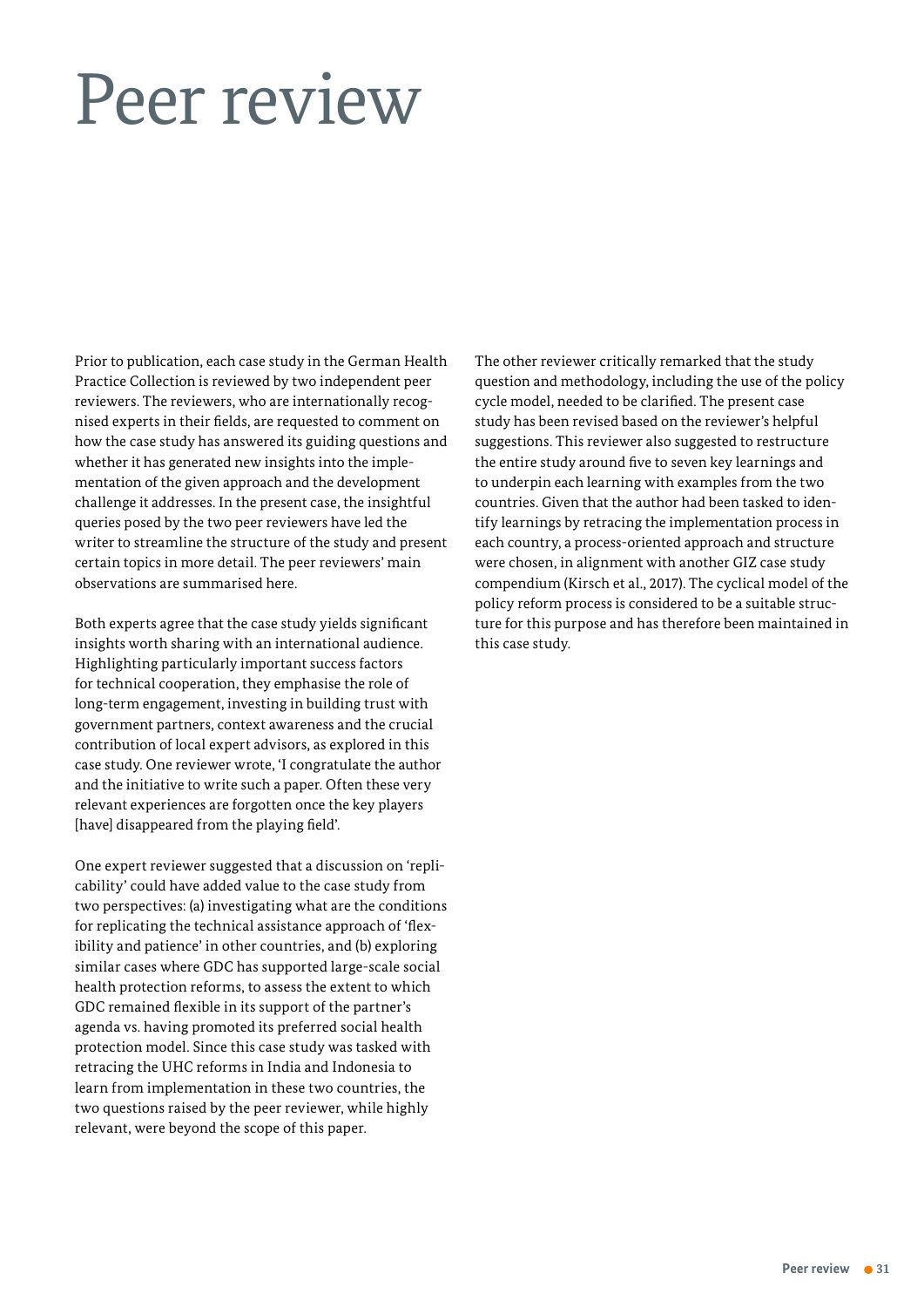# Peer review

Prior to publication, each case study in the German Health Practice Collection is reviewed by two independent peer reviewers. The reviewers, who are internationally recognised experts in their fields, are requested to comment on how the case study has answered its guiding questions and whether it has generated new insights into the implementation of the given approach and the development challenge it addresses. In the present case, the insightful queries posed by the two peer reviewers have led the writer to streamline the structure of the study and present certain topics in more detail. The peer reviewers' main observations are summarised here.

Both experts agree that the case study yields significant insights worth sharing with an international audience. Highlighting particularly important success factors for technical cooperation, they emphasise the role of long-term engagement, investing in building trust with government partners, context awareness and the crucial contribution of local expert advisors, as explored in this case study. One reviewer wrote, 'I congratulate the author and the initiative to write such a paper. Often these very relevant experiences are forgotten once the key players [have] disappeared from the playing field'.

One expert reviewer suggested that a discussion on 'replicability' could have added value to the case study from two perspectives: (a) investigating what are the conditions for replicating the technical assistance approach of 'flexibility and patience' in other countries, and (b) exploring similar cases where GDC has supported large-scale social health protection reforms, to assess the extent to which GDC remained flexible in its support of the partner's agenda vs. having promoted its preferred social health protection model. Since this case study was tasked with retracing the UHC reforms in India and Indonesia to learn from implementation in these two countries, the two questions raised by the peer reviewer, while highly relevant, were beyond the scope of this paper.

The other reviewer critically remarked that the study question and methodology, including the use of the policy cycle model, needed to be clarified. The present case study has been revised based on the reviewer's helpful suggestions. This reviewer also suggested to restructure the entire study around five to seven key learnings and to underpin each learning with examples from the two countries. Given that the author had been tasked to identify learnings by retracing the implementation process in each country, a process-oriented approach and structure were chosen, in alignment with another GIZ case study compendium (Kirsch et al., 2017). The cyclical model of the policy reform process is considered to be a suitable structure for this purpose and has therefore been maintained in this case study.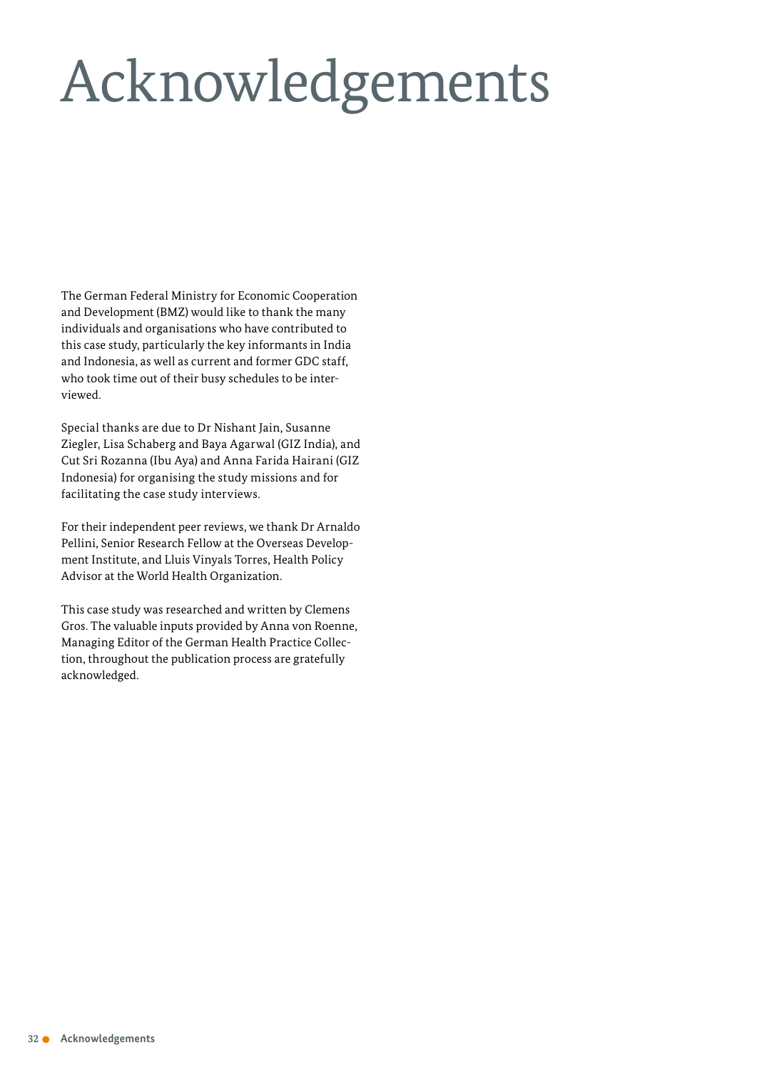# Acknowledgements

The German Federal Ministry for Economic Cooperation and Development (BMZ) would like to thank the many individuals and organisations who have contributed to this case study, particularly the key informants in India and Indonesia, as well as current and former GDC staff, who took time out of their busy schedules to be interviewed.

Special thanks are due to Dr Nishant Jain, Susanne Ziegler, Lisa Schaberg and Baya Agarwal (GIZ India), and Cut Sri Rozanna (Ibu Aya) and Anna Farida Hairani (GIZ Indonesia) for organising the study missions and for facilitating the case study interviews.

For their independent peer reviews, we thank Dr Arnaldo Pellini, Senior Research Fellow at the Overseas Development Institute, and Lluis Vinyals Torres, Health Policy Advisor at the World Health Organization.

This case study was researched and written by Clemens Gros. The valuable inputs provided by Anna von Roenne, Managing Editor of the German Health Practice Collection, throughout the publication process are gratefully acknowledged.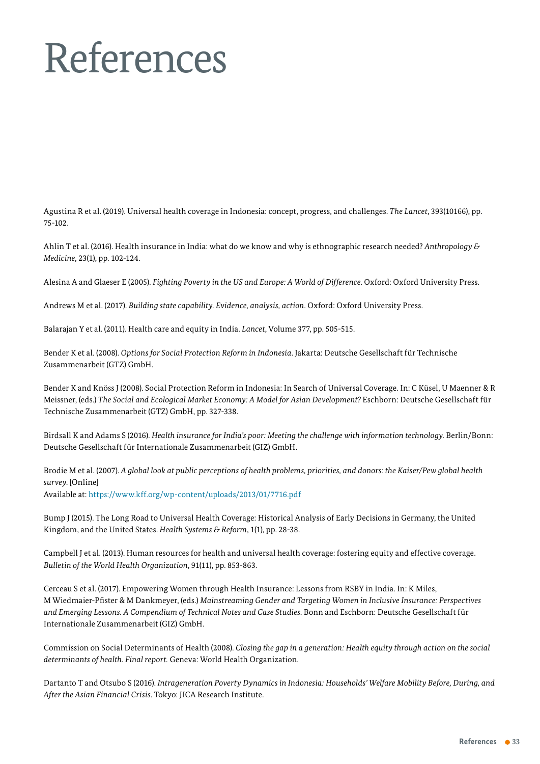# References

Agustina R et al. (2019). Universal health coverage in Indonesia: concept, progress, and challenges. *The Lancet*, 393(10166), pp. 75-102.

Ahlin T et al. (2016). Health insurance in India: what do we know and why is ethnographic research needed? *Anthropology & Medicine*, 23(1), pp. 102-124.

Alesina A and Glaeser E (2005). *Fighting Poverty in the US and Europe: A World of Difference*. Oxford: Oxford University Press.

Andrews M et al. (2017). *Building state capability. Evidence, analysis, action*. Oxford: Oxford University Press.

Balarajan Y et al. (2011). Health care and equity in India. *Lancet*, Volume 377, pp. 505-515.

Bender K et al. (2008). *Options for Social Protection Reform in Indonesia*. Jakarta: Deutsche Gesellschaft für Technische Zusammenarbeit (GTZ) GmbH.

Bender K and Knöss J (2008). Social Protection Reform in Indonesia: In Search of Universal Coverage. In: C Küsel, U Maenner & R Meissner, (eds.) *The Social and Ecological Market Economy: A Model for Asian Development?* Eschborn: Deutsche Gesellschaft für Technische Zusammenarbeit (GTZ) GmbH, pp. 327-338.

Birdsall K and Adams S (2016). *Health insurance for India's poor: Meeting the challenge with information technology*. Berlin/Bonn: Deutsche Gesellschaft für Internationale Zusammenarbeit (GIZ) GmbH.

Brodie M et al. (2007). *A global look at public perceptions of health problems, priorities, and donors: the Kaiser/Pew global health survey*. [Online]
Available at: https://www.kff.org/wp-content/uploads/2013/01/7716.pdf

Bump J (2015). The Long Road to Universal Health Coverage: Historical Analysis of Early Decisions in Germany, the United Kingdom, and the United States. *Health Systems & Reform*, 1(1), pp. 28-38.

Campbell J et al. (2013). Human resources for health and universal health coverage: fostering equity and effective coverage. *Bulletin of the World Health Organization*, 91(11), pp. 853-863.

Cerceau S et al. (2017). Empowering Women through Health Insurance: Lessons from RSBY in India. In: K Miles, M Wiedmaier-Pfister & M Dankmeyer, (eds.) *Mainstreaming Gender and Targeting Women in Inclusive Insurance: Perspectives and Emerging Lessons. A Compendium of Technical Notes and Case Studies*. Bonn and Eschborn: Deutsche Gesellschaft für Internationale Zusammenarbeit (GIZ) GmbH.

Commission on Social Determinants of Health (2008). *Closing the gap in a generation: Health equity through action on the social determinants of health. Final report.* Geneva: World Health Organization.

Dartanto T and Otsubo S (2016). *Intrageneration Poverty Dynamics in Indonesia: Households' Welfare Mobility Before, During, and After the Asian Financial Crisis*. Tokyo: JICA Research Institute.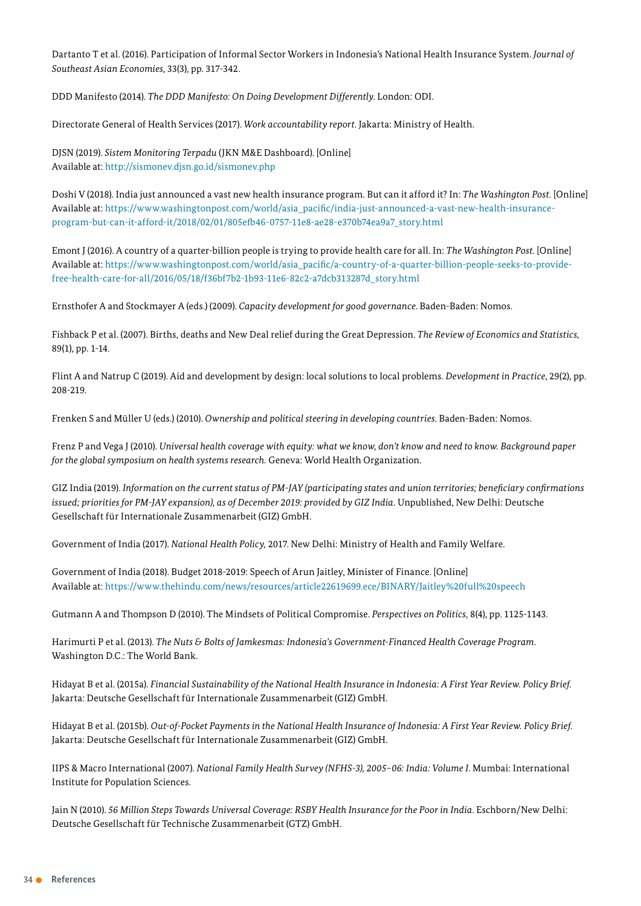Dartanto T et al. (2016). Participation of Informal Sector Workers in Indonesia's National Health Insurance System. *Journal of Southeast Asian Economies*, 33(3), pp. 317-342.

DDD Manifesto (2014). *The DDD Manifesto: On Doing Development Differently*. London: ODI.

Directorate General of Health Services (2017). *Work accountability report*. Jakarta: Ministry of Health.

DJSN (2019). *Sistem Monitoring Terpadu* (JKN M&E Dashboard). [Online]
Available at: http://sismonev.djsn.go.id/sismonev.php

Doshi V (2018). India just announced a vast new health insurance program. But can it afford it? In: *The Washington Post*. [Online]
Available at: https://www.washingtonpost.com/world/asia_pacific/india-just-announced-a-vast-new-health-insurance-program-but-can-it-afford-it/2018/02/01/805efb46-0757-11e8-ae28-e370b74ea9a7_story.html

Emont J (2016). A country of a quarter-billion people is trying to provide health care for all. In: *The Washington Post*. [Online]
Available at: https://www.washingtonpost.com/world/asia_pacific/a-country-of-a-quarter-billion-people-seeks-to-provide-free-health-care-for-all/2016/05/18/f36bf7b2-1b93-11e6-82c2-a7dcb313287d_story.html

Ernsthofer A and Stockmayer A (eds.) (2009). *Capacity development for good governance*. Baden-Baden: Nomos.

Fishback P et al. (2007). Births, deaths and New Deal relief during the Great Depression. *The Review of Economics and Statistics*, 89(1), pp. 1-14.

Flint A and Natrup C (2019). Aid and development by design: local solutions to local problems. *Development in Practice*, 29(2), pp. 208-219.

Frenken S and Müller U (eds.) (2010). *Ownership and political steering in developing countries*. Baden-Baden: Nomos.

Frenz P and Vega J (2010). *Universal health coverage with equity: what we know, don't know and need to know. Background paper for the global symposium on health systems research.* Geneva: World Health Organization.

GIZ India (2019). *Information on the current status of PM-JAY (participating states and union territories; beneficiary confirmations issued; priorities for PM-JAY expansion), as of December 2019: provided by GIZ India*. Unpublished, New Delhi: Deutsche Gesellschaft für Internationale Zusammenarbeit (GIZ) GmbH.

Government of India (2017). *National Health Policy,* 2017. New Delhi: Ministry of Health and Family Welfare.

Government of India (2018). Budget 2018-2019: Speech of Arun Jaitley, Minister of Finance. [Online]
Available at: https://www.thehindu.com/news/resources/article22619699.ece/BINARY/Jaitley%20full%20speech

Gutmann A and Thompson D (2010). The Mindsets of Political Compromise. *Perspectives on Politics*, 8(4), pp. 1125-1143.

Harimurti P et al. (2013). *The Nuts & Bolts of Jamkesmas: Indonesia's Government-Financed Health Coverage Program*. Washington D.C.: The World Bank.

Hidayat B et al. (2015a). *Financial Sustainability of the National Health Insurance in Indonesia: A First Year Review. Policy Brief.* Jakarta: Deutsche Gesellschaft für Internationale Zusammenarbeit (GIZ) GmbH.

Hidayat B et al. (2015b). *Out-of-Pocket Payments in the National Health Insurance of Indonesia: A First Year Review. Policy Brief.* Jakarta: Deutsche Gesellschaft für Internationale Zusammenarbeit (GIZ) GmbH.

IIPS & Macro International (2007). *National Family Health Survey (NFHS-3), 2005–06: India: Volume I*. Mumbai: International Institute for Population Sciences.

Jain N (2010). *56 Million Steps Towards Universal Coverage: RSBY Health Insurance for the Poor in India*. Eschborn/New Delhi: Deutsche Gesellschaft für Technische Zusammenarbeit (GTZ) GmbH.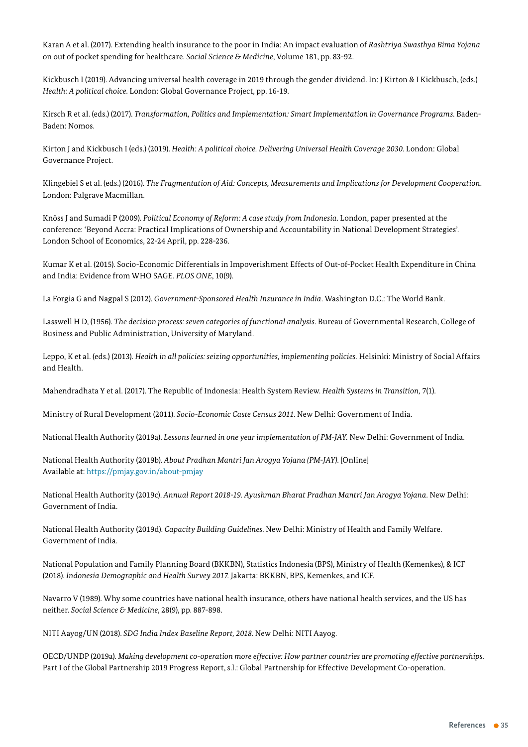Karan A et al. (2017). Extending health insurance to the poor in India: An impact evaluation of *Rashtriya Swasthya Bima Yojana* on out of pocket spending for healthcare. *Social Science & Medicine*, Volume 181, pp. 83-92.

Kickbusch I (2019). Advancing universal health coverage in 2019 through the gender dividend. In: J Kirton & I Kickbusch, (eds.) *Health: A political choice*. London: Global Governance Project, pp. 16-19.

Kirsch R et al. (eds.) (2017). *Transformation, Politics and Implementation: Smart Implementation in Governance Programs*. Baden-Baden: Nomos.

Kirton J and Kickbusch I (eds.) (2019). *Health: A political choice. Delivering Universal Health Coverage 2030*. London: Global Governance Project.

Klingebiel S et al. (eds.) (2016). *The Fragmentation of Aid: Concepts, Measurements and Implications for Development Cooperation*. London: Palgrave Macmillan.

Knöss J and Sumadi P (2009). *Political Economy of Reform: A case study from Indonesia*. London, paper presented at the conference: 'Beyond Accra: Practical Implications of Ownership and Accountability in National Development Strategies'. London School of Economics, 22-24 April, pp. 228-236.

Kumar K et al. (2015). Socio-Economic Differentials in Impoverishment Effects of Out-of-Pocket Health Expenditure in China and India: Evidence from WHO SAGE. *PLOS ONE*, 10(9).

La Forgia G and Nagpal S (2012). *Government-Sponsored Health Insurance in India*. Washington D.C.: The World Bank.

Lasswell H D, (1956). *The decision process: seven categories of functional analysis*. Bureau of Governmental Research, College of Business and Public Administration, University of Maryland.

Leppo, K et al. (eds.) (2013). *Health in all policies: seizing opportunities, implementing policies*. Helsinki: Ministry of Social Affairs and Health.

Mahendradhata Y et al. (2017). The Republic of Indonesia: Health System Review. *Health Systems in Transition*, 7(1).

Ministry of Rural Development (2011). *Socio-Economic Caste Census 2011*. New Delhi: Government of India.

National Health Authority (2019a). *Lessons learned in one year implementation of PM-JAY*. New Delhi: Government of India.

National Health Authority (2019b). *About Pradhan Mantri Jan Arogya Yojana (PM-JAY)*. [Online]
Available at: https://pmjay.gov.in/about-pmjay

National Health Authority (2019c). *Annual Report 2018-19. Ayushman Bharat Pradhan Mantri Jan Arogya Yojana*. New Delhi: Government of India.

National Health Authority (2019d). *Capacity Building Guidelines*. New Delhi: Ministry of Health and Family Welfare. Government of India.

National Population and Family Planning Board (BKKBN), Statistics Indonesia (BPS), Ministry of Health (Kemenkes), & ICF (2018). *Indonesia Demographic and Health Survey 2017*. Jakarta: BKKBN, BPS, Kemenkes, and ICF.

Navarro V (1989). Why some countries have national health insurance, others have national health services, and the US has neither. *Social Science & Medicine*, 28(9), pp. 887-898.

NITI Aayog/UN (2018). *SDG India Index Baseline Report, 2018*. New Delhi: NITI Aayog.

OECD/UNDP (2019a). *Making development co-operation more effective: How partner countries are promoting effective partnerships*. Part I of the Global Partnership 2019 Progress Report, s.l.: Global Partnership for Effective Development Co-operation.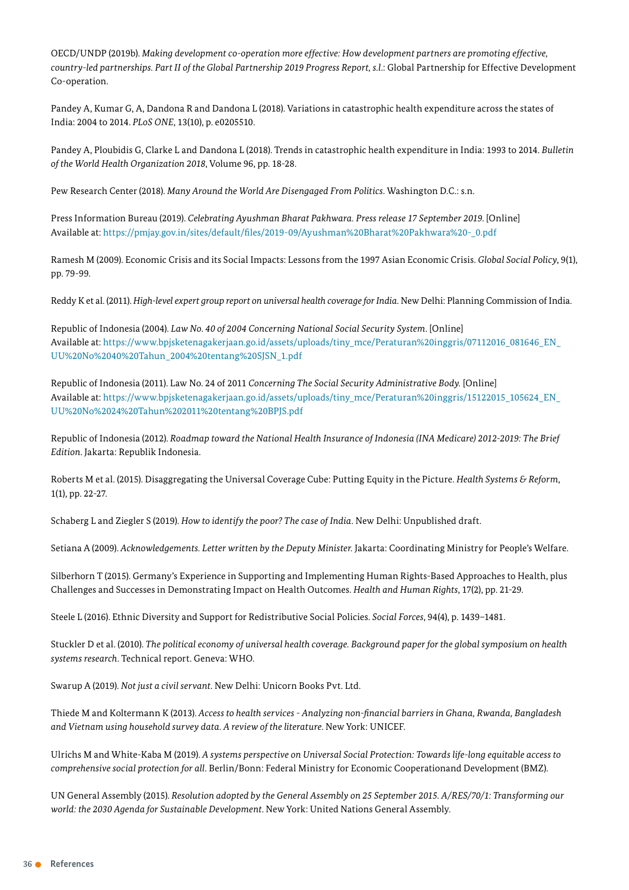OECD/UNDP (2019b). *Making development co-operation more effective: How development partners are promoting effective, country-led partnerships. Part II of the Global Partnership 2019 Progress Report, s.l.*: Global Partnership for Effective Development Co-operation.

Pandey A, Kumar G, A, Dandona R and Dandona L (2018). Variations in catastrophic health expenditure across the states of India: 2004 to 2014. *PLoS ONE*, 13(10), p. e0205510.

Pandey A, Ploubidis G, Clarke L and Dandona L (2018). Trends in catastrophic health expenditure in India: 1993 to 2014. *Bulletin of the World Health Organization 2018*, Volume 96, pp. 18-28.

Pew Research Center (2018). *Many Around the World Are Disengaged From Politics*. Washington D.C.: s.n.

Press Information Bureau (2019). *Celebrating Ayushman Bharat Pakhwara. Press release 17 September 2019.* [Online]
Available at: https://pmjay.gov.in/sites/default/files/2019-09/Ayushman%20Bharat%20Pakhwara%20-_0.pdf

Ramesh M (2009). Economic Crisis and its Social Impacts: Lessons from the 1997 Asian Economic Crisis. *Global Social Policy*, 9(1), pp. 79-99.

Reddy K et al. (2011). *High-level expert group report on universal health coverage for India*. New Delhi: Planning Commission of India.

Republic of Indonesia (2004). *Law No. 40 of 2004 Concerning National Social Security System*. [Online]
Available at: https://www.bpjsketenagakerjaan.go.id/assets/uploads/tiny_mce/Peraturan%20inggris/07112016_081646_EN_UU%20No%2040%20Tahun_2004%20tentang%20SJSN_1.pdf

Republic of Indonesia (2011). Law No. 24 of 2011 *Concerning The Social Security Administrative Body.* [Online]
Available at: https://www.bpjsketenagakerjaan.go.id/assets/uploads/tiny_mce/Peraturan%20inggris/15122015_105624_EN_UU%20No%2024%20Tahun%202011%20tentang%20BPJS.pdf

Republic of Indonesia (2012). *Roadmap toward the National Health Insurance of Indonesia (INA Medicare) 2012-2019: The Brief Edition*. Jakarta: Republik Indonesia.

Roberts M et al. (2015). Disaggregating the Universal Coverage Cube: Putting Equity in the Picture. *Health Systems & Reform*, 1(1), pp. 22-27.

Schaberg L and Ziegler S (2019). *How to identify the poor? The case of India*. New Delhi: Unpublished draft.

Setiana A (2009). *Acknowledgements. Letter written by the Deputy Minister.* Jakarta: Coordinating Ministry for People's Welfare.

Silberhorn T (2015). Germany's Experience in Supporting and Implementing Human Rights-Based Approaches to Health, plus Challenges and Successes in Demonstrating Impact on Health Outcomes. *Health and Human Rights*, 17(2), pp. 21-29.

Steele L (2016). Ethnic Diversity and Support for Redistributive Social Policies. *Social Forces*, 94(4), p. 1439–1481.

Stuckler D et al. (2010). *The political economy of universal health coverage. Background paper for the global symposium on health systems research*. Technical report. Geneva: WHO.

Swarup A (2019). *Not just a civil servant*. New Delhi: Unicorn Books Pvt. Ltd.

Thiede M and Koltermann K (2013). *Access to health services - Analyzing non-financial barriers in Ghana, Rwanda, Bangladesh and Vietnam using household survey data. A review of the literature*. New York: UNICEF.

Ulrichs M and White-Kaba M (2019). *A systems perspective on Universal Social Protection: Towards life-long equitable access to comprehensive social protection for all*. Berlin/Bonn: Federal Ministry for Economic Cooperationand Development (BMZ).

UN General Assembly (2015). *Resolution adopted by the General Assembly on 25 September 2015. A/RES/70/1: Transforming our world: the 2030 Agenda for Sustainable Development*. New York: United Nations General Assembly.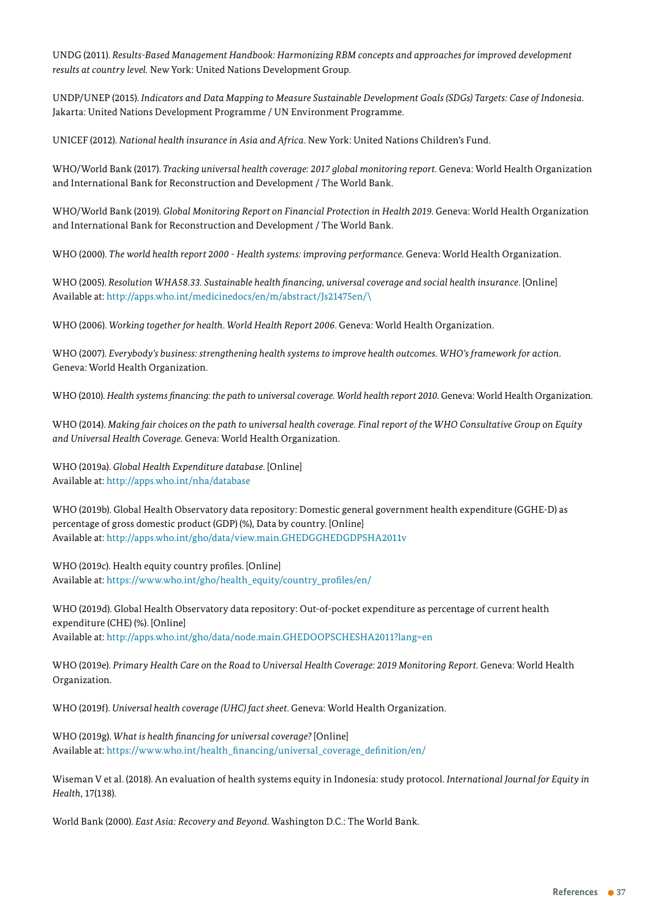UNDG (2011). *Results-Based Management Handbook: Harmonizing RBM concepts and approaches for improved development results at country level.* New York: United Nations Development Group.

UNDP/UNEP (2015). *Indicators and Data Mapping to Measure Sustainable Development Goals (SDGs) Targets: Case of Indonesia.* Jakarta: United Nations Development Programme / UN Environment Programme.

UNICEF (2012). *National health insurance in Asia and Africa.* New York: United Nations Children's Fund.

WHO/World Bank (2017). *Tracking universal health coverage: 2017 global monitoring report.* Geneva: World Health Organization and International Bank for Reconstruction and Development / The World Bank.

WHO/World Bank (2019). *Global Monitoring Report on Financial Protection in Health 2019.* Geneva: World Health Organization and International Bank for Reconstruction and Development / The World Bank.

WHO (2000). *The world health report 2000 - Health systems: improving performance.* Geneva: World Health Organization.

WHO (2005). *Resolution WHA58.33. Sustainable health financing, universal coverage and social health insurance.* [Online] Available at: http://apps.who.int/medicinedocs/en/m/abstract/Js21475en/\

WHO (2006). *Working together for health. World Health Report 2006.* Geneva: World Health Organization.

WHO (2007). *Everybody's business: strengthening health systems to improve health outcomes. WHO's framework for action.* Geneva: World Health Organization.

WHO (2010). *Health systems financing: the path to universal coverage. World health report 2010.* Geneva: World Health Organization.

WHO (2014). *Making fair choices on the path to universal health coverage. Final report of the WHO Consultative Group on Equity and Universal Health Coverage.* Geneva: World Health Organization.

WHO (2019a). *Global Health Expenditure database.* [Online] Available at: http://apps.who.int/nha/database

WHO (2019b). Global Health Observatory data repository: Domestic general government health expenditure (GGHE-D) as percentage of gross domestic product (GDP) (%), Data by country. [Online] Available at: http://apps.who.int/gho/data/view.main.GHEDGGHEDGDPSHA2011v

WHO (2019c). Health equity country profiles. [Online] Available at: https://www.who.int/gho/health_equity/country_profiles/en/

WHO (2019d). Global Health Observatory data repository: Out-of-pocket expenditure as percentage of current health expenditure (CHE) (%). [Online] Available at: http://apps.who.int/gho/data/node.main.GHEDOOPSCHESHA2011?lang=en

WHO (2019e). *Primary Health Care on the Road to Universal Health Coverage: 2019 Monitoring Report.* Geneva: World Health Organization.

WHO (2019f). *Universal health coverage (UHC) fact sheet.* Geneva: World Health Organization.

WHO (2019g). *What is health financing for universal coverage?* [Online] Available at: https://www.who.int/health_financing/universal_coverage_definition/en/

Wiseman V et al. (2018). An evaluation of health systems equity in Indonesia: study protocol. *International Journal for Equity in Health*, 17(138).

World Bank (2000). *East Asia: Recovery and Beyond.* Washington D.C.: The World Bank.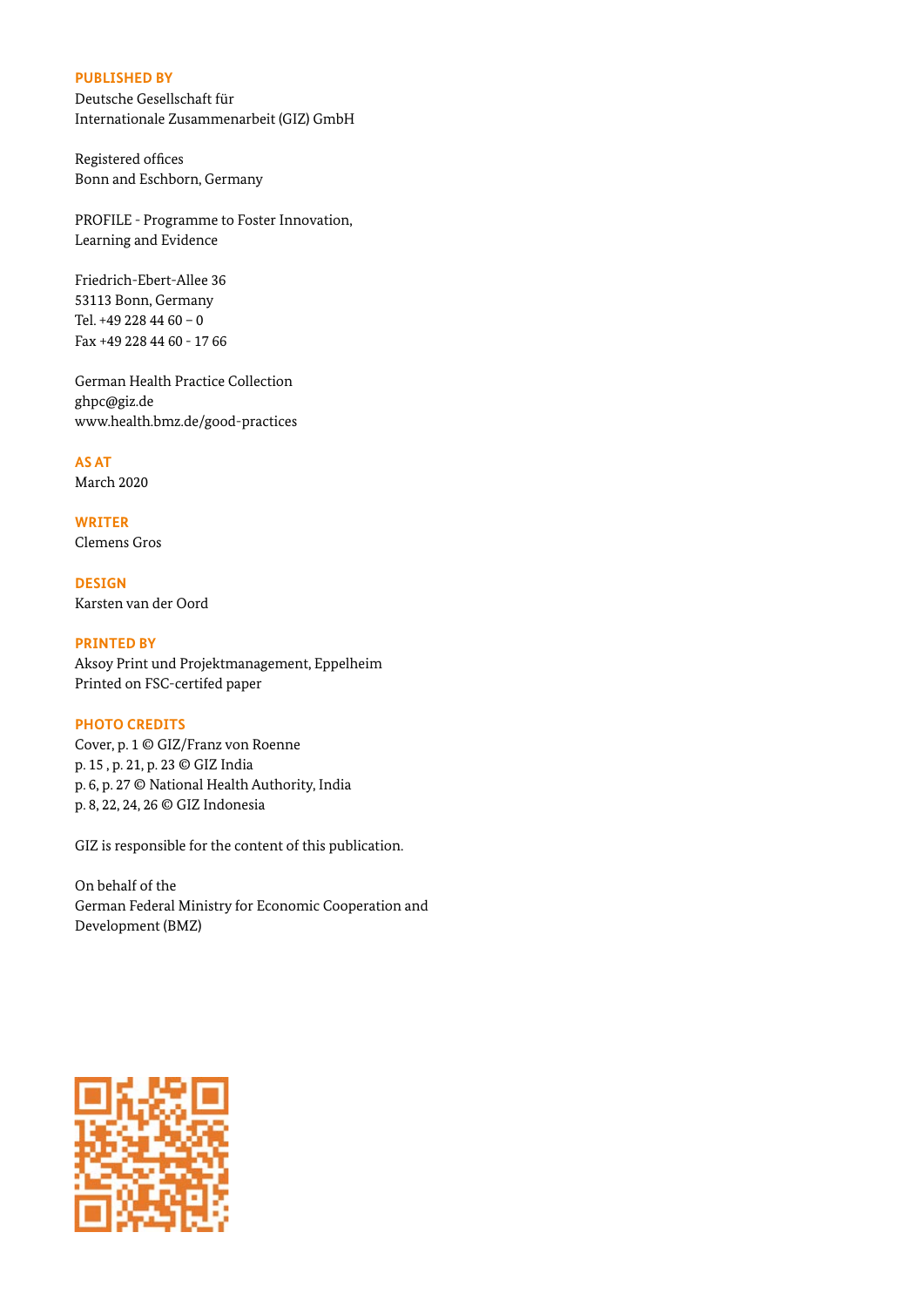**PUBLISHED BY**
Deutsche Gesellschaft für
Internationale Zusammenarbeit (GIZ) GmbH

Registered offices
Bonn and Eschborn, Germany

PROFILE - Programme to Foster Innovation,
Learning and Evidence

Friedrich-Ebert-Allee 36
53113 Bonn, Germany
Tel. +49 228 44 60 – 0
Fax +49 228 44 60 - 17 66

German Health Practice Collection
ghpc@giz.de
www.health.bmz.de/good-practices

**AS AT**
March 2020

**WRITER**
Clemens Gros

**DESIGN**
Karsten van der Oord

**PRINTED BY**
Aksoy Print und Projektmanagement, Eppelheim
Printed on FSC-certifed paper

**PHOTO CREDITS**
Cover, p. 1 © GIZ/Franz von Roenne
p. 15 , p. 21, p. 23 © GIZ India
p. 6, p. 27 © National Health Authority, India
p. 8, 22, 24, 26 © GIZ Indonesia

GIZ is responsible for the content of this publication.

On behalf of the
German Federal Ministry for Economic Cooperation and
Development (BMZ)